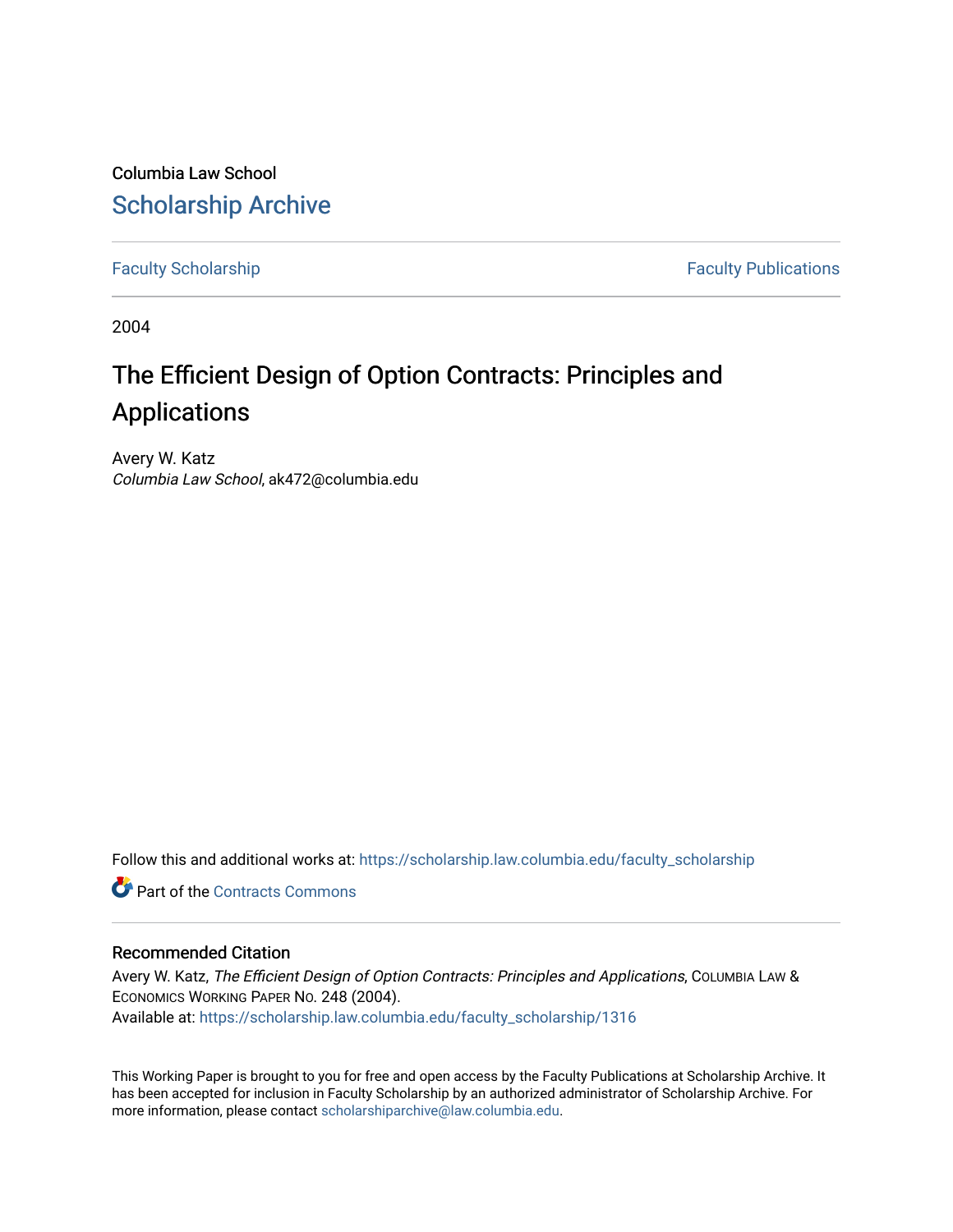Columbia Law School

# Scholarship Archive

Faculty Scholarship | Faculty Publications

2004

# The Efficient Design of Option Contracts: Principles and Applications

Avery W. Katz
*Columbia Law School*, ak472@columbia.edu

Follow this and additional works at: https://scholarship.law.columbia.edu/faculty_scholarship

Part of the Contracts Commons

## Recommended Citation

Avery W. Katz, *The Efficient Design of Option Contracts: Principles and Applications*, Columbia Law & Economics Working Paper No. 248 (2004).
Available at: https://scholarship.law.columbia.edu/faculty_scholarship/1316

This Working Paper is brought to you for free and open access by the Faculty Publications at Scholarship Archive. It has been accepted for inclusion in Faculty Scholarship by an authorized administrator of Scholarship Archive. For more information, please contact scholarshiparchive@law.columbia.edu.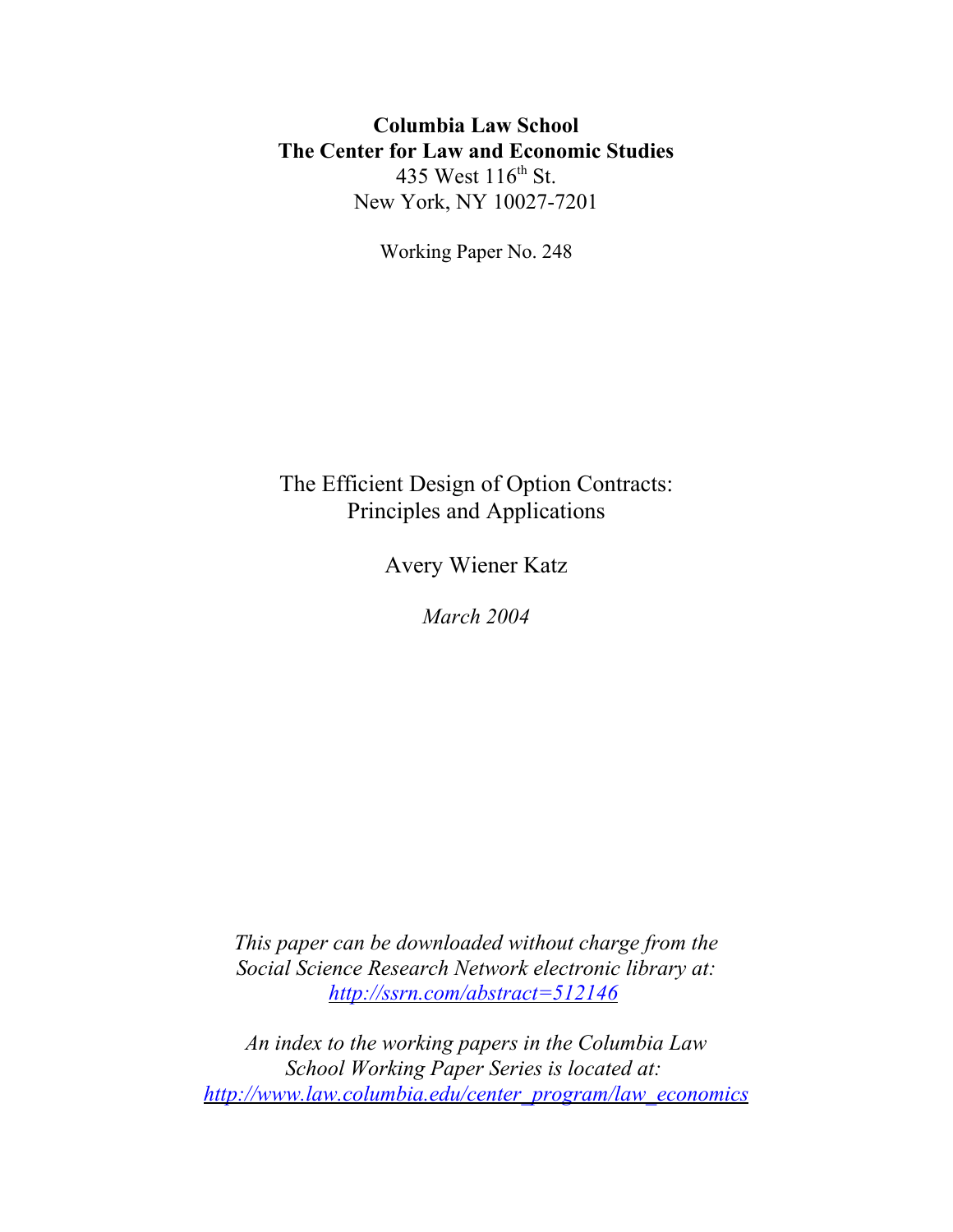**Columbia Law School**
**The Center for Law and Economic Studies**
435 West 116th St.
New York, NY 10027-7201

Working Paper No. 248

The Efficient Design of Option Contracts:
Principles and Applications

Avery Wiener Katz

*March 2004*

*This paper can be downloaded without charge from the Social Science Research Network electronic library at:* *http://ssrn.com/abstract=512146*

*An index to the working papers in the Columbia Law School Working Paper Series is located at:* *http://www.law.columbia.edu/center_program/law_economics*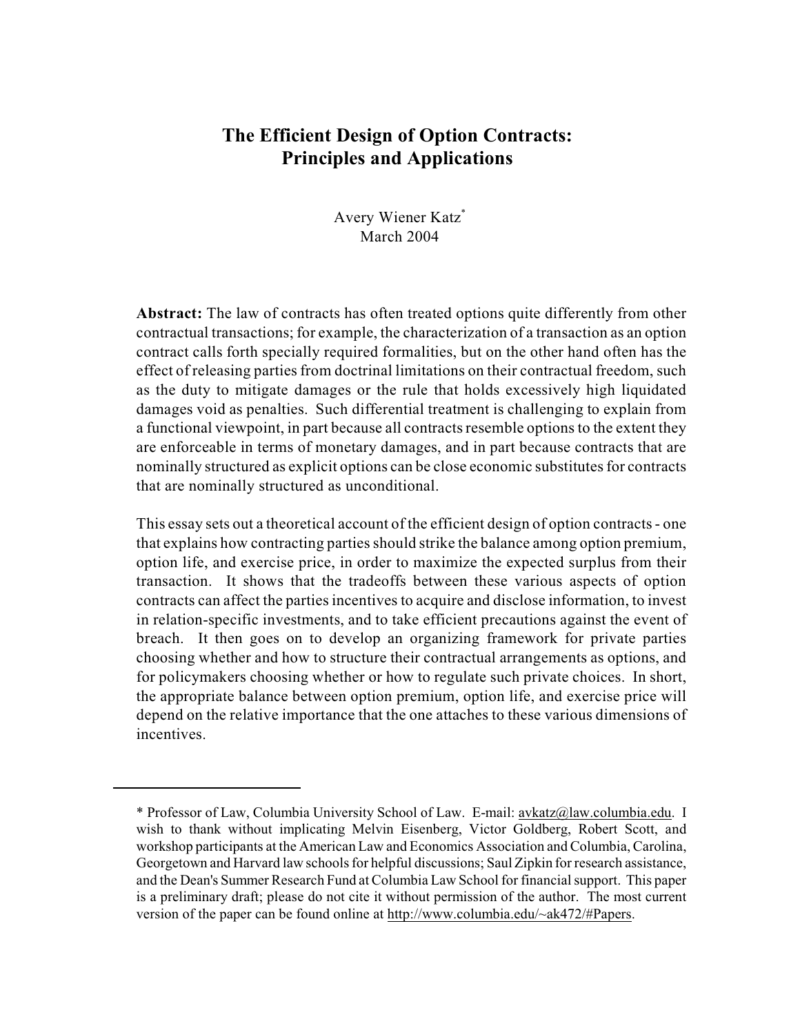# The Efficient Design of Option Contracts: Principles and Applications

Avery Wiener Katz*

March 2004

**Abstract:** The law of contracts has often treated options quite differently from other contractual transactions; for example, the characterization of a transaction as an option contract calls forth specially required formalities, but on the other hand often has the effect of releasing parties from doctrinal limitations on their contractual freedom, such as the duty to mitigate damages or the rule that holds excessively high liquidated damages void as penalties. Such differential treatment is challenging to explain from a functional viewpoint, in part because all contracts resemble options to the extent they are enforceable in terms of monetary damages, and in part because contracts that are nominally structured as explicit options can be close economic substitutes for contracts that are nominally structured as unconditional.

This essay sets out a theoretical account of the efficient design of option contracts - one that explains how contracting parties should strike the balance among option premium, option life, and exercise price, in order to maximize the expected surplus from their transaction. It shows that the tradeoffs between these various aspects of option contracts can affect the parties incentives to acquire and disclose information, to invest in relation-specific investments, and to take efficient precautions against the event of breach. It then goes on to develop an organizing framework for private parties choosing whether and how to structure their contractual arrangements as options, and for policymakers choosing whether or how to regulate such private choices. In short, the appropriate balance between option premium, option life, and exercise price will depend on the relative importance that the one attaches to these various dimensions of incentives.

---

\* Professor of Law, Columbia University School of Law. E-mail: avkatz@law.columbia.edu. I wish to thank without implicating Melvin Eisenberg, Victor Goldberg, Robert Scott, and workshop participants at the American Law and Economics Association and Columbia, Carolina, Georgetown and Harvard law schools for helpful discussions; Saul Zipkin for research assistance, and the Dean's Summer Research Fund at Columbia Law School for financial support. This paper is a preliminary draft; please do not cite it without permission of the author. The most current version of the paper can be found online at http://www.columbia.edu/~ak472/#Papers.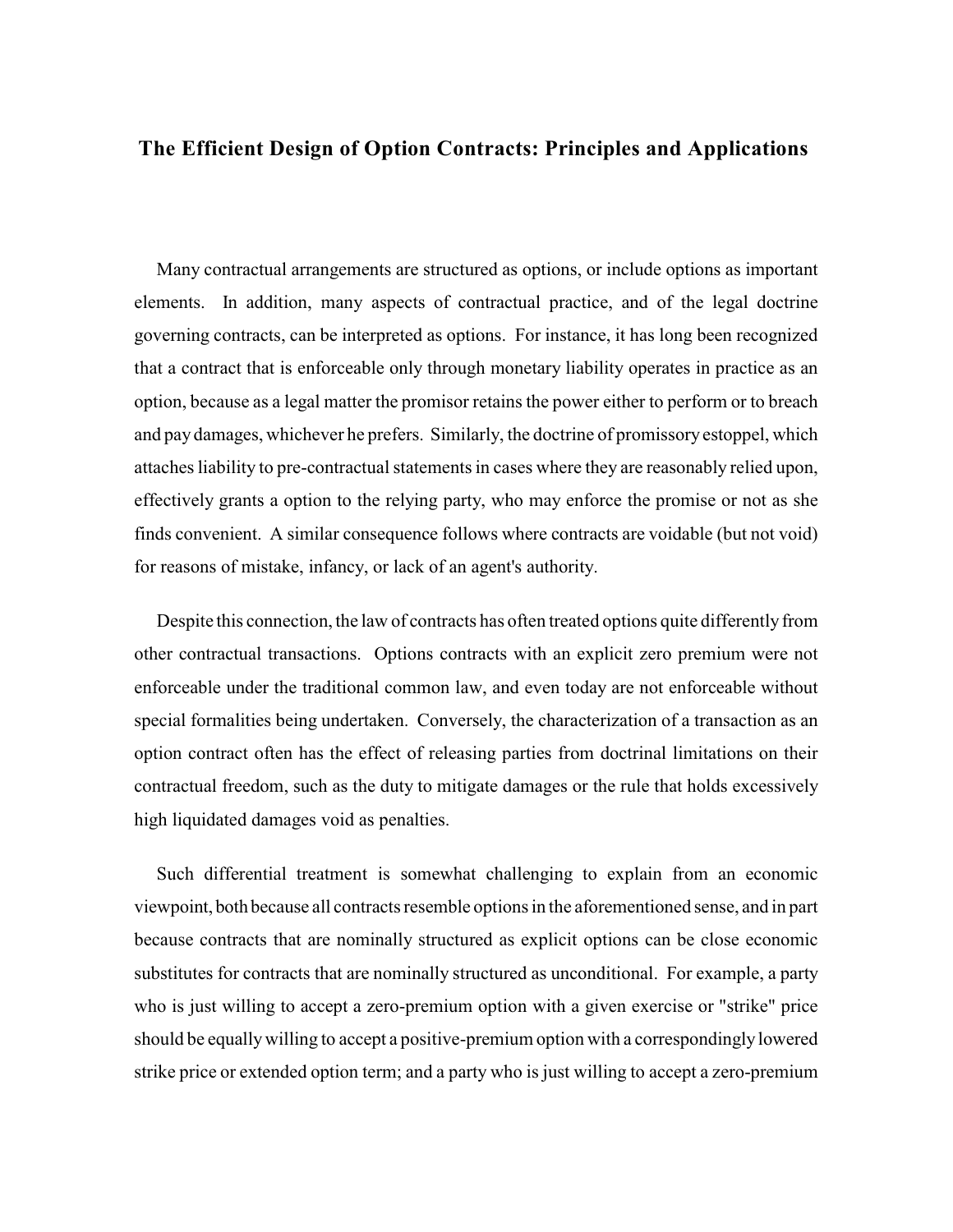## The Efficient Design of Option Contracts: Principles and Applications

Many contractual arrangements are structured as options, or include options as important elements. In addition, many aspects of contractual practice, and of the legal doctrine governing contracts, can be interpreted as options. For instance, it has long been recognized that a contract that is enforceable only through monetary liability operates in practice as an option, because as a legal matter the promisor retains the power either to perform or to breach and pay damages, whichever he prefers. Similarly, the doctrine of promissory estoppel, which attaches liability to pre-contractual statements in cases where they are reasonably relied upon, effectively grants a option to the relying party, who may enforce the promise or not as she finds convenient. A similar consequence follows where contracts are voidable (but not void) for reasons of mistake, infancy, or lack of an agent's authority.

Despite this connection, the law of contracts has often treated options quite differently from other contractual transactions. Options contracts with an explicit zero premium were not enforceable under the traditional common law, and even today are not enforceable without special formalities being undertaken. Conversely, the characterization of a transaction as an option contract often has the effect of releasing parties from doctrinal limitations on their contractual freedom, such as the duty to mitigate damages or the rule that holds excessively high liquidated damages void as penalties.

Such differential treatment is somewhat challenging to explain from an economic viewpoint, both because all contracts resemble options in the aforementioned sense, and in part because contracts that are nominally structured as explicit options can be close economic substitutes for contracts that are nominally structured as unconditional. For example, a party who is just willing to accept a zero-premium option with a given exercise or "strike" price should be equally willing to accept a positive-premium option with a correspondingly lowered strike price or extended option term; and a party who is just willing to accept a zero-premium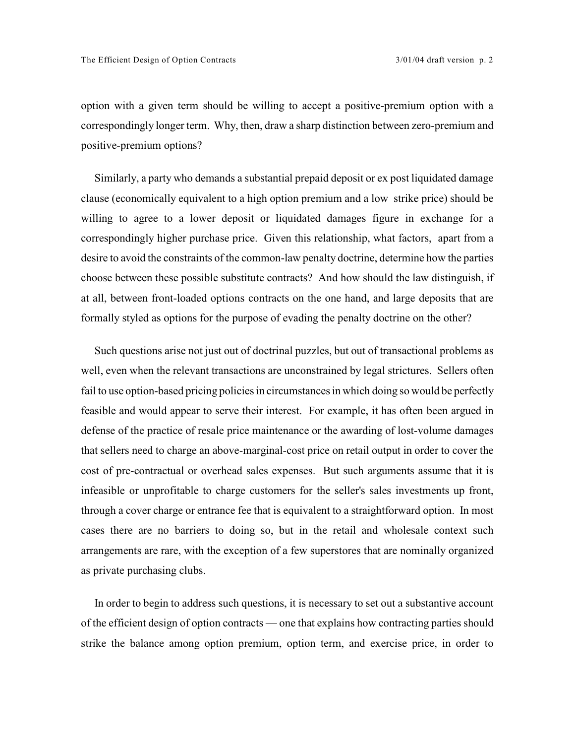option with a given term should be willing to accept a positive-premium option with a correspondingly longer term. Why, then, draw a sharp distinction between zero-premium and positive-premium options?

Similarly, a party who demands a substantial prepaid deposit or ex post liquidated damage clause (economically equivalent to a high option premium and a low strike price) should be willing to agree to a lower deposit or liquidated damages figure in exchange for a correspondingly higher purchase price. Given this relationship, what factors, apart from a desire to avoid the constraints of the common-law penalty doctrine, determine how the parties choose between these possible substitute contracts? And how should the law distinguish, if at all, between front-loaded options contracts on the one hand, and large deposits that are formally styled as options for the purpose of evading the penalty doctrine on the other?

Such questions arise not just out of doctrinal puzzles, but out of transactional problems as well, even when the relevant transactions are unconstrained by legal strictures. Sellers often fail to use option-based pricing policies in circumstances in which doing so would be perfectly feasible and would appear to serve their interest. For example, it has often been argued in defense of the practice of resale price maintenance or the awarding of lost-volume damages that sellers need to charge an above-marginal-cost price on retail output in order to cover the cost of pre-contractual or overhead sales expenses. But such arguments assume that it is infeasible or unprofitable to charge customers for the seller's sales investments up front, through a cover charge or entrance fee that is equivalent to a straightforward option. In most cases there are no barriers to doing so, but in the retail and wholesale context such arrangements are rare, with the exception of a few superstores that are nominally organized as private purchasing clubs.

In order to begin to address such questions, it is necessary to set out a substantive account of the efficient design of option contracts — one that explains how contracting parties should strike the balance among option premium, option term, and exercise price, in order to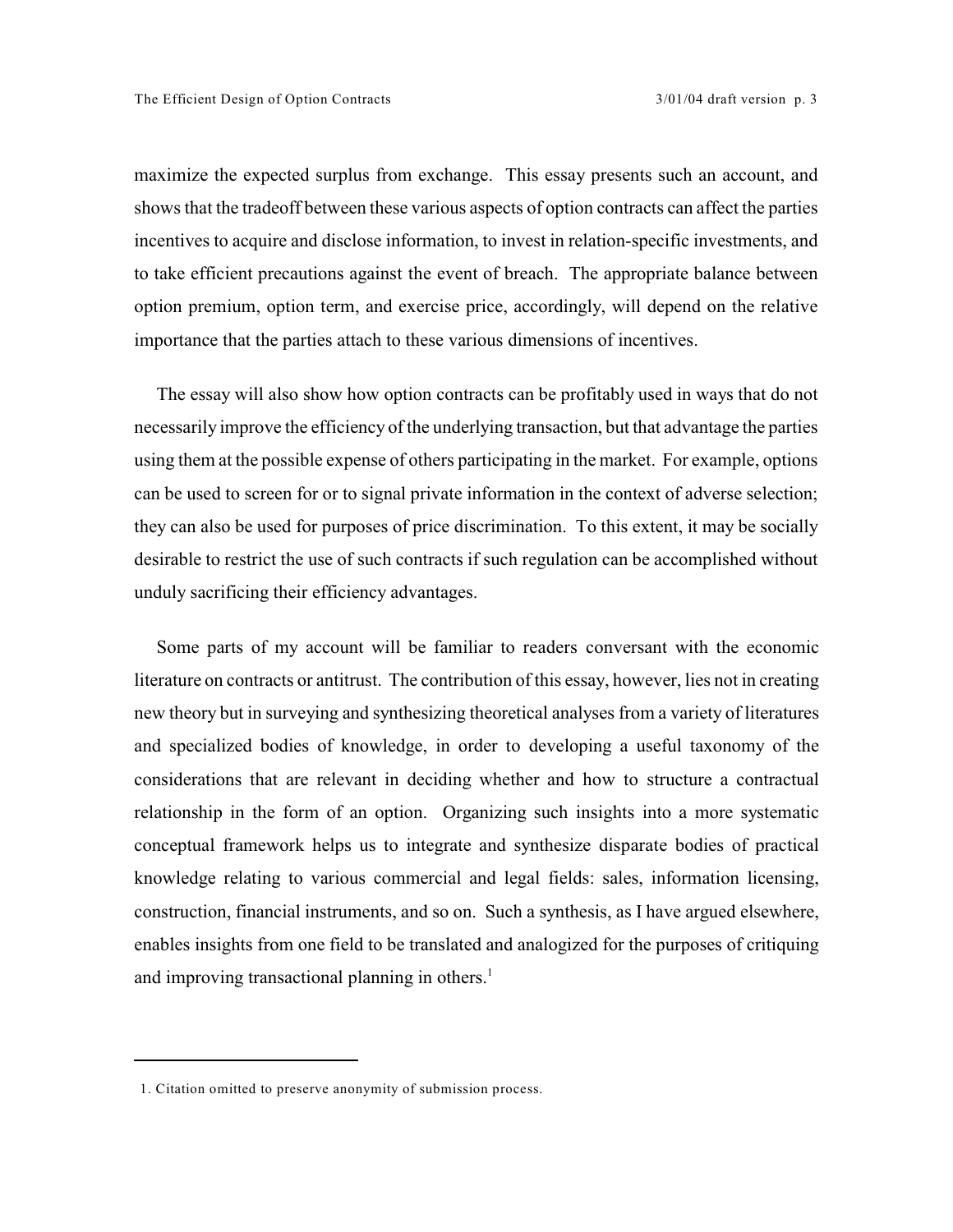maximize the expected surplus from exchange. This essay presents such an account, and shows that the tradeoff between these various aspects of option contracts can affect the parties incentives to acquire and disclose information, to invest in relation-specific investments, and to take efficient precautions against the event of breach. The appropriate balance between option premium, option term, and exercise price, accordingly, will depend on the relative importance that the parties attach to these various dimensions of incentives.

The essay will also show how option contracts can be profitably used in ways that do not necessarily improve the efficiency of the underlying transaction, but that advantage the parties using them at the possible expense of others participating in the market. For example, options can be used to screen for or to signal private information in the context of adverse selection; they can also be used for purposes of price discrimination. To this extent, it may be socially desirable to restrict the use of such contracts if such regulation can be accomplished without unduly sacrificing their efficiency advantages.

Some parts of my account will be familiar to readers conversant with the economic literature on contracts or antitrust. The contribution of this essay, however, lies not in creating new theory but in surveying and synthesizing theoretical analyses from a variety of literatures and specialized bodies of knowledge, in order to developing a useful taxonomy of the considerations that are relevant in deciding whether and how to structure a contractual relationship in the form of an option. Organizing such insights into a more systematic conceptual framework helps us to integrate and synthesize disparate bodies of practical knowledge relating to various commercial and legal fields: sales, information licensing, construction, financial instruments, and so on. Such a synthesis, as I have argued elsewhere, enables insights from one field to be translated and analogized for the purposes of critiquing and improving transactional planning in others.[1]

---

1. Citation omitted to preserve anonymity of submission process.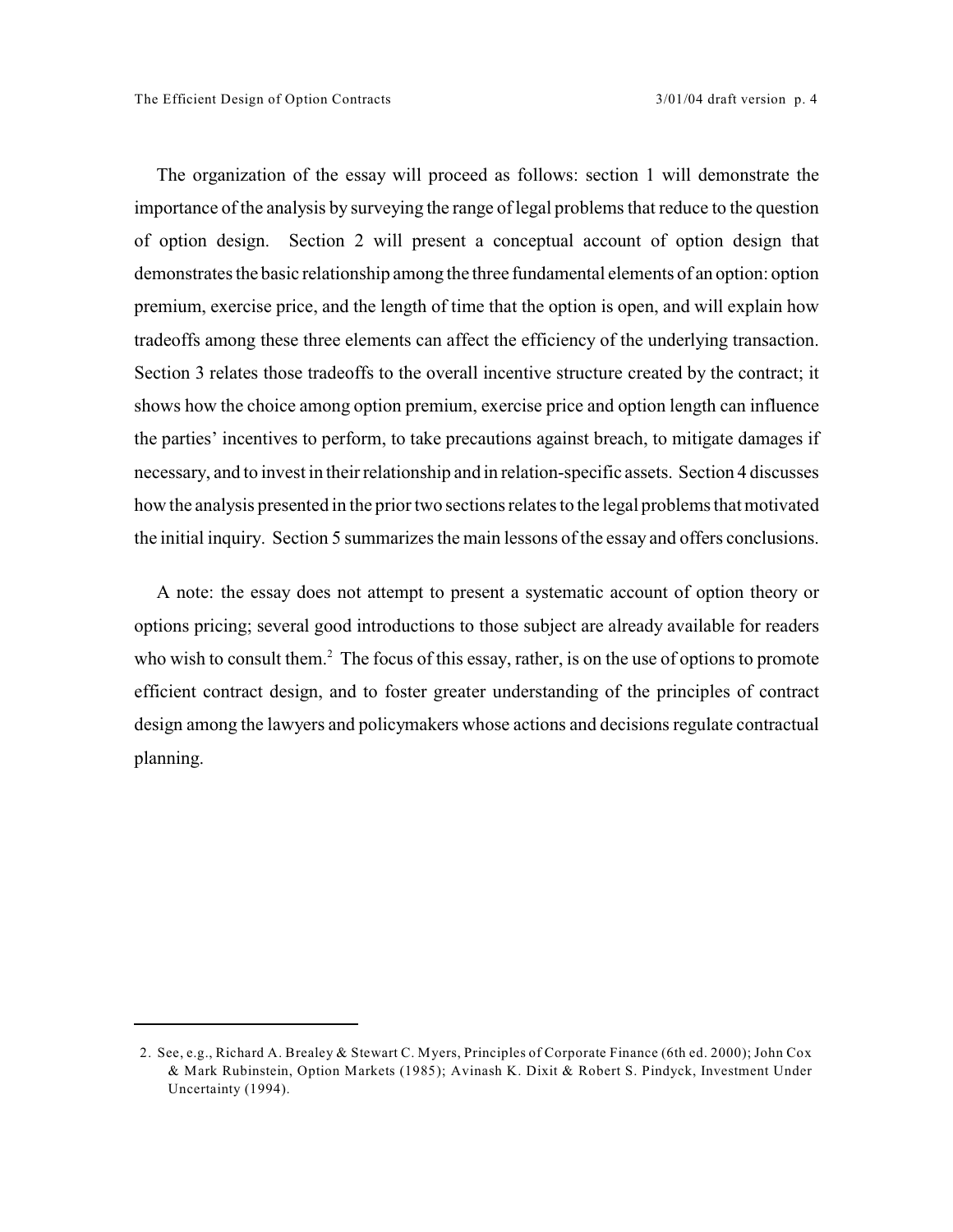The organization of the essay will proceed as follows: section 1 will demonstrate the importance of the analysis by surveying the range of legal problems that reduce to the question of option design. Section 2 will present a conceptual account of option design that demonstrates the basic relationship among the three fundamental elements of an option: option premium, exercise price, and the length of time that the option is open, and will explain how tradeoffs among these three elements can affect the efficiency of the underlying transaction. Section 3 relates those tradeoffs to the overall incentive structure created by the contract; it shows how the choice among option premium, exercise price and option length can influence the parties' incentives to perform, to take precautions against breach, to mitigate damages if necessary, and to invest in their relationship and in relation-specific assets. Section 4 discusses how the analysis presented in the prior two sections relates to the legal problems that motivated the initial inquiry. Section 5 summarizes the main lessons of the essay and offers conclusions.

A note: the essay does not attempt to present a systematic account of option theory or options pricing; several good introductions to those subject are already available for readers who wish to consult them.[2] The focus of this essay, rather, is on the use of options to promote efficient contract design, and to foster greater understanding of the principles of contract design among the lawyers and policymakers whose actions and decisions regulate contractual planning.

---

2. See, e.g., Richard A. Brealey & Stewart C. Myers, Principles of Corporate Finance (6th ed. 2000); John Cox & Mark Rubinstein, Option Markets (1985); Avinash K. Dixit & Robert S. Pindyck, Investment Under Uncertainty (1994).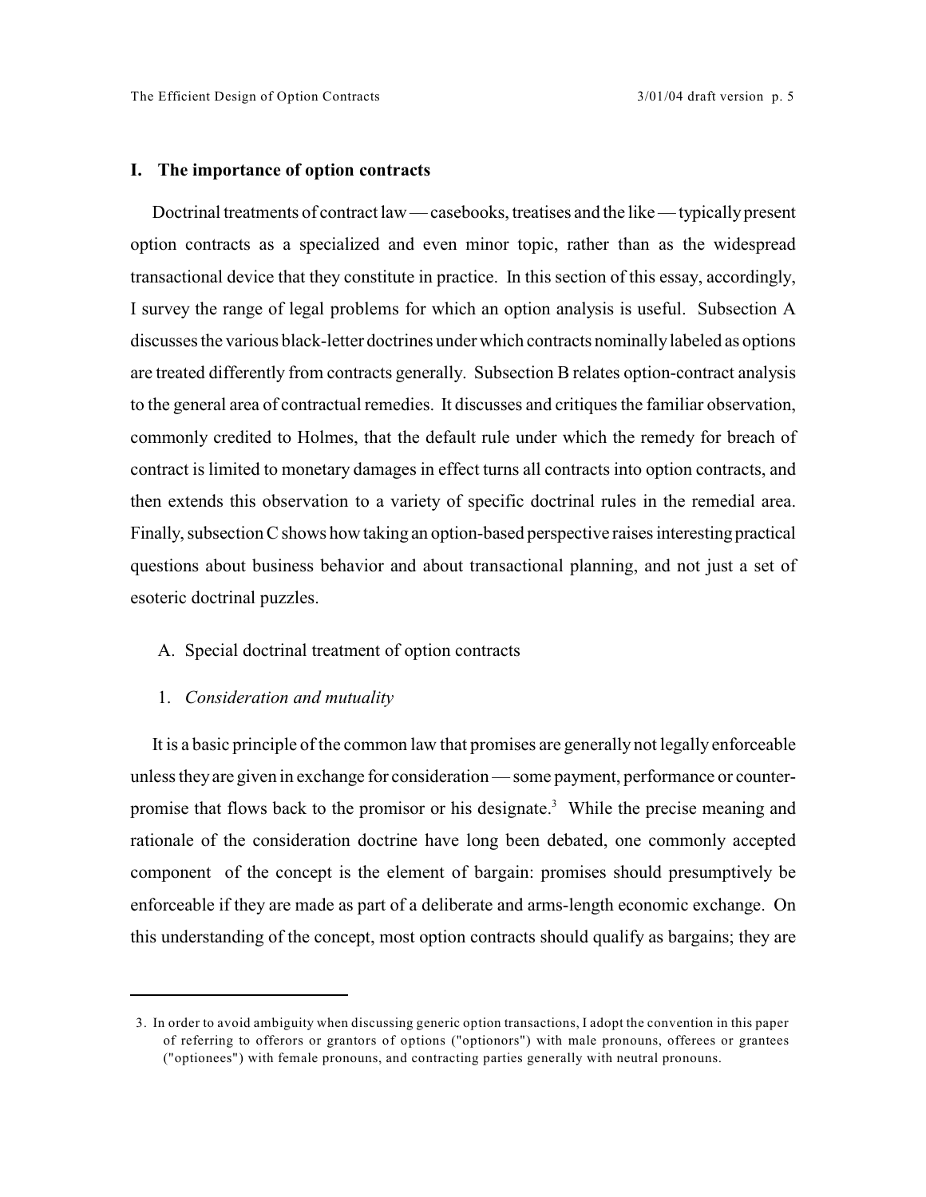## I. The importance of option contracts

Doctrinal treatments of contract law — casebooks, treatises and the like — typically present option contracts as a specialized and even minor topic, rather than as the widespread transactional device that they constitute in practice. In this section of this essay, accordingly, I survey the range of legal problems for which an option analysis is useful. Subsection A discusses the various black-letter doctrines under which contracts nominally labeled as options are treated differently from contracts generally. Subsection B relates option-contract analysis to the general area of contractual remedies. It discusses and critiques the familiar observation, commonly credited to Holmes, that the default rule under which the remedy for breach of contract is limited to monetary damages in effect turns all contracts into option contracts, and then extends this observation to a variety of specific doctrinal rules in the remedial area. Finally, subsection C shows how taking an option-based perspective raises interesting practical questions about business behavior and about transactional planning, and not just a set of esoteric doctrinal puzzles.

### A. Special doctrinal treatment of option contracts

#### 1. *Consideration and mutuality*

It is a basic principle of the common law that promises are generally not legally enforceable unless they are given in exchange for consideration — some payment, performance or counter-promise that flows back to the promisor or his designate.[3] While the precise meaning and rationale of the consideration doctrine have long been debated, one commonly accepted component of the concept is the element of bargain: promises should presumptively be enforceable if they are made as part of a deliberate and arms-length economic exchange. On this understanding of the concept, most option contracts should qualify as bargains; they are

---

3. In order to avoid ambiguity when discussing generic option transactions, I adopt the convention in this paper of referring to offerors or grantors of options ("optionors") with male pronouns, offerees or grantees ("optionees") with female pronouns, and contracting parties generally with neutral pronouns.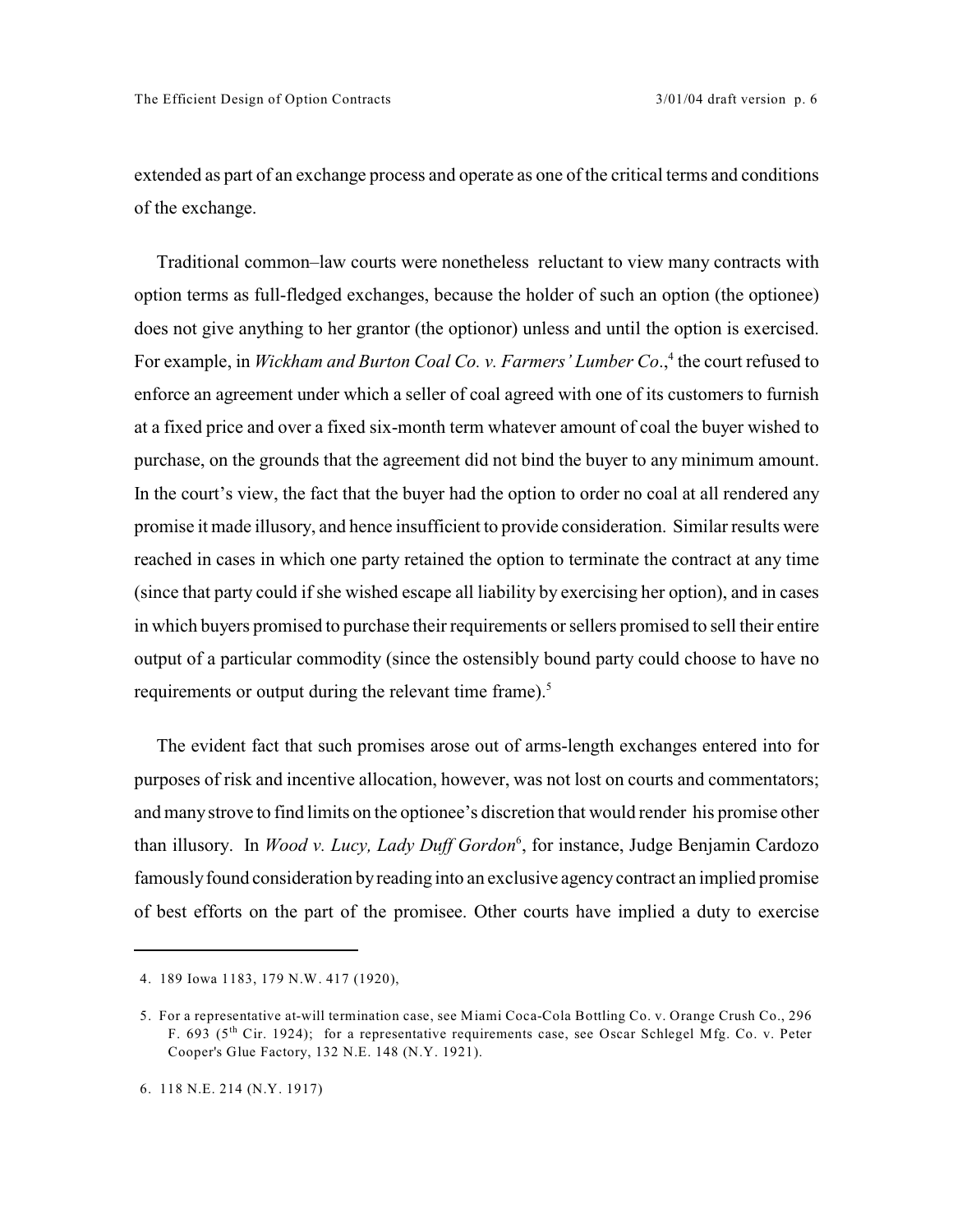extended as part of an exchange process and operate as one of the critical terms and conditions of the exchange.

Traditional common–law courts were nonetheless reluctant to view many contracts with option terms as full-fledged exchanges, because the holder of such an option (the optionee) does not give anything to her grantor (the optionor) unless and until the option is exercised. For example, in *Wickham and Burton Coal Co. v. Farmers' Lumber Co*.,[4] the court refused to enforce an agreement under which a seller of coal agreed with one of its customers to furnish at a fixed price and over a fixed six-month term whatever amount of coal the buyer wished to purchase, on the grounds that the agreement did not bind the buyer to any minimum amount. In the court's view, the fact that the buyer had the option to order no coal at all rendered any promise it made illusory, and hence insufficient to provide consideration. Similar results were reached in cases in which one party retained the option to terminate the contract at any time (since that party could if she wished escape all liability by exercising her option), and in cases in which buyers promised to purchase their requirements or sellers promised to sell their entire output of a particular commodity (since the ostensibly bound party could choose to have no requirements or output during the relevant time frame).[5]

The evident fact that such promises arose out of arms-length exchanges entered into for purposes of risk and incentive allocation, however, was not lost on courts and commentators; and many strove to find limits on the optionee's discretion that would render his promise other than illusory. In *Wood v. Lucy, Lady Duff Gordon*[6], for instance, Judge Benjamin Cardozo famously found consideration by reading into an exclusive agency contract an implied promise of best efforts on the part of the promisee. Other courts have implied a duty to exercise

---

4. 189 Iowa 1183, 179 N.W. 417 (1920),

5. For a representative at-will termination case, see Miami Coca-Cola Bottling Co. v. Orange Crush Co., 296 F. 693 (5th Cir. 1924); for a representative requirements case, see Oscar Schlegel Mfg. Co. v. Peter Cooper's Glue Factory, 132 N.E. 148 (N.Y. 1921).

6. 118 N.E. 214 (N.Y. 1917)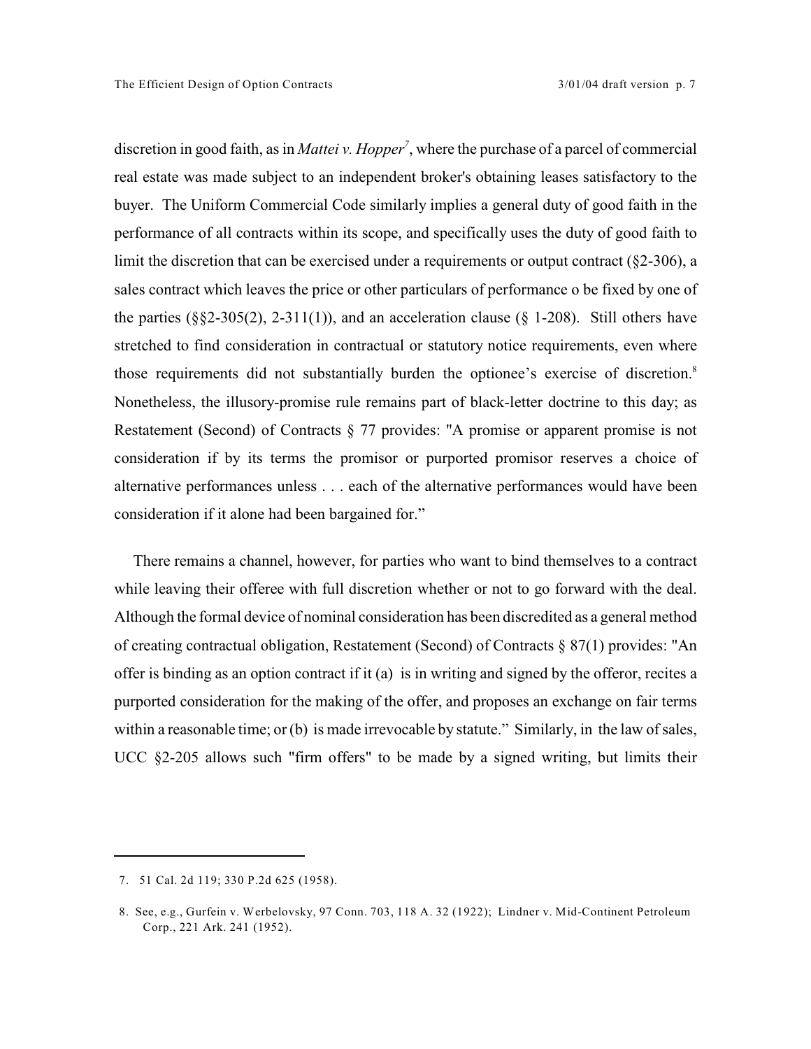discretion in good faith, as in *Mattei v. Hopper*[7], where the purchase of a parcel of commercial real estate was made subject to an independent broker's obtaining leases satisfactory to the buyer. The Uniform Commercial Code similarly implies a general duty of good faith in the performance of all contracts within its scope, and specifically uses the duty of good faith to limit the discretion that can be exercised under a requirements or output contract (§2-306), a sales contract which leaves the price or other particulars of performance o be fixed by one of the parties (§§2-305(2), 2-311(1)), and an acceleration clause (§ 1-208). Still others have stretched to find consideration in contractual or statutory notice requirements, even where those requirements did not substantially burden the optionee's exercise of discretion.[8] Nonetheless, the illusory-promise rule remains part of black-letter doctrine to this day; as Restatement (Second) of Contracts § 77 provides: "A promise or apparent promise is not consideration if by its terms the promisor or purported promisor reserves a choice of alternative performances unless . . . each of the alternative performances would have been consideration if it alone had been bargained for."

There remains a channel, however, for parties who want to bind themselves to a contract while leaving their offeree with full discretion whether or not to go forward with the deal. Although the formal device of nominal consideration has been discredited as a general method of creating contractual obligation, Restatement (Second) of Contracts § 87(1) provides: "An offer is binding as an option contract if it (a) is in writing and signed by the offeror, recites a purported consideration for the making of the offer, and proposes an exchange on fair terms within a reasonable time; or (b) is made irrevocable by statute." Similarly, in the law of sales, UCC §2-205 allows such "firm offers" to be made by a signed writing, but limits their

---

7. 51 Cal. 2d 119; 330 P.2d 625 (1958).

8. See, e.g., Gurfein v. Werbelovsky, 97 Conn. 703, 118 A. 32 (1922); Lindner v. Mid-Continent Petroleum Corp., 221 Ark. 241 (1952).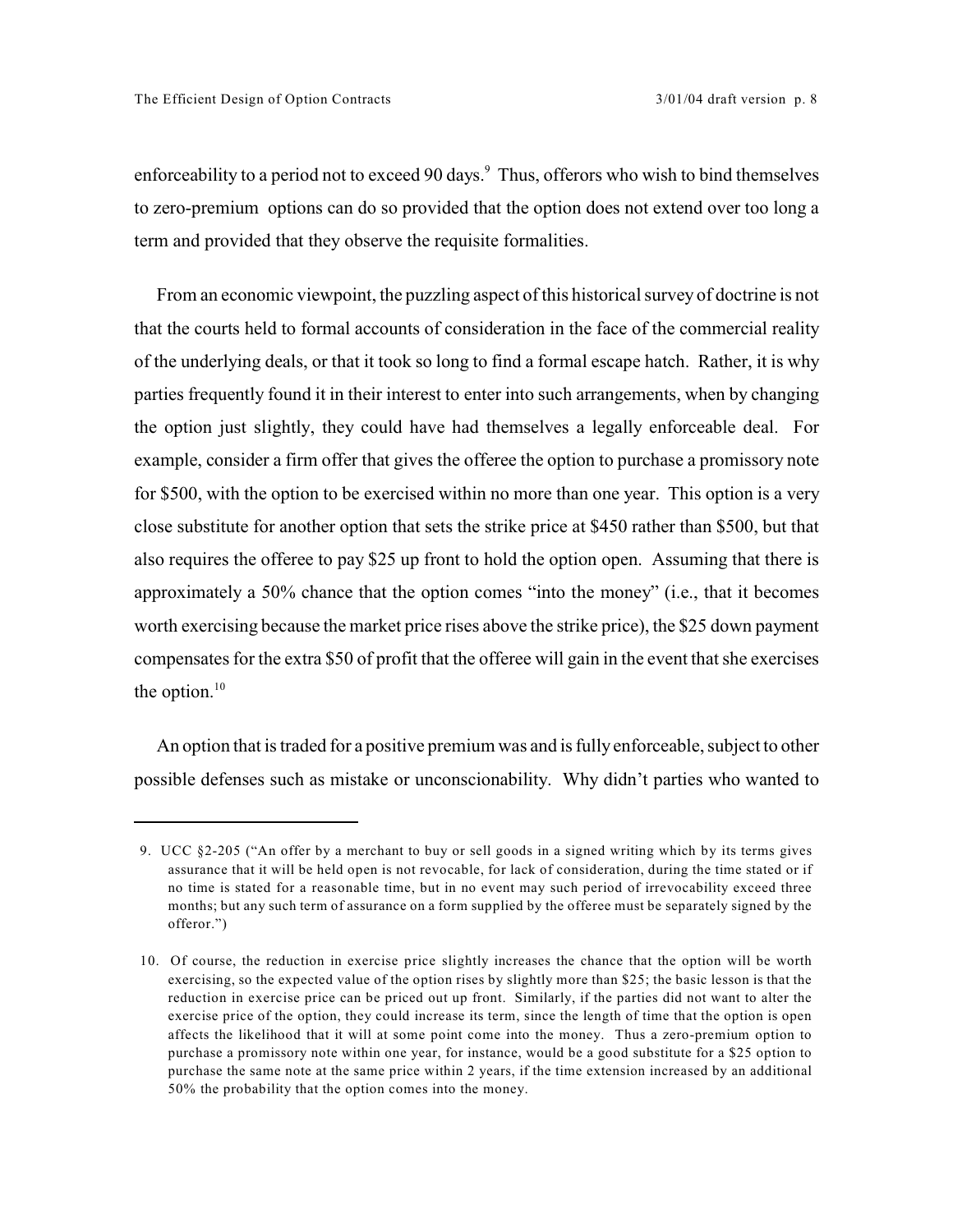enforceability to a period not to exceed 90 days.[9] Thus, offerors who wish to bind themselves to zero-premium options can do so provided that the option does not extend over too long a term and provided that they observe the requisite formalities.

From an economic viewpoint, the puzzling aspect of this historical survey of doctrine is not that the courts held to formal accounts of consideration in the face of the commercial reality of the underlying deals, or that it took so long to find a formal escape hatch. Rather, it is why parties frequently found it in their interest to enter into such arrangements, when by changing the option just slightly, they could have had themselves a legally enforceable deal. For example, consider a firm offer that gives the offeree the option to purchase a promissory note for $500, with the option to be exercised within no more than one year. This option is a very close substitute for another option that sets the strike price at $450 rather than $500, but that also requires the offeree to pay $25 up front to hold the option open. Assuming that there is approximately a 50% chance that the option comes "into the money" (i.e., that it becomes worth exercising because the market price rises above the strike price), the $25 down payment compensates for the extra $50 of profit that the offeree will gain in the event that she exercises the option.[10]

An option that is traded for a positive premium was and is fully enforceable, subject to other possible defenses such as mistake or unconscionability. Why didn't parties who wanted to

---

9. UCC §2-205 ("An offer by a merchant to buy or sell goods in a signed writing which by its terms gives assurance that it will be held open is not revocable, for lack of consideration, during the time stated or if no time is stated for a reasonable time, but in no event may such period of irrevocability exceed three months; but any such term of assurance on a form supplied by the offeree must be separately signed by the offeror.")

10. Of course, the reduction in exercise price slightly increases the chance that the option will be worth exercising, so the expected value of the option rises by slightly more than $25; the basic lesson is that the reduction in exercise price can be priced out up front. Similarly, if the parties did not want to alter the exercise price of the option, they could increase its term, since the length of time that the option is open affects the likelihood that it will at some point come into the money. Thus a zero-premium option to purchase a promissory note within one year, for instance, would be a good substitute for a $25 option to purchase the same note at the same price within 2 years, if the time extension increased by an additional 50% the probability that the option comes into the money.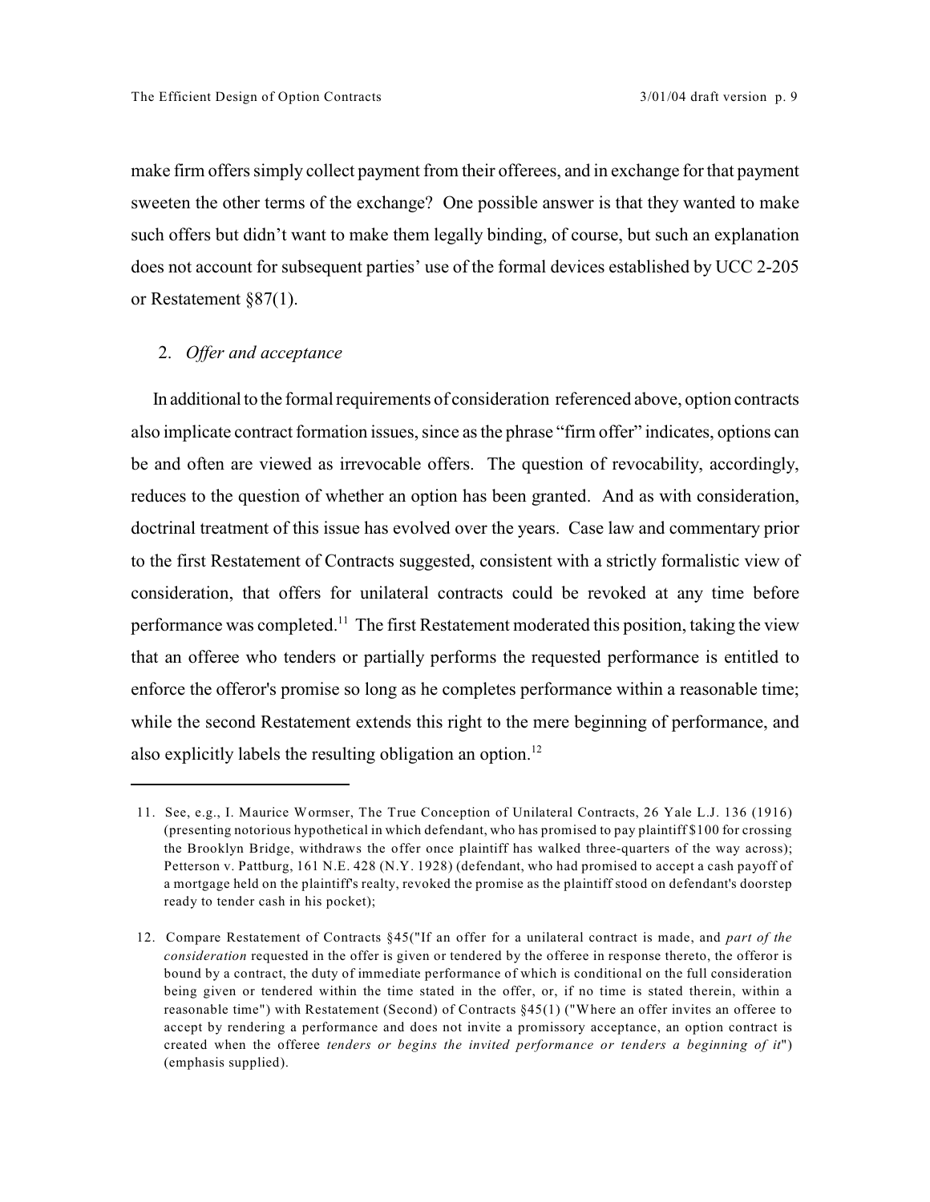make firm offers simply collect payment from their offerees, and in exchange for that payment sweeten the other terms of the exchange? One possible answer is that they wanted to make such offers but didn't want to make them legally binding, of course, but such an explanation does not account for subsequent parties' use of the formal devices established by UCC 2-205 or Restatement §87(1).

2. *Offer and acceptance*

In additional to the formal requirements of consideration referenced above, option contracts also implicate contract formation issues, since as the phrase "firm offer" indicates, options can be and often are viewed as irrevocable offers. The question of revocability, accordingly, reduces to the question of whether an option has been granted. And as with consideration, doctrinal treatment of this issue has evolved over the years. Case law and commentary prior to the first Restatement of Contracts suggested, consistent with a strictly formalistic view of consideration, that offers for unilateral contracts could be revoked at any time before performance was completed.[11] The first Restatement moderated this position, taking the view that an offeree who tenders or partially performs the requested performance is entitled to enforce the offeror's promise so long as he completes performance within a reasonable time; while the second Restatement extends this right to the mere beginning of performance, and also explicitly labels the resulting obligation an option.[12]

---

11. See, e.g., I. Maurice Wormser, The True Conception of Unilateral Contracts, 26 Yale L.J. 136 (1916) (presenting notorious hypothetical in which defendant, who has promised to pay plaintiff $100 for crossing the Brooklyn Bridge, withdraws the offer once plaintiff has walked three-quarters of the way across); Petterson v. Pattburg, 161 N.E. 428 (N.Y. 1928) (defendant, who had promised to accept a cash payoff of a mortgage held on the plaintiff's realty, revoked the promise as the plaintiff stood on defendant's doorstep ready to tender cash in his pocket);

12. Compare Restatement of Contracts §45("If an offer for a unilateral contract is made, and *part of the consideration* requested in the offer is given or tendered by the offeree in response thereto, the offeror is bound by a contract, the duty of immediate performance of which is conditional on the full consideration being given or tendered within the time stated in the offer, or, if no time is stated therein, within a reasonable time") with Restatement (Second) of Contracts §45(1) ("Where an offer invites an offeree to accept by rendering a performance and does not invite a promissory acceptance, an option contract is created when the offeree *tenders or begins the invited performance or tenders a beginning of it*") (emphasis supplied).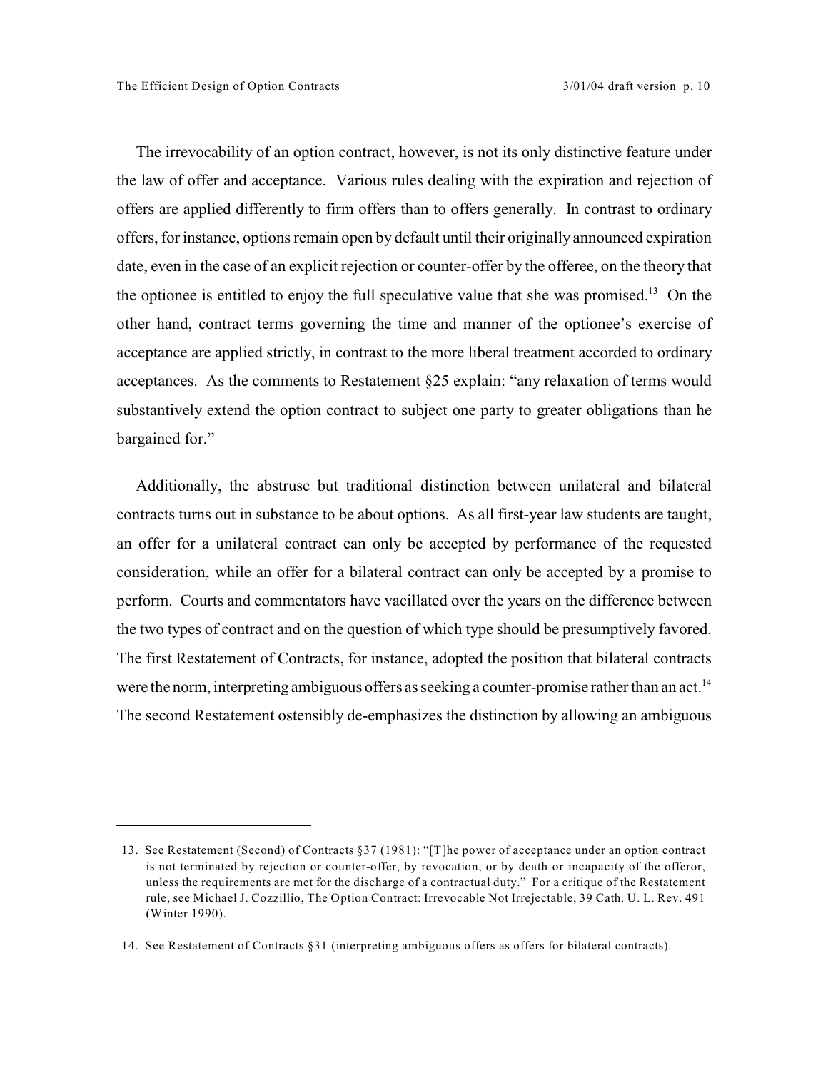The irrevocability of an option contract, however, is not its only distinctive feature under the law of offer and acceptance. Various rules dealing with the expiration and rejection of offers are applied differently to firm offers than to offers generally. In contrast to ordinary offers, for instance, options remain open by default until their originally announced expiration date, even in the case of an explicit rejection or counter-offer by the offeree, on the theory that the optionee is entitled to enjoy the full speculative value that she was promised.[13] On the other hand, contract terms governing the time and manner of the optionee's exercise of acceptance are applied strictly, in contrast to the more liberal treatment accorded to ordinary acceptances. As the comments to Restatement §25 explain: "any relaxation of terms would substantively extend the option contract to subject one party to greater obligations than he bargained for."

Additionally, the abstruse but traditional distinction between unilateral and bilateral contracts turns out in substance to be about options. As all first-year law students are taught, an offer for a unilateral contract can only be accepted by performance of the requested consideration, while an offer for a bilateral contract can only be accepted by a promise to perform. Courts and commentators have vacillated over the years on the difference between the two types of contract and on the question of which type should be presumptively favored. The first Restatement of Contracts, for instance, adopted the position that bilateral contracts were the norm, interpreting ambiguous offers as seeking a counter-promise rather than an act.[14] The second Restatement ostensibly de-emphasizes the distinction by allowing an ambiguous

---

13. See Restatement (Second) of Contracts §37 (1981): "[T]he power of acceptance under an option contract is not terminated by rejection or counter-offer, by revocation, or by death or incapacity of the offeror, unless the requirements are met for the discharge of a contractual duty." For a critique of the Restatement rule, see Michael J. Cozzillio, The Option Contract: Irrevocable Not Irrejectable, 39 Cath. U. L. Rev. 491 (Winter 1990).

14. See Restatement of Contracts §31 (interpreting ambiguous offers as offers for bilateral contracts).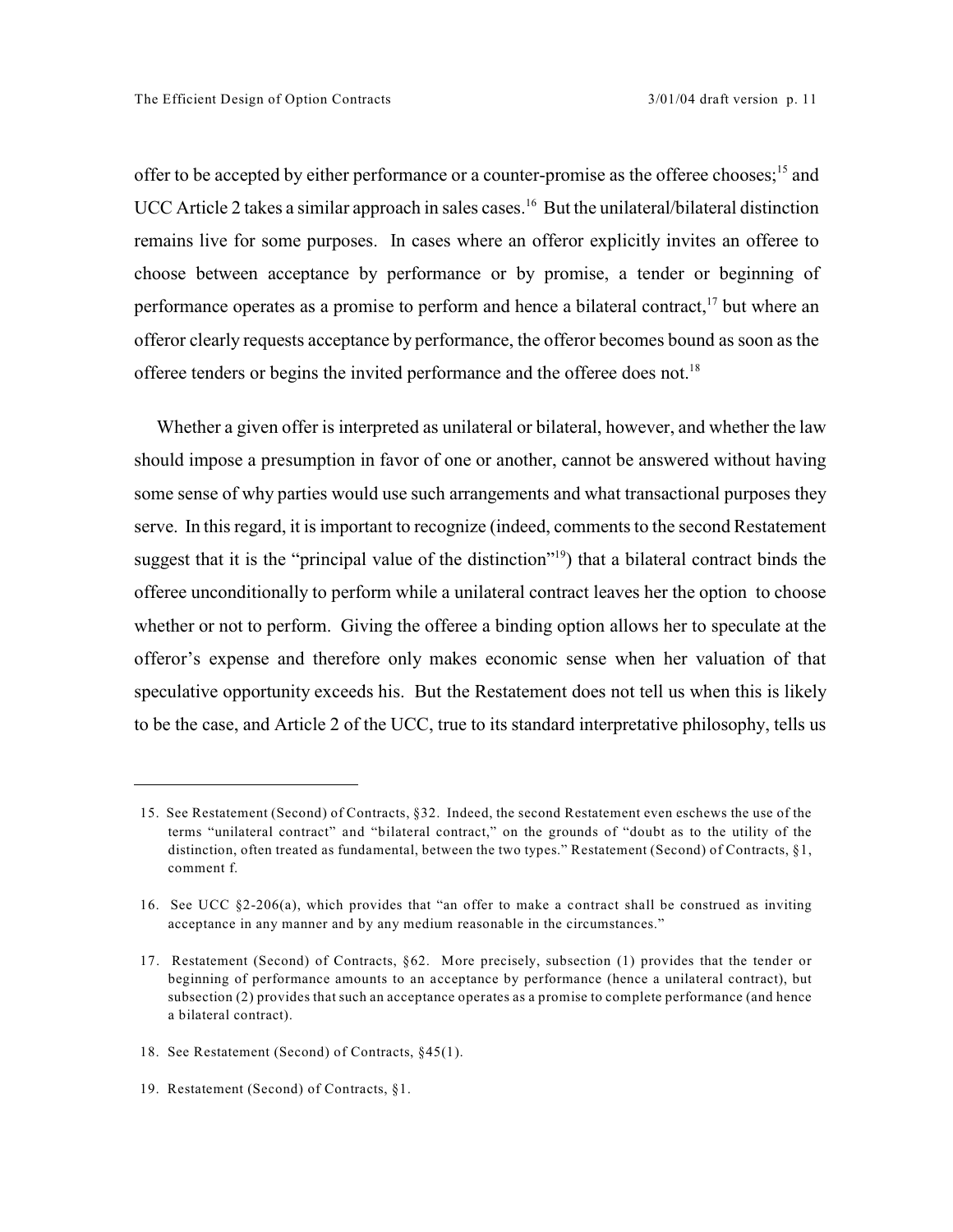offer to be accepted by either performance or a counter-promise as the offeree chooses;[15] and UCC Article 2 takes a similar approach in sales cases.[16] But the unilateral/bilateral distinction remains live for some purposes. In cases where an offeror explicitly invites an offeree to choose between acceptance by performance or by promise, a tender or beginning of performance operates as a promise to perform and hence a bilateral contract,[17] but where an offeror clearly requests acceptance by performance, the offeror becomes bound as soon as the offeree tenders or begins the invited performance and the offeree does not.[18]

Whether a given offer is interpreted as unilateral or bilateral, however, and whether the law should impose a presumption in favor of one or another, cannot be answered without having some sense of why parties would use such arrangements and what transactional purposes they serve. In this regard, it is important to recognize (indeed, comments to the second Restatement suggest that it is the "principal value of the distinction"[19]) that a bilateral contract binds the offeree unconditionally to perform while a unilateral contract leaves her the option to choose whether or not to perform. Giving the offeree a binding option allows her to speculate at the offeror's expense and therefore only makes economic sense when her valuation of that speculative opportunity exceeds his. But the Restatement does not tell us when this is likely to be the case, and Article 2 of the UCC, true to its standard interpretative philosophy, tells us

---

15. See Restatement (Second) of Contracts, §32. Indeed, the second Restatement even eschews the use of the terms "unilateral contract" and "bilateral contract," on the grounds of "doubt as to the utility of the distinction, often treated as fundamental, between the two types." Restatement (Second) of Contracts, §1, comment f.

16. See UCC §2-206(a), which provides that "an offer to make a contract shall be construed as inviting acceptance in any manner and by any medium reasonable in the circumstances."

17. Restatement (Second) of Contracts, §62. More precisely, subsection (1) provides that the tender or beginning of performance amounts to an acceptance by performance (hence a unilateral contract), but subsection (2) provides that such an acceptance operates as a promise to complete performance (and hence a bilateral contract).

18. See Restatement (Second) of Contracts, §45(1).

19. Restatement (Second) of Contracts, §1.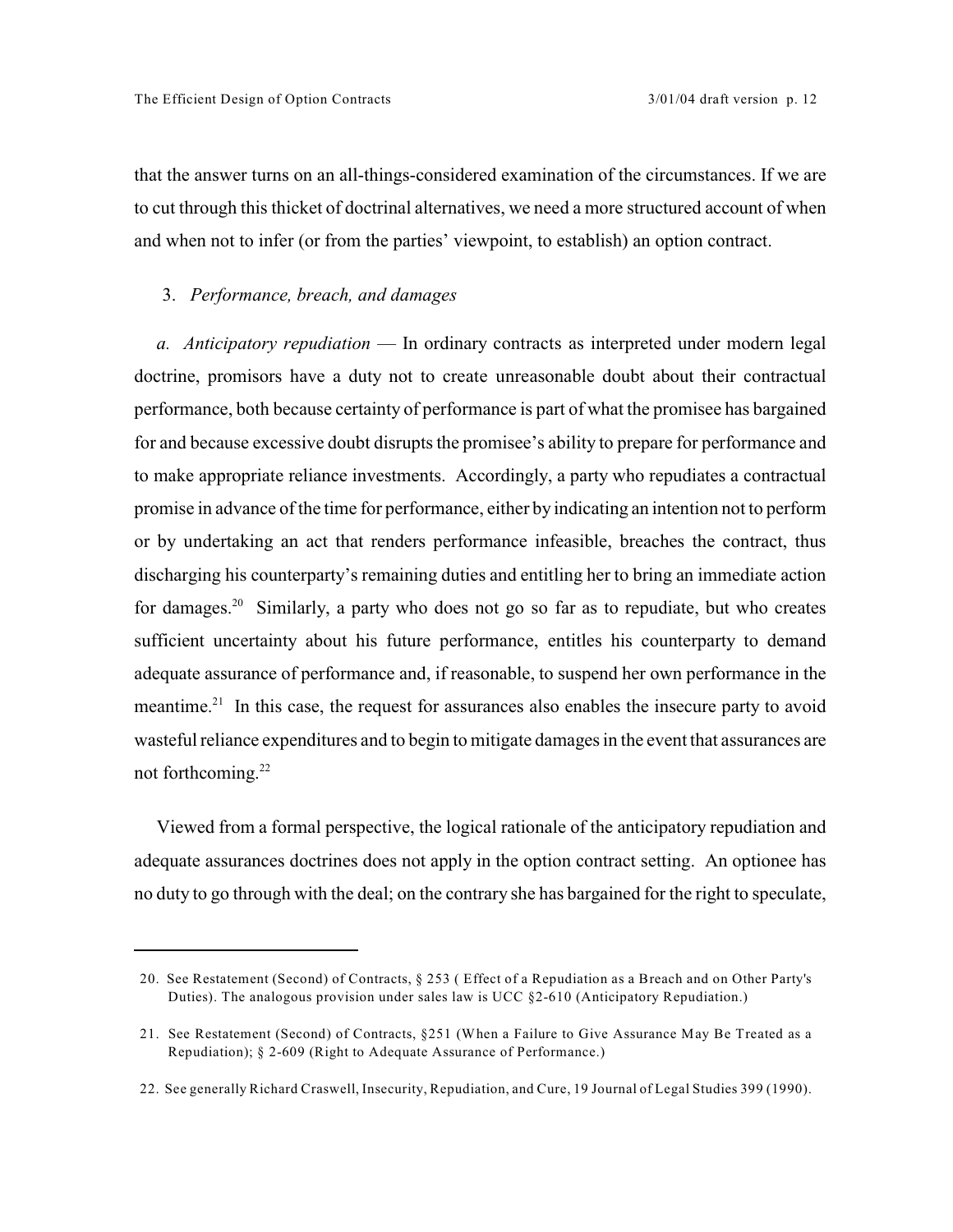that the answer turns on an all-things-considered examination of the circumstances. If we are to cut through this thicket of doctrinal alternatives, we need a more structured account of when and when not to infer (or from the parties' viewpoint, to establish) an option contract.

### 3. *Performance, breach, and damages*

*a. Anticipatory repudiation* — In ordinary contracts as interpreted under modern legal doctrine, promisors have a duty not to create unreasonable doubt about their contractual performance, both because certainty of performance is part of what the promisee has bargained for and because excessive doubt disrupts the promisee's ability to prepare for performance and to make appropriate reliance investments. Accordingly, a party who repudiates a contractual promise in advance of the time for performance, either by indicating an intention not to perform or by undertaking an act that renders performance infeasible, breaches the contract, thus discharging his counterparty's remaining duties and entitling her to bring an immediate action for damages.[20] Similarly, a party who does not go so far as to repudiate, but who creates sufficient uncertainty about his future performance, entitles his counterparty to demand adequate assurance of performance and, if reasonable, to suspend her own performance in the meantime.[21] In this case, the request for assurances also enables the insecure party to avoid wasteful reliance expenditures and to begin to mitigate damages in the event that assurances are not forthcoming.[22]

Viewed from a formal perspective, the logical rationale of the anticipatory repudiation and adequate assurances doctrines does not apply in the option contract setting. An optionee has no duty to go through with the deal; on the contrary she has bargained for the right to speculate,

---

20. See Restatement (Second) of Contracts, § 253 ( Effect of a Repudiation as a Breach and on Other Party's Duties). The analogous provision under sales law is UCC §2-610 (Anticipatory Repudiation.)

21. See Restatement (Second) of Contracts, §251 (When a Failure to Give Assurance May Be Treated as a Repudiation); § 2-609 (Right to Adequate Assurance of Performance.)

22. See generally Richard Craswell, Insecurity, Repudiation, and Cure, 19 Journal of Legal Studies 399 (1990).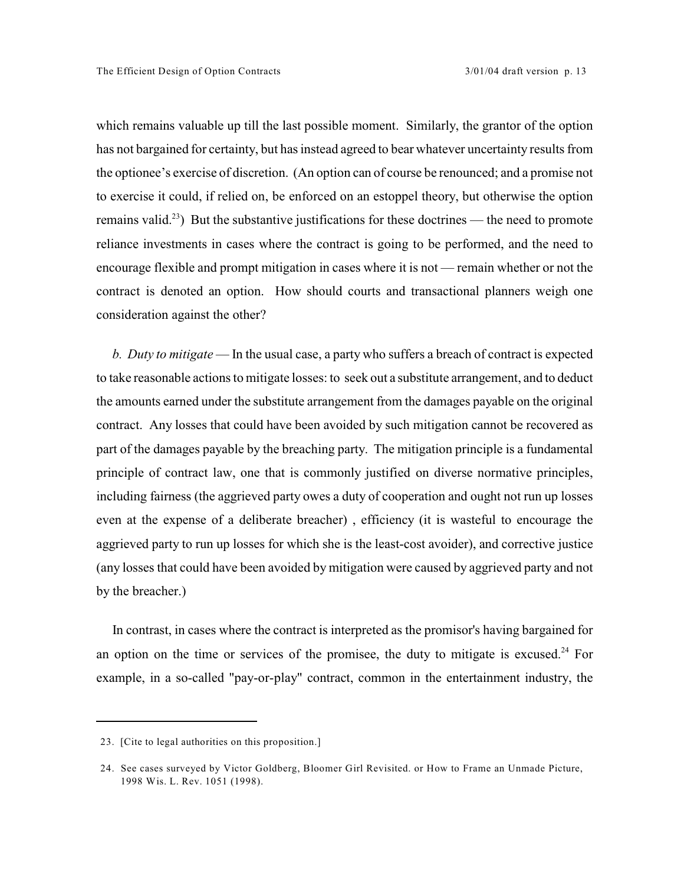which remains valuable up till the last possible moment. Similarly, the grantor of the option has not bargained for certainty, but has instead agreed to bear whatever uncertainty results from the optionee's exercise of discretion. (An option can of course be renounced; and a promise not to exercise it could, if relied on, be enforced on an estoppel theory, but otherwise the option remains valid.[23]) But the substantive justifications for these doctrines — the need to promote reliance investments in cases where the contract is going to be performed, and the need to encourage flexible and prompt mitigation in cases where it is not — remain whether or not the contract is denoted an option. How should courts and transactional planners weigh one consideration against the other?

*b. Duty to mitigate* — In the usual case, a party who suffers a breach of contract is expected to take reasonable actions to mitigate losses: to seek out a substitute arrangement, and to deduct the amounts earned under the substitute arrangement from the damages payable on the original contract. Any losses that could have been avoided by such mitigation cannot be recovered as part of the damages payable by the breaching party. The mitigation principle is a fundamental principle of contract law, one that is commonly justified on diverse normative principles, including fairness (the aggrieved party owes a duty of cooperation and ought not run up losses even at the expense of a deliberate breacher) , efficiency (it is wasteful to encourage the aggrieved party to run up losses for which she is the least-cost avoider), and corrective justice (any losses that could have been avoided by mitigation were caused by aggrieved party and not by the breacher.)

In contrast, in cases where the contract is interpreted as the promisor's having bargained for an option on the time or services of the promisee, the duty to mitigate is excused.[24] For example, in a so-called "pay-or-play" contract, common in the entertainment industry, the

---

23. [Cite to legal authorities on this proposition.]

24. See cases surveyed by Victor Goldberg, Bloomer Girl Revisited. or How to Frame an Unmade Picture, 1998 Wis. L. Rev. 1051 (1998).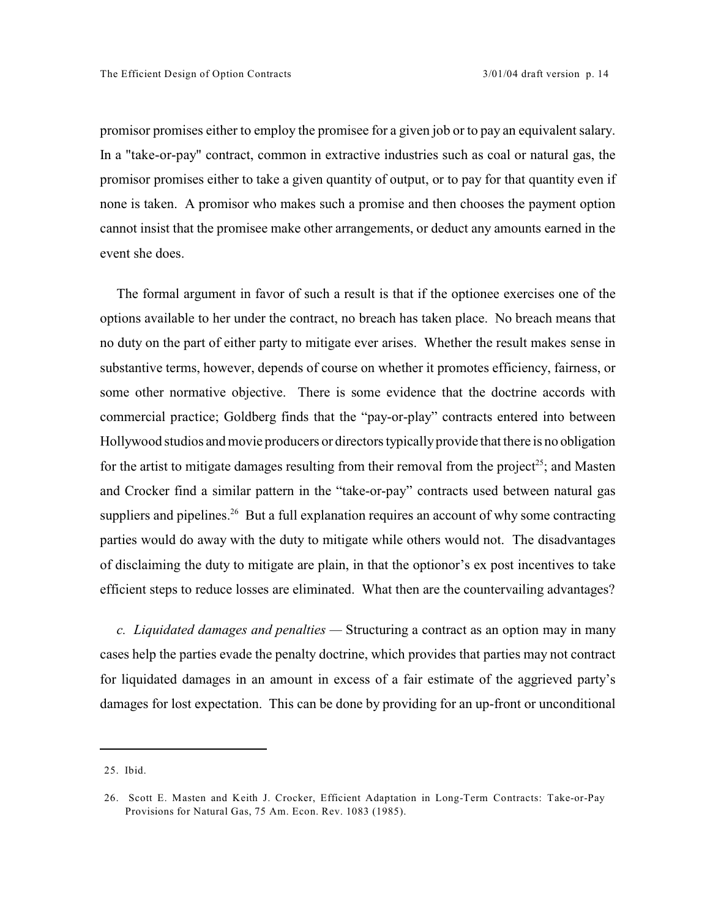promisor promises either to employ the promisee for a given job or to pay an equivalent salary. In a "take-or-pay" contract, common in extractive industries such as coal or natural gas, the promisor promises either to take a given quantity of output, or to pay for that quantity even if none is taken. A promisor who makes such a promise and then chooses the payment option cannot insist that the promisee make other arrangements, or deduct any amounts earned in the event she does.

The formal argument in favor of such a result is that if the optionee exercises one of the options available to her under the contract, no breach has taken place. No breach means that no duty on the part of either party to mitigate ever arises. Whether the result makes sense in substantive terms, however, depends of course on whether it promotes efficiency, fairness, or some other normative objective. There is some evidence that the doctrine accords with commercial practice; Goldberg finds that the "pay-or-play" contracts entered into between Hollywood studios and movie producers or directors typically provide that there is no obligation for the artist to mitigate damages resulting from their removal from the project[25]; and Masten and Crocker find a similar pattern in the "take-or-pay" contracts used between natural gas suppliers and pipelines.[26] But a full explanation requires an account of why some contracting parties would do away with the duty to mitigate while others would not. The disadvantages of disclaiming the duty to mitigate are plain, in that the optionor's ex post incentives to take efficient steps to reduce losses are eliminated. What then are the countervailing advantages?

*c. Liquidated damages and penalties* — Structuring a contract as an option may in many cases help the parties evade the penalty doctrine, which provides that parties may not contract for liquidated damages in an amount in excess of a fair estimate of the aggrieved party's damages for lost expectation. This can be done by providing for an up-front or unconditional

---

25. Ibid.

26. Scott E. Masten and Keith J. Crocker, Efficient Adaptation in Long-Term Contracts: Take-or-Pay Provisions for Natural Gas, 75 Am. Econ. Rev. 1083 (1985).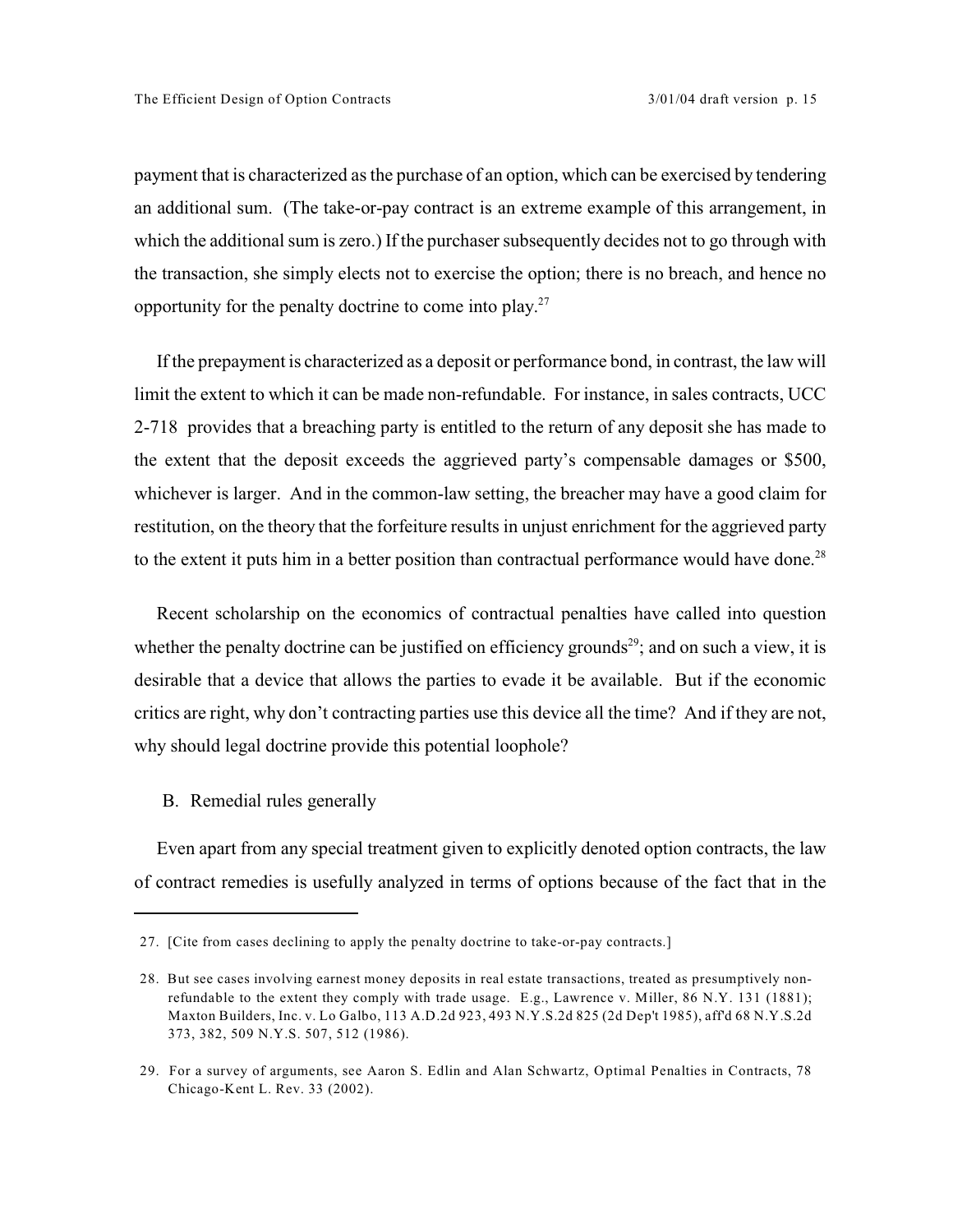payment that is characterized as the purchase of an option, which can be exercised by tendering an additional sum. (The take-or-pay contract is an extreme example of this arrangement, in which the additional sum is zero.) If the purchaser subsequently decides not to go through with the transaction, she simply elects not to exercise the option; there is no breach, and hence no opportunity for the penalty doctrine to come into play.[27]

If the prepayment is characterized as a deposit or performance bond, in contrast, the law will limit the extent to which it can be made non-refundable. For instance, in sales contracts, UCC 2-718 provides that a breaching party is entitled to the return of any deposit she has made to the extent that the deposit exceeds the aggrieved party's compensable damages or $500, whichever is larger. And in the common-law setting, the breacher may have a good claim for restitution, on the theory that the forfeiture results in unjust enrichment for the aggrieved party to the extent it puts him in a better position than contractual performance would have done.[28]

Recent scholarship on the economics of contractual penalties have called into question whether the penalty doctrine can be justified on efficiency grounds[29]; and on such a view, it is desirable that a device that allows the parties to evade it be available. But if the economic critics are right, why don't contracting parties use this device all the time? And if they are not, why should legal doctrine provide this potential loophole?

## B. Remedial rules generally

Even apart from any special treatment given to explicitly denoted option contracts, the law of contract remedies is usefully analyzed in terms of options because of the fact that in the

---

27. [Cite from cases declining to apply the penalty doctrine to take-or-pay contracts.]

28. But see cases involving earnest money deposits in real estate transactions, treated as presumptively non-refundable to the extent they comply with trade usage. E.g., Lawrence v. Miller, 86 N.Y. 131 (1881); Maxton Builders, Inc. v. Lo Galbo, 113 A.D.2d 923, 493 N.Y.S.2d 825 (2d Dep't 1985), aff'd 68 N.Y.S.2d 373, 382, 509 N.Y.S. 507, 512 (1986).

29. For a survey of arguments, see Aaron S. Edlin and Alan Schwartz, Optimal Penalties in Contracts, 78 Chicago-Kent L. Rev. 33 (2002).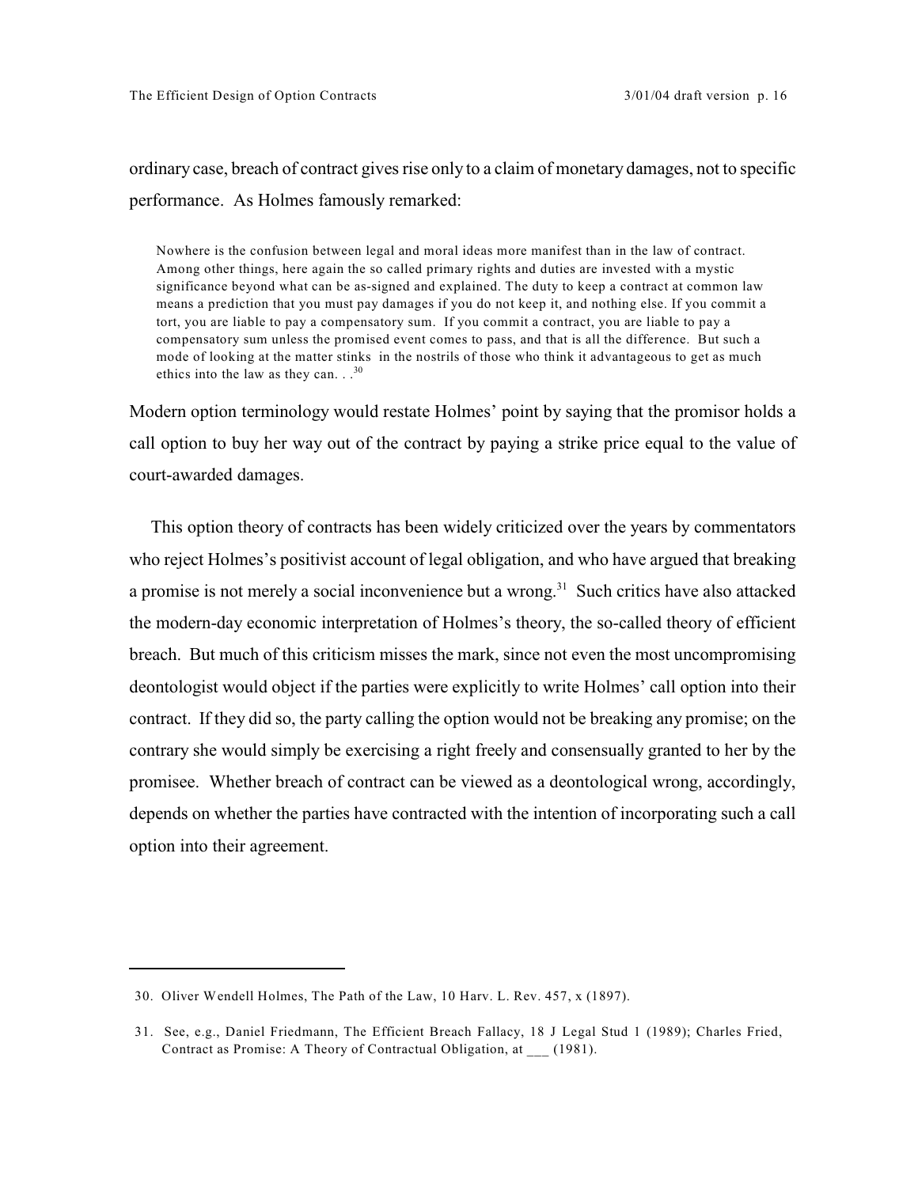ordinary case, breach of contract gives rise only to a claim of monetary damages, not to specific performance. As Holmes famously remarked:

> Nowhere is the confusion between legal and moral ideas more manifest than in the law of contract. Among other things, here again the so called primary rights and duties are invested with a mystic significance beyond what can be as-signed and explained. The duty to keep a contract at common law means a prediction that you must pay damages if you do not keep it, and nothing else. If you commit a tort, you are liable to pay a compensatory sum. If you commit a contract, you are liable to pay a compensatory sum unless the promised event comes to pass, and that is all the difference. But such a mode of looking at the matter stinks in the nostrils of those who think it advantageous to get as much ethics into the law as they can. . .[30]

Modern option terminology would restate Holmes' point by saying that the promisor holds a call option to buy her way out of the contract by paying a strike price equal to the value of court-awarded damages.

This option theory of contracts has been widely criticized over the years by commentators who reject Holmes's positivist account of legal obligation, and who have argued that breaking a promise is not merely a social inconvenience but a wrong.[31] Such critics have also attacked the modern-day economic interpretation of Holmes's theory, the so-called theory of efficient breach. But much of this criticism misses the mark, since not even the most uncompromising deontologist would object if the parties were explicitly to write Holmes' call option into their contract. If they did so, the party calling the option would not be breaking any promise; on the contrary she would simply be exercising a right freely and consensually granted to her by the promisee. Whether breach of contract can be viewed as a deontological wrong, accordingly, depends on whether the parties have contracted with the intention of incorporating such a call option into their agreement.

---

30. Oliver Wendell Holmes, The Path of the Law, 10 Harv. L. Rev. 457, x (1897).

31. See, e.g., Daniel Friedmann, The Efficient Breach Fallacy, 18 J Legal Stud 1 (1989); Charles Fried, Contract as Promise: A Theory of Contractual Obligation, at ___ (1981).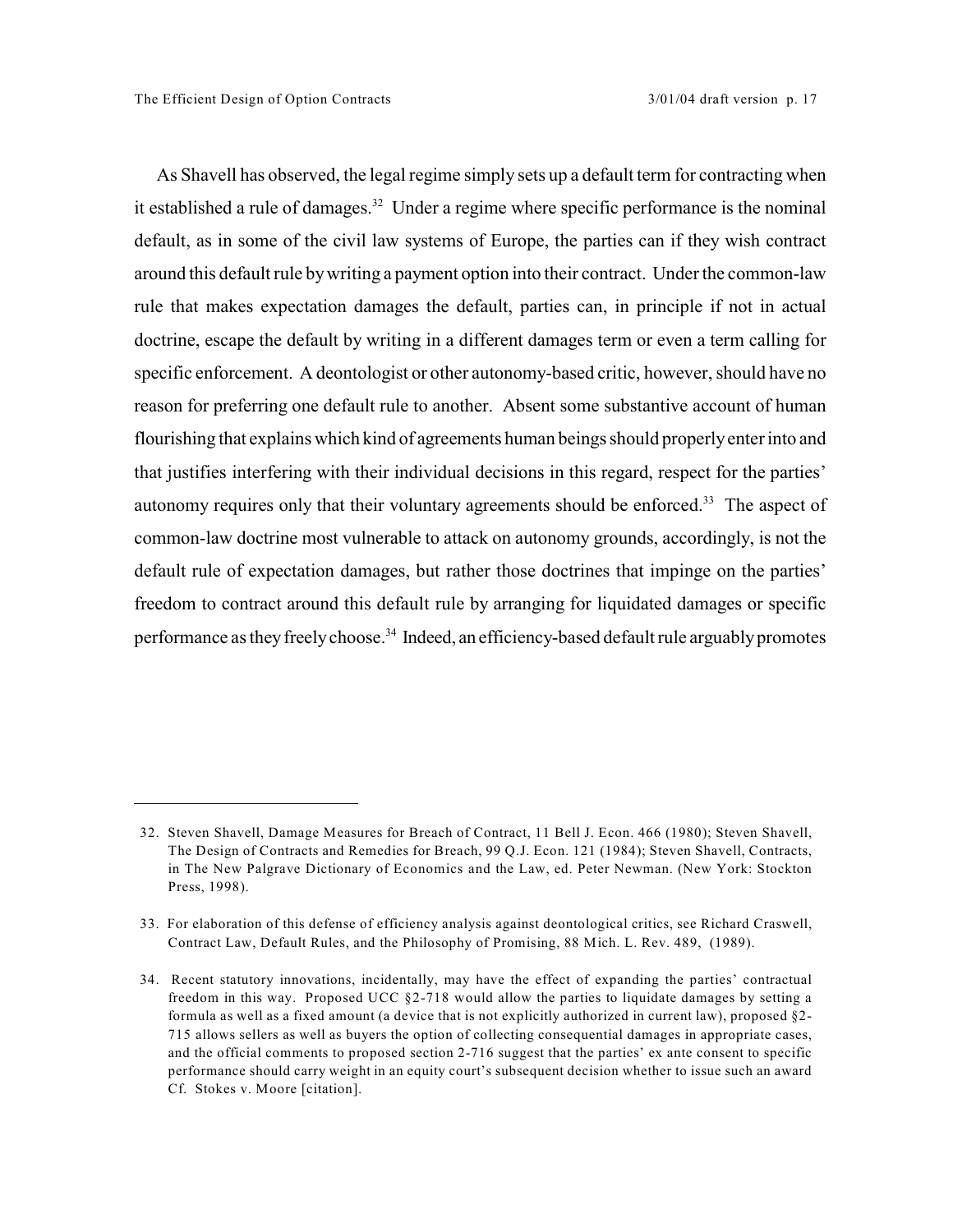As Shavell has observed, the legal regime simply sets up a default term for contracting when it established a rule of damages.[32] Under a regime where specific performance is the nominal default, as in some of the civil law systems of Europe, the parties can if they wish contract around this default rule by writing a payment option into their contract. Under the common-law rule that makes expectation damages the default, parties can, in principle if not in actual doctrine, escape the default by writing in a different damages term or even a term calling for specific enforcement. A deontologist or other autonomy-based critic, however, should have no reason for preferring one default rule to another. Absent some substantive account of human flourishing that explains which kind of agreements human beings should properly enter into and that justifies interfering with their individual decisions in this regard, respect for the parties' autonomy requires only that their voluntary agreements should be enforced.[33] The aspect of common-law doctrine most vulnerable to attack on autonomy grounds, accordingly, is not the default rule of expectation damages, but rather those doctrines that impinge on the parties' freedom to contract around this default rule by arranging for liquidated damages or specific performance as they freely choose.[34] Indeed, an efficiency-based default rule arguably promotes

---

32. Steven Shavell, Damage Measures for Breach of Contract, 11 Bell J. Econ. 466 (1980); Steven Shavell, The Design of Contracts and Remedies for Breach, 99 Q.J. Econ. 121 (1984); Steven Shavell, Contracts, in The New Palgrave Dictionary of Economics and the Law, ed. Peter Newman. (New York: Stockton Press, 1998).

33. For elaboration of this defense of efficiency analysis against deontological critics, see Richard Craswell, Contract Law, Default Rules, and the Philosophy of Promising, 88 Mich. L. Rev. 489, (1989).

34. Recent statutory innovations, incidentally, may have the effect of expanding the parties' contractual freedom in this way. Proposed UCC §2-718 would allow the parties to liquidate damages by setting a formula as well as a fixed amount (a device that is not explicitly authorized in current law), proposed §2-715 allows sellers as well as buyers the option of collecting consequential damages in appropriate cases, and the official comments to proposed section 2-716 suggest that the parties' ex ante consent to specific performance should carry weight in an equity court's subsequent decision whether to issue such an award Cf. Stokes v. Moore [citation].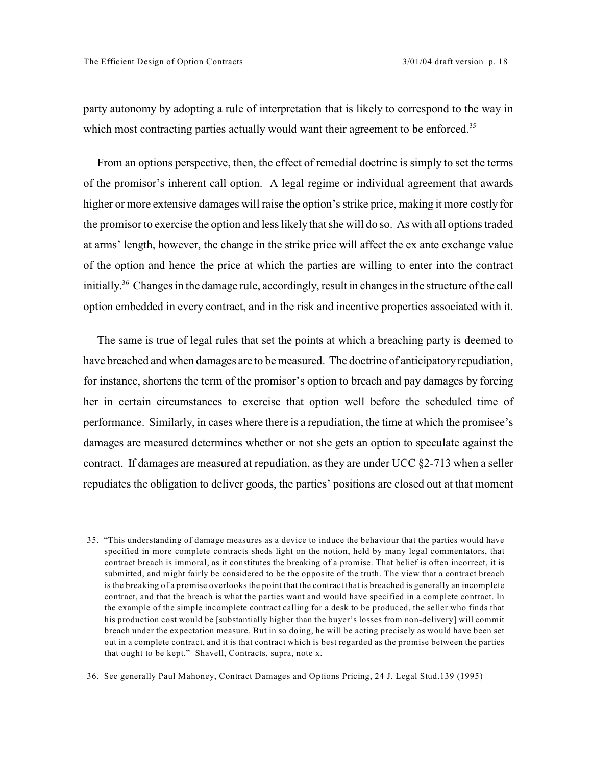party autonomy by adopting a rule of interpretation that is likely to correspond to the way in which most contracting parties actually would want their agreement to be enforced.[35]

From an options perspective, then, the effect of remedial doctrine is simply to set the terms of the promisor's inherent call option. A legal regime or individual agreement that awards higher or more extensive damages will raise the option's strike price, making it more costly for the promisor to exercise the option and less likely that she will do so. As with all options traded at arms' length, however, the change in the strike price will affect the ex ante exchange value of the option and hence the price at which the parties are willing to enter into the contract initially.[36] Changes in the damage rule, accordingly, result in changes in the structure of the call option embedded in every contract, and in the risk and incentive properties associated with it.

The same is true of legal rules that set the points at which a breaching party is deemed to have breached and when damages are to be measured. The doctrine of anticipatory repudiation, for instance, shortens the term of the promisor's option to breach and pay damages by forcing her in certain circumstances to exercise that option well before the scheduled time of performance. Similarly, in cases where there is a repudiation, the time at which the promisee's damages are measured determines whether or not she gets an option to speculate against the contract. If damages are measured at repudiation, as they are under UCC §2-713 when a seller repudiates the obligation to deliver goods, the parties' positions are closed out at that moment

---

35. "This understanding of damage measures as a device to induce the behaviour that the parties would have specified in more complete contracts sheds light on the notion, held by many legal commentators, that contract breach is immoral, as it constitutes the breaking of a promise. That belief is often incorrect, it is submitted, and might fairly be considered to be the opposite of the truth. The view that a contract breach is the breaking of a promise overlooks the point that the contract that is breached is generally an incomplete contract, and that the breach is what the parties want and would have specified in a complete contract. In the example of the simple incomplete contract calling for a desk to be produced, the seller who finds that his production cost would be [substantially higher than the buyer's losses from non-delivery] will commit breach under the expectation measure. But in so doing, he will be acting precisely as would have been set out in a complete contract, and it is that contract which is best regarded as the promise between the parties that ought to be kept." Shavell, Contracts, supra, note x.

36. See generally Paul Mahoney, Contract Damages and Options Pricing, 24 J. Legal Stud.139 (1995)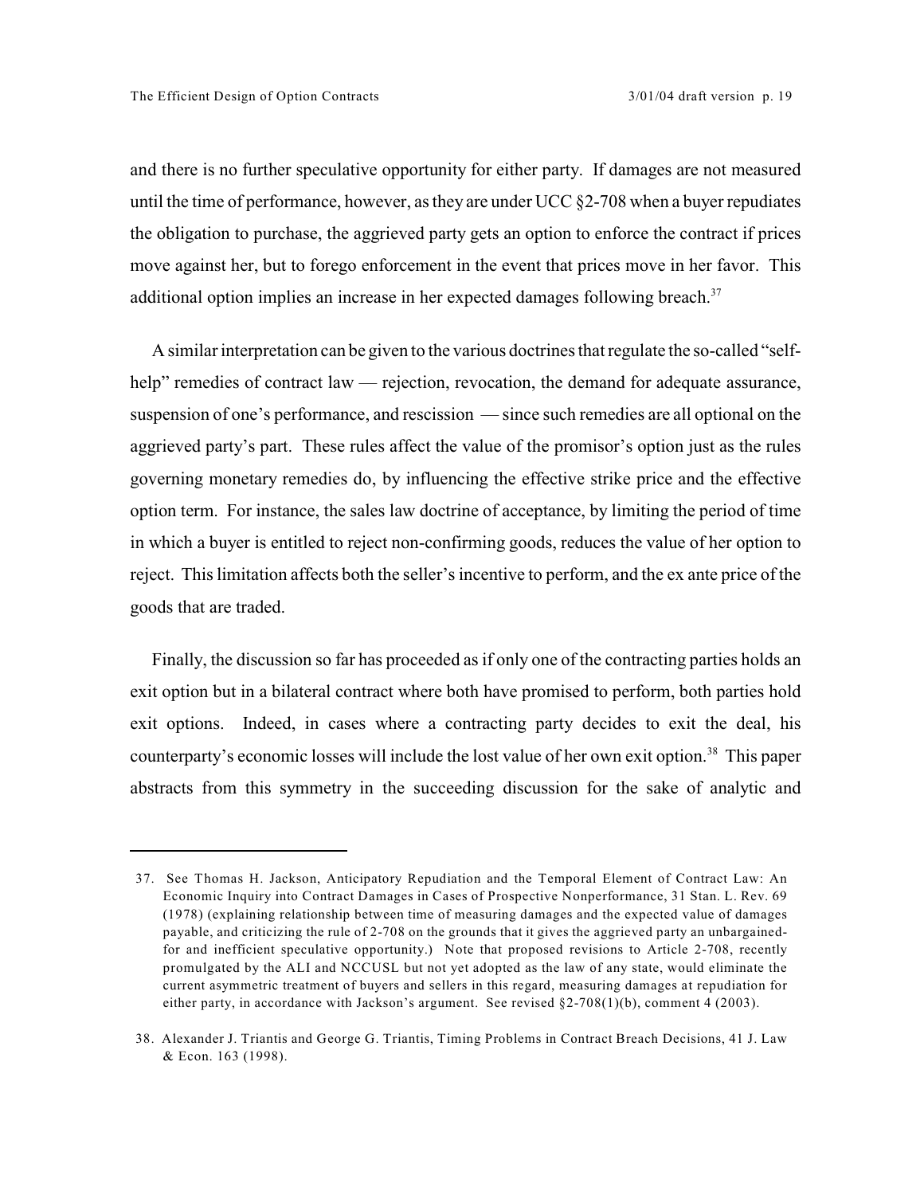and there is no further speculative opportunity for either party. If damages are not measured until the time of performance, however, as they are under UCC §2-708 when a buyer repudiates the obligation to purchase, the aggrieved party gets an option to enforce the contract if prices move against her, but to forego enforcement in the event that prices move in her favor. This additional option implies an increase in her expected damages following breach.[37]

A similar interpretation can be given to the various doctrines that regulate the so-called "self-help" remedies of contract law — rejection, revocation, the demand for adequate assurance, suspension of one's performance, and rescission — since such remedies are all optional on the aggrieved party's part. These rules affect the value of the promisor's option just as the rules governing monetary remedies do, by influencing the effective strike price and the effective option term. For instance, the sales law doctrine of acceptance, by limiting the period of time in which a buyer is entitled to reject non-confirming goods, reduces the value of her option to reject. This limitation affects both the seller's incentive to perform, and the ex ante price of the goods that are traded.

Finally, the discussion so far has proceeded as if only one of the contracting parties holds an exit option but in a bilateral contract where both have promised to perform, both parties hold exit options. Indeed, in cases where a contracting party decides to exit the deal, his counterparty's economic losses will include the lost value of her own exit option.[38] This paper abstracts from this symmetry in the succeeding discussion for the sake of analytic and

---

37. See Thomas H. Jackson, Anticipatory Repudiation and the Temporal Element of Contract Law: An Economic Inquiry into Contract Damages in Cases of Prospective Nonperformance, 31 Stan. L. Rev. 69 (1978) (explaining relationship between time of measuring damages and the expected value of damages payable, and criticizing the rule of 2-708 on the grounds that it gives the aggrieved party an unbargained-for and inefficient speculative opportunity.) Note that proposed revisions to Article 2-708, recently promulgated by the ALI and NCCUSL but not yet adopted as the law of any state, would eliminate the current asymmetric treatment of buyers and sellers in this regard, measuring damages at repudiation for either party, in accordance with Jackson's argument. See revised §2-708(1)(b), comment 4 (2003).

38. Alexander J. Triantis and George G. Triantis, Timing Problems in Contract Breach Decisions, 41 J. Law & Econ. 163 (1998).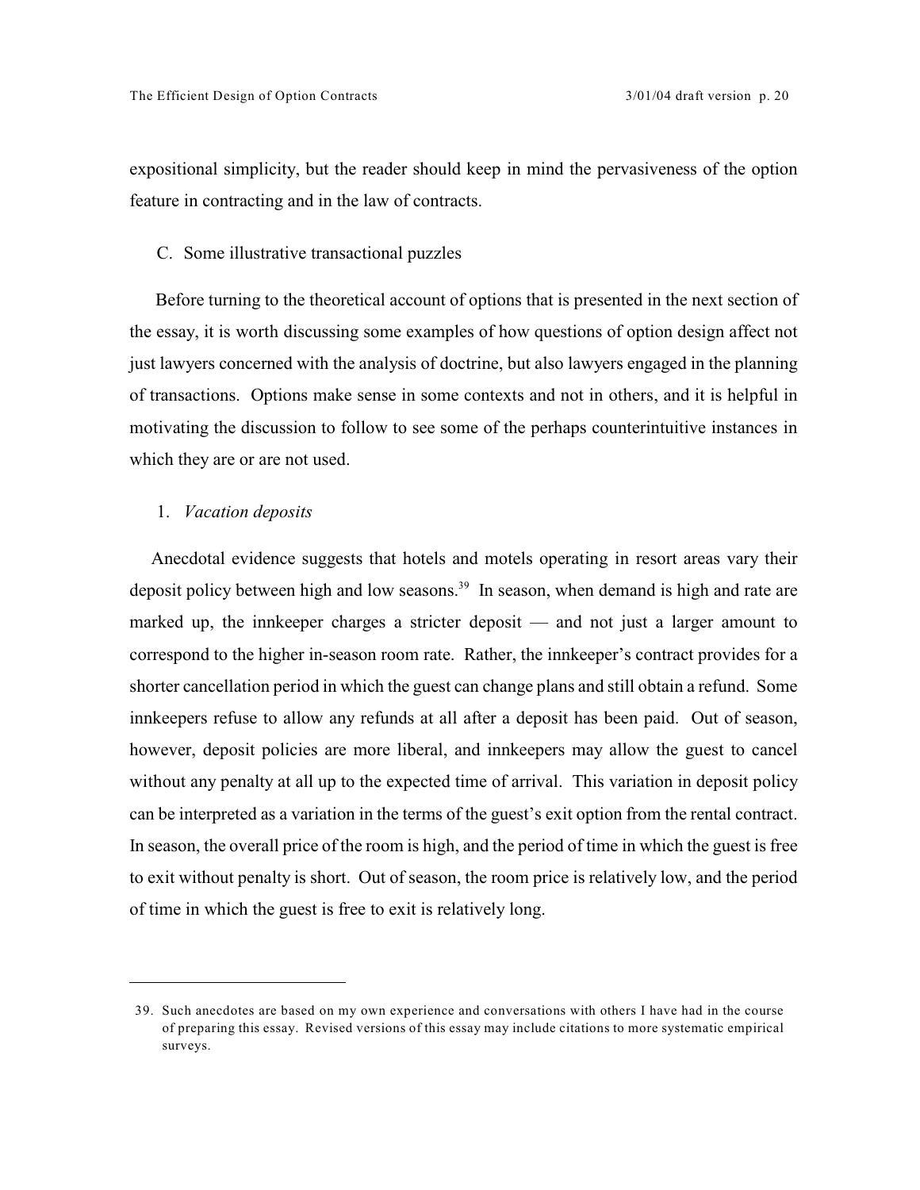expositional simplicity, but the reader should keep in mind the pervasiveness of the option feature in contracting and in the law of contracts.

### C. Some illustrative transactional puzzles

Before turning to the theoretical account of options that is presented in the next section of the essay, it is worth discussing some examples of how questions of option design affect not just lawyers concerned with the analysis of doctrine, but also lawyers engaged in the planning of transactions. Options make sense in some contexts and not in others, and it is helpful in motivating the discussion to follow to see some of the perhaps counterintuitive instances in which they are or are not used.

#### 1. *Vacation deposits*

Anecdotal evidence suggests that hotels and motels operating in resort areas vary their deposit policy between high and low seasons.[39] In season, when demand is high and rate are marked up, the innkeeper charges a stricter deposit — and not just a larger amount to correspond to the higher in-season room rate. Rather, the innkeeper's contract provides for a shorter cancellation period in which the guest can change plans and still obtain a refund. Some innkeepers refuse to allow any refunds at all after a deposit has been paid. Out of season, however, deposit policies are more liberal, and innkeepers may allow the guest to cancel without any penalty at all up to the expected time of arrival. This variation in deposit policy can be interpreted as a variation in the terms of the guest's exit option from the rental contract. In season, the overall price of the room is high, and the period of time in which the guest is free to exit without penalty is short. Out of season, the room price is relatively low, and the period of time in which the guest is free to exit is relatively long.

---

39. Such anecdotes are based on my own experience and conversations with others I have had in the course of preparing this essay. Revised versions of this essay may include citations to more systematic empirical surveys.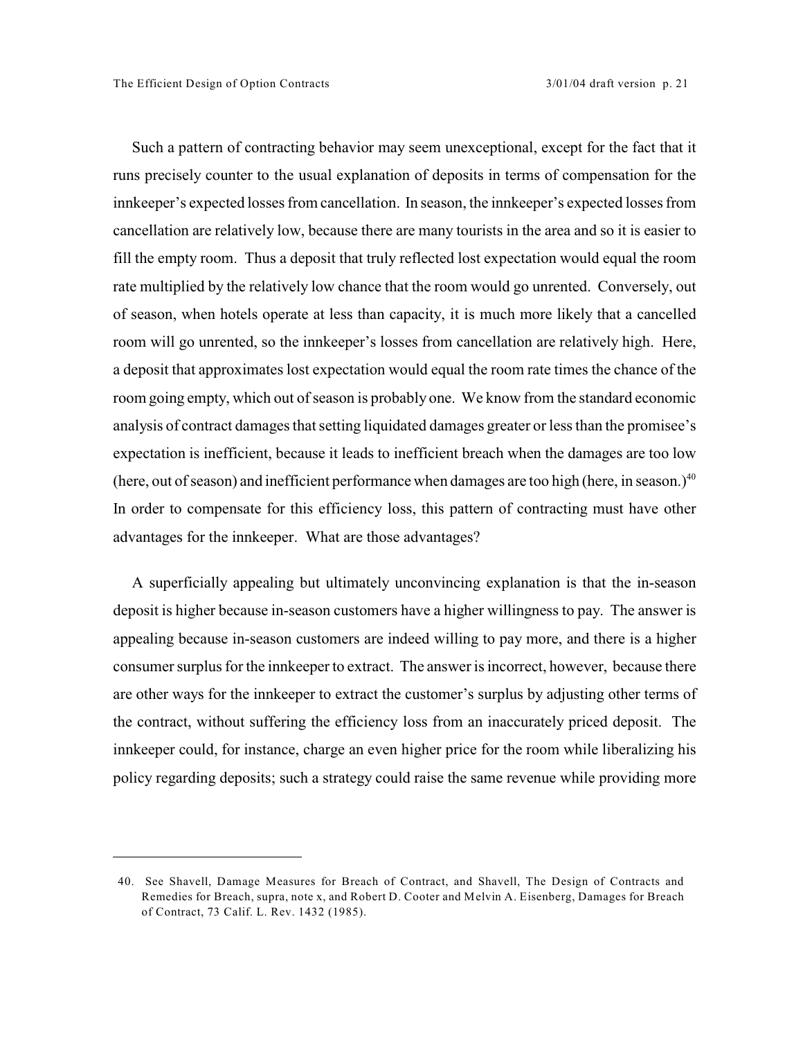Such a pattern of contracting behavior may seem unexceptional, except for the fact that it runs precisely counter to the usual explanation of deposits in terms of compensation for the innkeeper's expected losses from cancellation. In season, the innkeeper's expected losses from cancellation are relatively low, because there are many tourists in the area and so it is easier to fill the empty room. Thus a deposit that truly reflected lost expectation would equal the room rate multiplied by the relatively low chance that the room would go unrented. Conversely, out of season, when hotels operate at less than capacity, it is much more likely that a cancelled room will go unrented, so the innkeeper's losses from cancellation are relatively high. Here, a deposit that approximates lost expectation would equal the room rate times the chance of the room going empty, which out of season is probably one. We know from the standard economic analysis of contract damages that setting liquidated damages greater or less than the promisee's expectation is inefficient, because it leads to inefficient breach when the damages are too low (here, out of season) and inefficient performance when damages are too high (here, in season.)[40] In order to compensate for this efficiency loss, this pattern of contracting must have other advantages for the innkeeper. What are those advantages?

A superficially appealing but ultimately unconvincing explanation is that the in-season deposit is higher because in-season customers have a higher willingness to pay. The answer is appealing because in-season customers are indeed willing to pay more, and there is a higher consumer surplus for the innkeeper to extract. The answer is incorrect, however, because there are other ways for the innkeeper to extract the customer's surplus by adjusting other terms of the contract, without suffering the efficiency loss from an inaccurately priced deposit. The innkeeper could, for instance, charge an even higher price for the room while liberalizing his policy regarding deposits; such a strategy could raise the same revenue while providing more

---

40. See Shavell, Damage Measures for Breach of Contract, and Shavell, The Design of Contracts and Remedies for Breach, supra, note x, and Robert D. Cooter and Melvin A. Eisenberg, Damages for Breach of Contract, 73 Calif. L. Rev. 1432 (1985).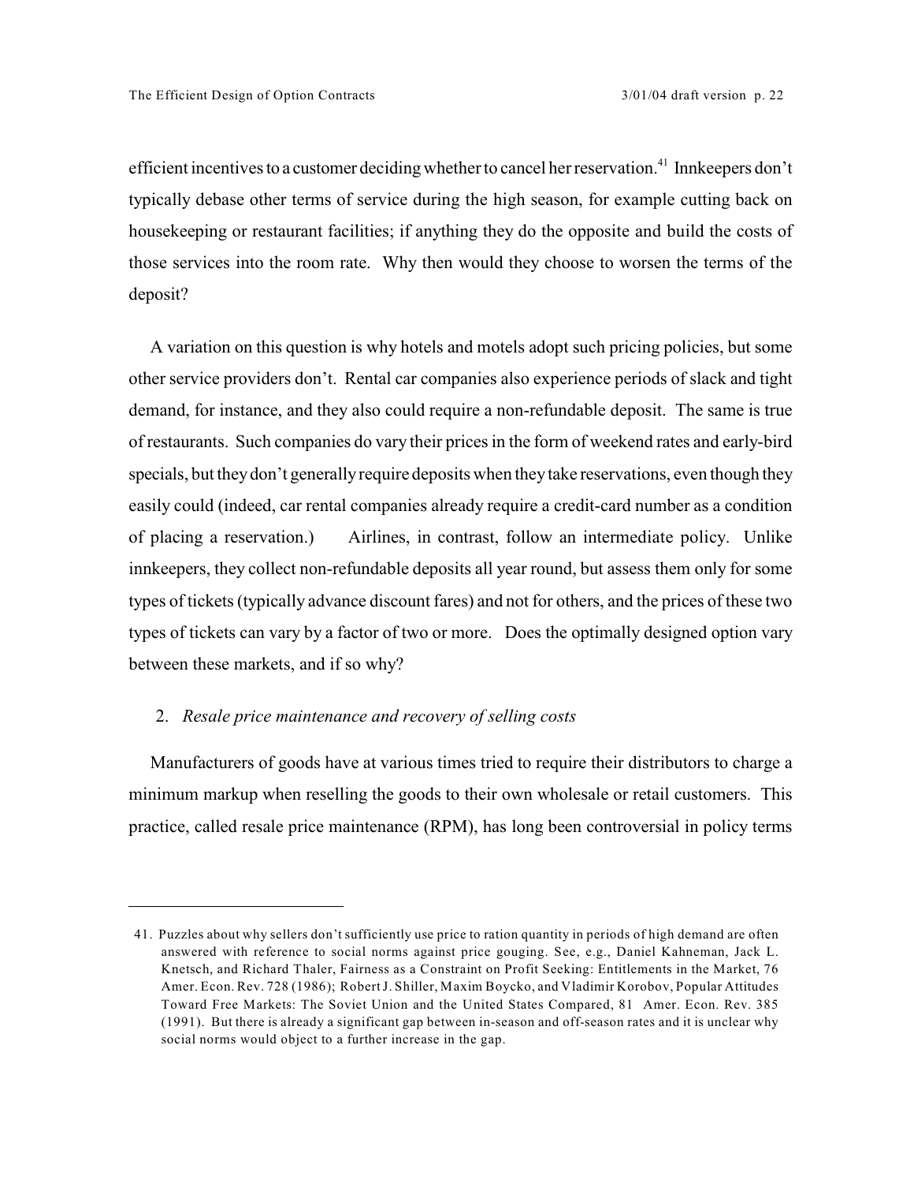efficient incentives to a customer deciding whether to cancel her reservation.[41] Innkeepers don't typically debase other terms of service during the high season, for example cutting back on housekeeping or restaurant facilities; if anything they do the opposite and build the costs of those services into the room rate. Why then would they choose to worsen the terms of the deposit?

A variation on this question is why hotels and motels adopt such pricing policies, but some other service providers don't. Rental car companies also experience periods of slack and tight demand, for instance, and they also could require a non-refundable deposit. The same is true of restaurants. Such companies do vary their prices in the form of weekend rates and early-bird specials, but they don't generally require deposits when they take reservations, even though they easily could (indeed, car rental companies already require a credit-card number as a condition of placing a reservation.) Airlines, in contrast, follow an intermediate policy. Unlike innkeepers, they collect non-refundable deposits all year round, but assess them only for some types of tickets (typically advance discount fares) and not for others, and the prices of these two types of tickets can vary by a factor of two or more. Does the optimally designed option vary between these markets, and if so why?

### 2. *Resale price maintenance and recovery of selling costs*

Manufacturers of goods have at various times tried to require their distributors to charge a minimum markup when reselling the goods to their own wholesale or retail customers. This practice, called resale price maintenance (RPM), has long been controversial in policy terms

---

41. Puzzles about why sellers don't sufficiently use price to ration quantity in periods of high demand are often answered with reference to social norms against price gouging. See, e.g., Daniel Kahneman, Jack L. Knetsch, and Richard Thaler, Fairness as a Constraint on Profit Seeking: Entitlements in the Market, 76 Amer. Econ. Rev. 728 (1986); Robert J. Shiller, Maxim Boycko, and Vladimir Korobov, Popular Attitudes Toward Free Markets: The Soviet Union and the United States Compared, 81 Amer. Econ. Rev. 385 (1991). But there is already a significant gap between in-season and off-season rates and it is unclear why social norms would object to a further increase in the gap.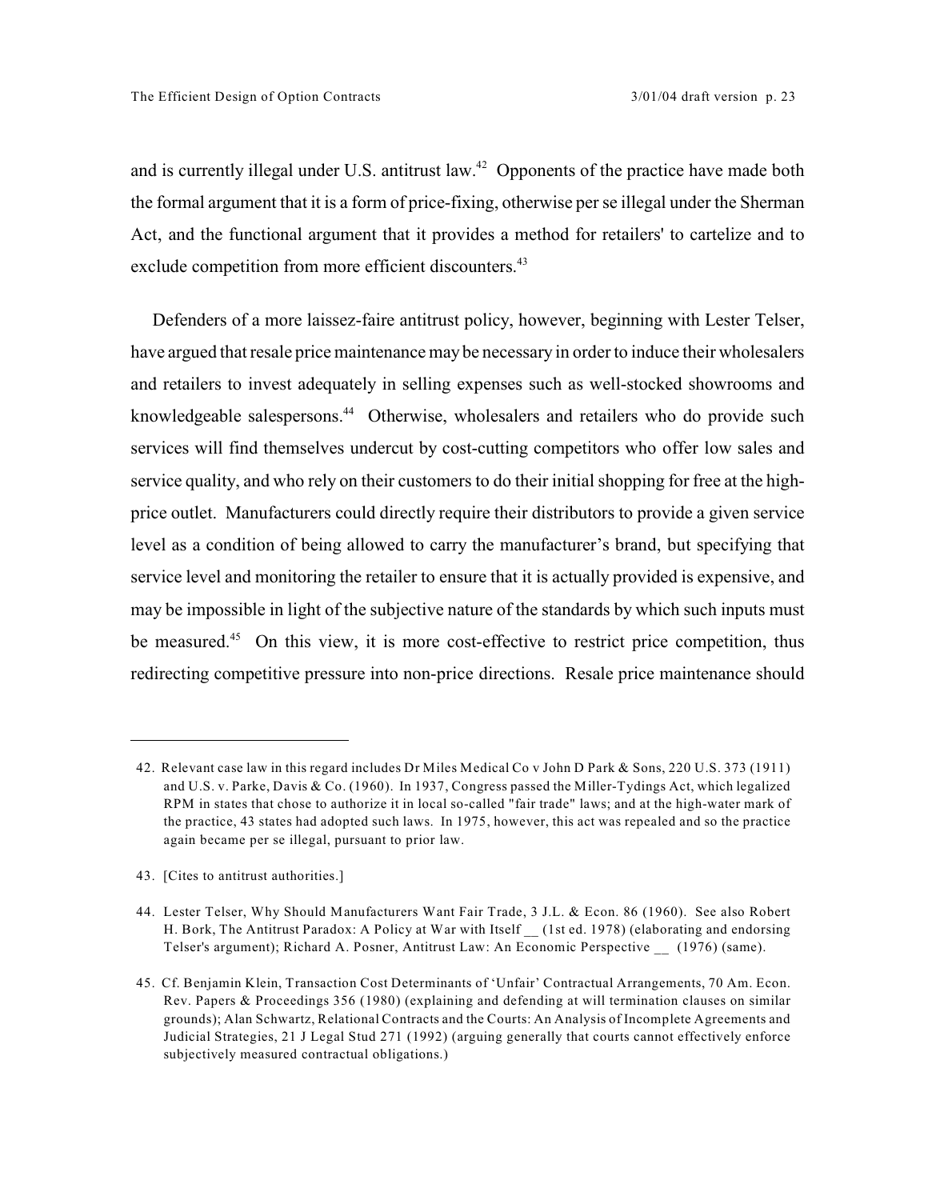and is currently illegal under U.S. antitrust law.[42] Opponents of the practice have made both the formal argument that it is a form of price-fixing, otherwise per se illegal under the Sherman Act, and the functional argument that it provides a method for retailers' to cartelize and to exclude competition from more efficient discounters.[43]

Defenders of a more laissez-faire antitrust policy, however, beginning with Lester Telser, have argued that resale price maintenance may be necessary in order to induce their wholesalers and retailers to invest adequately in selling expenses such as well-stocked showrooms and knowledgeable salespersons.[44] Otherwise, wholesalers and retailers who do provide such services will find themselves undercut by cost-cutting competitors who offer low sales and service quality, and who rely on their customers to do their initial shopping for free at the high-price outlet. Manufacturers could directly require their distributors to provide a given service level as a condition of being allowed to carry the manufacturer's brand, but specifying that service level and monitoring the retailer to ensure that it is actually provided is expensive, and may be impossible in light of the subjective nature of the standards by which such inputs must be measured.[45] On this view, it is more cost-effective to restrict price competition, thus redirecting competitive pressure into non-price directions. Resale price maintenance should

---

42. Relevant case law in this regard includes Dr Miles Medical Co v John D Park & Sons, 220 U.S. 373 (1911) and U.S. v. Parke, Davis & Co. (1960). In 1937, Congress passed the Miller-Tydings Act, which legalized RPM in states that chose to authorize it in local so-called "fair trade" laws; and at the high-water mark of the practice, 43 states had adopted such laws. In 1975, however, this act was repealed and so the practice again became per se illegal, pursuant to prior law.

43. [Cites to antitrust authorities.]

44. Lester Telser, Why Should Manufacturers Want Fair Trade, 3 J.L. & Econ. 86 (1960). See also Robert H. Bork, The Antitrust Paradox: A Policy at War with Itself __ (1st ed. 1978) (elaborating and endorsing Telser's argument); Richard A. Posner, Antitrust Law: An Economic Perspective __ (1976) (same).

45. Cf. Benjamin Klein, Transaction Cost Determinants of 'Unfair' Contractual Arrangements, 70 Am. Econ. Rev. Papers & Proceedings 356 (1980) (explaining and defending at will termination clauses on similar grounds); Alan Schwartz, Relational Contracts and the Courts: An Analysis of Incomplete Agreements and Judicial Strategies, 21 J Legal Stud 271 (1992) (arguing generally that courts cannot effectively enforce subjectively measured contractual obligations.)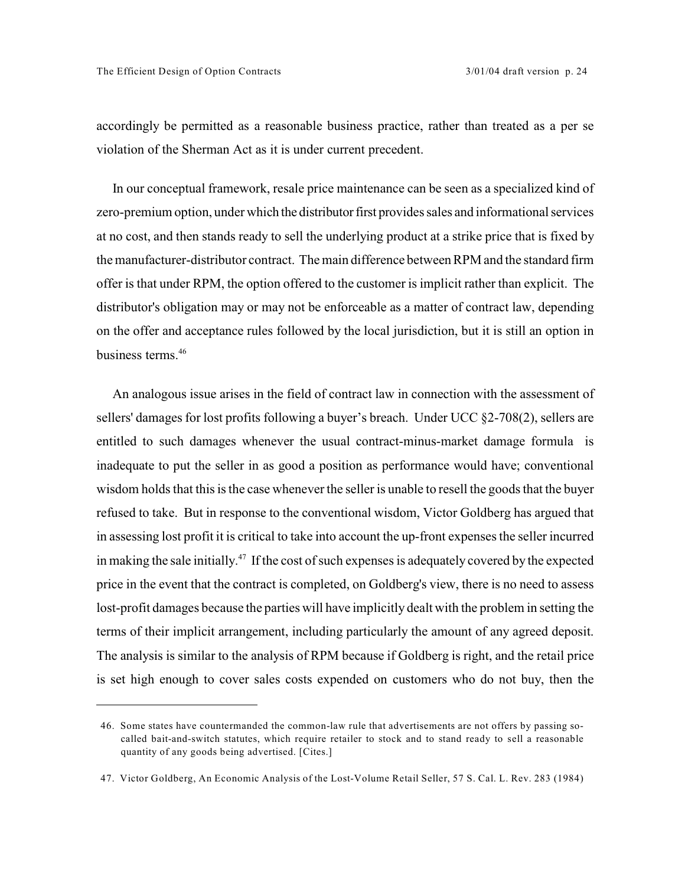accordingly be permitted as a reasonable business practice, rather than treated as a per se violation of the Sherman Act as it is under current precedent.

In our conceptual framework, resale price maintenance can be seen as a specialized kind of zero-premium option, under which the distributor first provides sales and informational services at no cost, and then stands ready to sell the underlying product at a strike price that is fixed by the manufacturer-distributor contract. The main difference between RPM and the standard firm offer is that under RPM, the option offered to the customer is implicit rather than explicit. The distributor's obligation may or may not be enforceable as a matter of contract law, depending on the offer and acceptance rules followed by the local jurisdiction, but it is still an option in business terms.[46]

An analogous issue arises in the field of contract law in connection with the assessment of sellers' damages for lost profits following a buyer's breach. Under UCC §2-708(2), sellers are entitled to such damages whenever the usual contract-minus-market damage formula is inadequate to put the seller in as good a position as performance would have; conventional wisdom holds that this is the case whenever the seller is unable to resell the goods that the buyer refused to take. But in response to the conventional wisdom, Victor Goldberg has argued that in assessing lost profit it is critical to take into account the up-front expenses the seller incurred in making the sale initially.[47] If the cost of such expenses is adequately covered by the expected price in the event that the contract is completed, on Goldberg's view, there is no need to assess lost-profit damages because the parties will have implicitly dealt with the problem in setting the terms of their implicit arrangement, including particularly the amount of any agreed deposit. The analysis is similar to the analysis of RPM because if Goldberg is right, and the retail price is set high enough to cover sales costs expended on customers who do not buy, then the

---

46. Some states have countermanded the common-law rule that advertisements are not offers by passing so-called bait-and-switch statutes, which require retailer to stock and to stand ready to sell a reasonable quantity of any goods being advertised. [Cites.]

47. Victor Goldberg, An Economic Analysis of the Lost-Volume Retail Seller, 57 S. Cal. L. Rev. 283 (1984)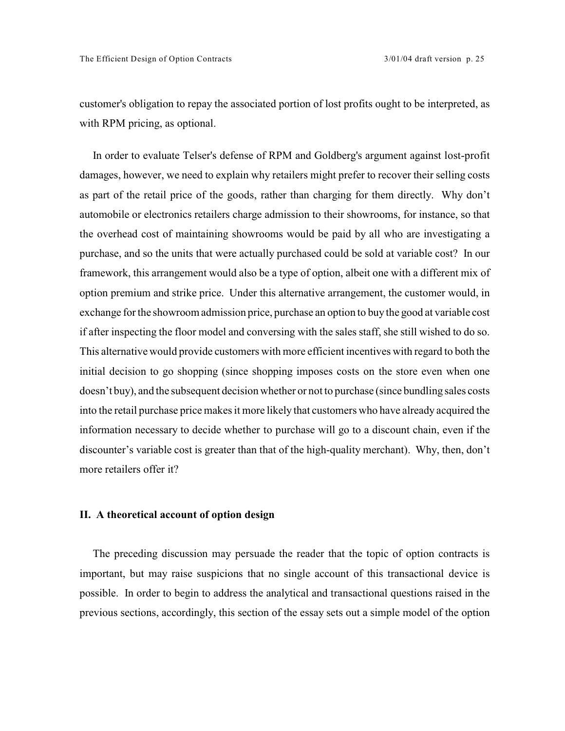customer's obligation to repay the associated portion of lost profits ought to be interpreted, as with RPM pricing, as optional.

In order to evaluate Telser's defense of RPM and Goldberg's argument against lost-profit damages, however, we need to explain why retailers might prefer to recover their selling costs as part of the retail price of the goods, rather than charging for them directly. Why don't automobile or electronics retailers charge admission to their showrooms, for instance, so that the overhead cost of maintaining showrooms would be paid by all who are investigating a purchase, and so the units that were actually purchased could be sold at variable cost? In our framework, this arrangement would also be a type of option, albeit one with a different mix of option premium and strike price. Under this alternative arrangement, the customer would, in exchange for the showroom admission price, purchase an option to buy the good at variable cost if after inspecting the floor model and conversing with the sales staff, she still wished to do so. This alternative would provide customers with more efficient incentives with regard to both the initial decision to go shopping (since shopping imposes costs on the store even when one doesn't buy), and the subsequent decision whether or not to purchase (since bundling sales costs into the retail purchase price makes it more likely that customers who have already acquired the information necessary to decide whether to purchase will go to a discount chain, even if the discounter's variable cost is greater than that of the high-quality merchant). Why, then, don't more retailers offer it?

## II. A theoretical account of option design

The preceding discussion may persuade the reader that the topic of option contracts is important, but may raise suspicions that no single account of this transactional device is possible. In order to begin to address the analytical and transactional questions raised in the previous sections, accordingly, this section of the essay sets out a simple model of the option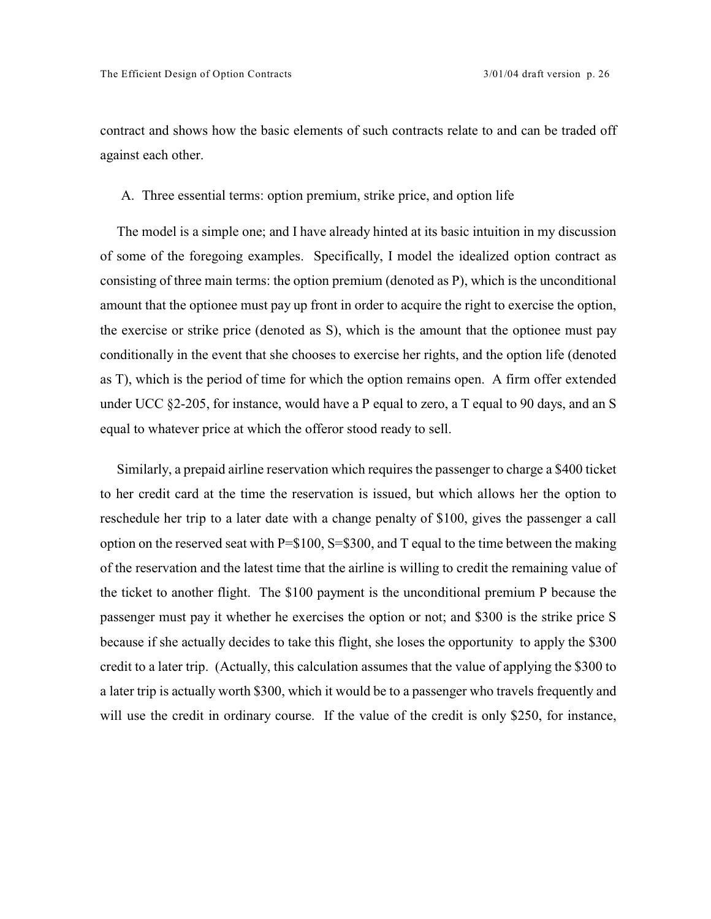contract and shows how the basic elements of such contracts relate to and can be traded off against each other.

### A. Three essential terms: option premium, strike price, and option life

The model is a simple one; and I have already hinted at its basic intuition in my discussion of some of the foregoing examples. Specifically, I model the idealized option contract as consisting of three main terms: the option premium (denoted as P), which is the unconditional amount that the optionee must pay up front in order to acquire the right to exercise the option, the exercise or strike price (denoted as S), which is the amount that the optionee must pay conditionally in the event that she chooses to exercise her rights, and the option life (denoted as T), which is the period of time for which the option remains open. A firm offer extended under UCC §2-205, for instance, would have a P equal to zero, a T equal to 90 days, and an S equal to whatever price at which the offeror stood ready to sell.

Similarly, a prepaid airline reservation which requires the passenger to charge a $400 ticket to her credit card at the time the reservation is issued, but which allows her the option to reschedule her trip to a later date with a change penalty of $100, gives the passenger a call option on the reserved seat with P=$100, S=$300, and T equal to the time between the making of the reservation and the latest time that the airline is willing to credit the remaining value of the ticket to another flight. The $100 payment is the unconditional premium P because the passenger must pay it whether he exercises the option or not; and $300 is the strike price S because if she actually decides to take this flight, she loses the opportunity to apply the $300 credit to a later trip. (Actually, this calculation assumes that the value of applying the $300 to a later trip is actually worth $300, which it would be to a passenger who travels frequently and will use the credit in ordinary course. If the value of the credit is only $250, for instance,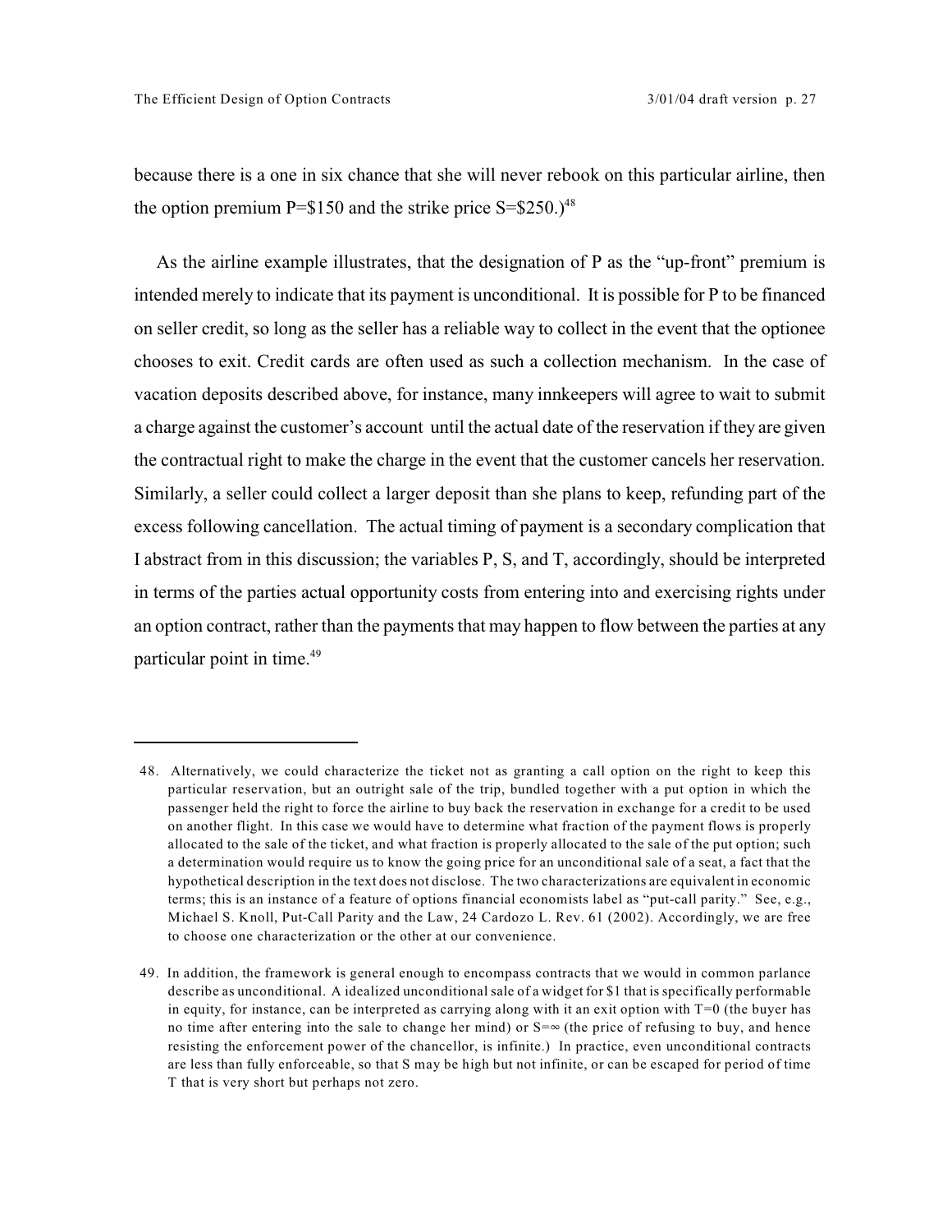because there is a one in six chance that she will never rebook on this particular airline, then the option premium P=$150 and the strike price S=$250.)[48]

As the airline example illustrates, that the designation of P as the "up-front" premium is intended merely to indicate that its payment is unconditional. It is possible for P to be financed on seller credit, so long as the seller has a reliable way to collect in the event that the optionee chooses to exit. Credit cards are often used as such a collection mechanism. In the case of vacation deposits described above, for instance, many innkeepers will agree to wait to submit a charge against the customer's account until the actual date of the reservation if they are given the contractual right to make the charge in the event that the customer cancels her reservation. Similarly, a seller could collect a larger deposit than she plans to keep, refunding part of the excess following cancellation. The actual timing of payment is a secondary complication that I abstract from in this discussion; the variables P, S, and T, accordingly, should be interpreted in terms of the parties actual opportunity costs from entering into and exercising rights under an option contract, rather than the payments that may happen to flow between the parties at any particular point in time.[49]

---

48. Alternatively, we could characterize the ticket not as granting a call option on the right to keep this particular reservation, but an outright sale of the trip, bundled together with a put option in which the passenger held the right to force the airline to buy back the reservation in exchange for a credit to be used on another flight. In this case we would have to determine what fraction of the payment flows is properly allocated to the sale of the ticket, and what fraction is properly allocated to the sale of the put option; such a determination would require us to know the going price for an unconditional sale of a seat, a fact that the hypothetical description in the text does not disclose. The two characterizations are equivalent in economic terms; this is an instance of a feature of options financial economists label as "put-call parity." See, e.g., Michael S. Knoll, Put-Call Parity and the Law, 24 Cardozo L. Rev. 61 (2002). Accordingly, we are free to choose one characterization or the other at our convenience.

49. In addition, the framework is general enough to encompass contracts that we would in common parlance describe as unconditional. A idealized unconditional sale of a widget for $1 that is specifically performable in equity, for instance, can be interpreted as carrying along with it an exit option with $T=0$ (the buyer has no time after entering into the sale to change her mind) or $S=\infty$ (the price of refusing to buy, and hence resisting the enforcement power of the chancellor, is infinite.) In practice, even unconditional contracts are less than fully enforceable, so that S may be high but not infinite, or can be escaped for period of time T that is very short but perhaps not zero.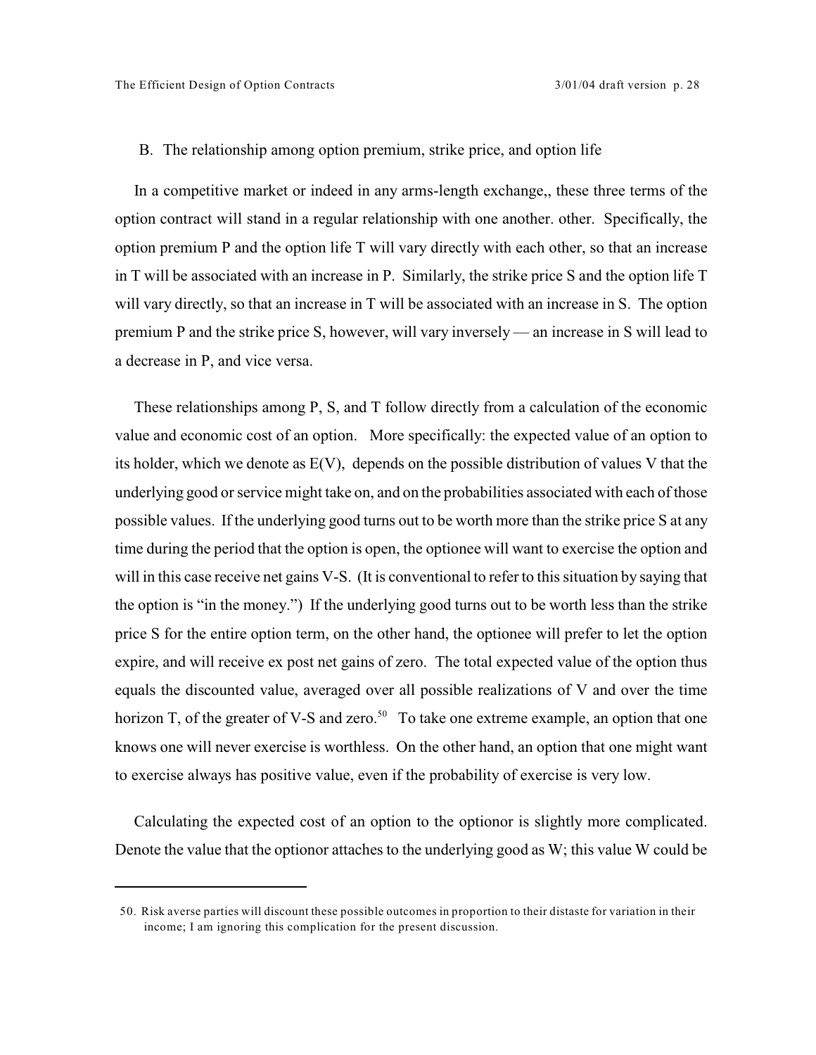## B. The relationship among option premium, strike price, and option life

In a competitive market or indeed in any arms-length exchange,, these three terms of the option contract will stand in a regular relationship with one another. other. Specifically, the option premium P and the option life T will vary directly with each other, so that an increase in T will be associated with an increase in P. Similarly, the strike price S and the option life T will vary directly, so that an increase in T will be associated with an increase in S. The option premium P and the strike price S, however, will vary inversely — an increase in S will lead to a decrease in P, and vice versa.

These relationships among P, S, and T follow directly from a calculation of the economic value and economic cost of an option. More specifically: the expected value of an option to its holder, which we denote as E(V), depends on the possible distribution of values V that the underlying good or service might take on, and on the probabilities associated with each of those possible values. If the underlying good turns out to be worth more than the strike price S at any time during the period that the option is open, the optionee will want to exercise the option and will in this case receive net gains V-S. (It is conventional to refer to this situation by saying that the option is "in the money.") If the underlying good turns out to be worth less than the strike price S for the entire option term, on the other hand, the optionee will prefer to let the option expire, and will receive ex post net gains of zero. The total expected value of the option thus equals the discounted value, averaged over all possible realizations of V and over the time horizon T, of the greater of V-S and zero.[50] To take one extreme example, an option that one knows one will never exercise is worthless. On the other hand, an option that one might want to exercise always has positive value, even if the probability of exercise is very low.

Calculating the expected cost of an option to the optionor is slightly more complicated. Denote the value that the optionor attaches to the underlying good as W; this value W could be

---

50. Risk averse parties will discount these possible outcomes in proportion to their distaste for variation in their income; I am ignoring this complication for the present discussion.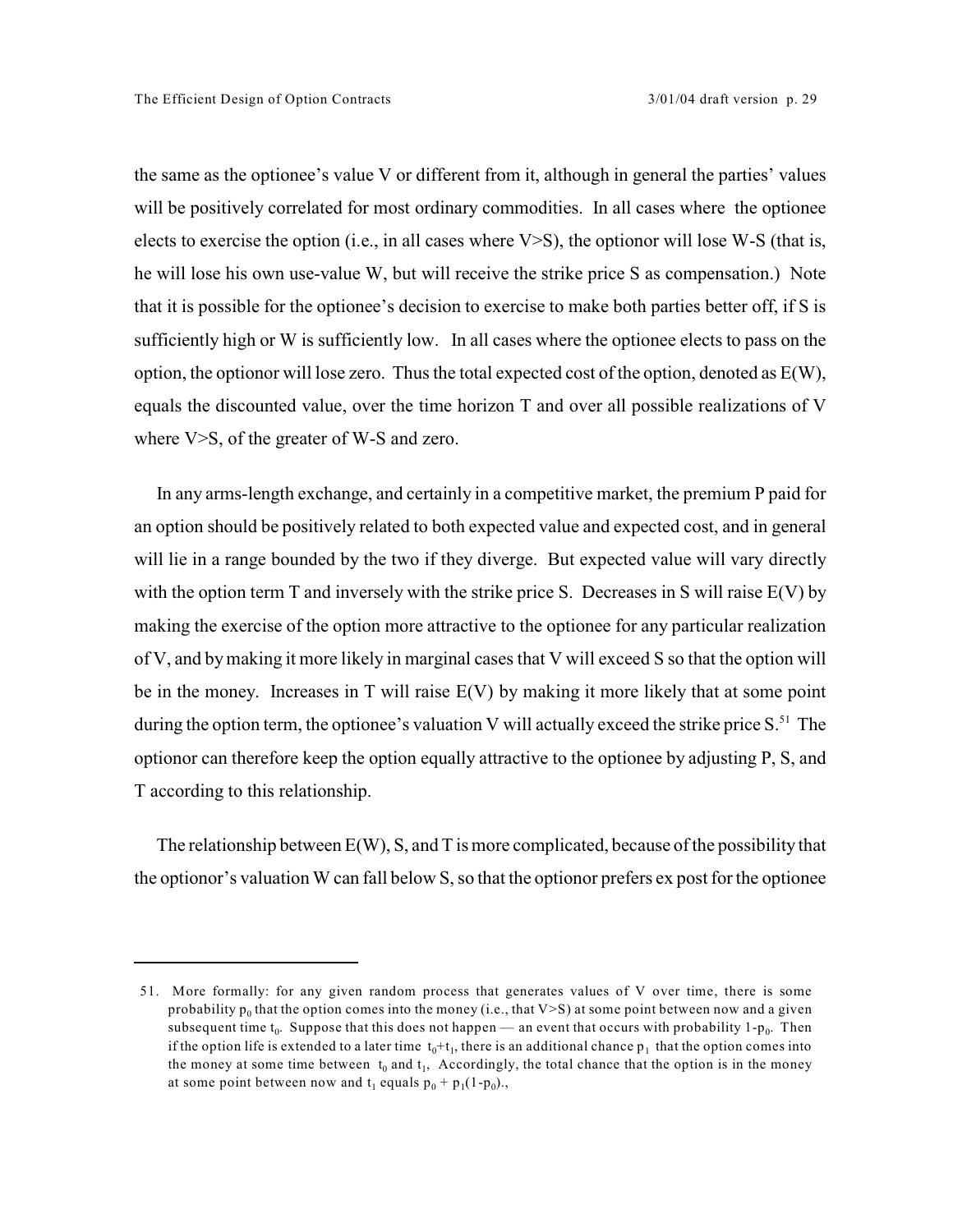the same as the optionee's value V or different from it, although in general the parties' values will be positively correlated for most ordinary commodities. In all cases where the optionee elects to exercise the option (i.e., in all cases where $V>S$), the optionor will lose $W-S$ (that is, he will lose his own use-value W, but will receive the strike price S as compensation.) Note that it is possible for the optionee's decision to exercise to make both parties better off, if S is sufficiently high or W is sufficiently low. In all cases where the optionee elects to pass on the option, the optionor will lose zero. Thus the total expected cost of the option, denoted as E(W), equals the discounted value, over the time horizon T and over all possible realizations of V where $V>S$, of the greater of $W-S$ and zero.

In any arms-length exchange, and certainly in a competitive market, the premium P paid for an option should be positively related to both expected value and expected cost, and in general will lie in a range bounded by the two if they diverge. But expected value will vary directly with the option term T and inversely with the strike price S. Decreases in S will raise E(V) by making the exercise of the option more attractive to the optionee for any particular realization of V, and by making it more likely in marginal cases that V will exceed S so that the option will be in the money. Increases in T will raise E(V) by making it more likely that at some point during the option term, the optionee's valuation V will actually exceed the strike price S.[51] The optionor can therefore keep the option equally attractive to the optionee by adjusting P, S, and T according to this relationship.

The relationship between E(W), S, and T is more complicated, because of the possibility that the optionor's valuation W can fall below S, so that the optionor prefers ex post for the optionee

---

51. More formally: for any given random process that generates values of V over time, there is some probability $p_0$ that the option comes into the money (i.e., that $V>S$) at some point between now and a given subsequent time $t_0$. Suppose that this does not happen — an event that occurs with probability $1-p_0$. Then if the option life is extended to a later time $t_0+t_1$, there is an additional chance $p_1$ that the option comes into the money at some time between $t_0$ and $t_1$, Accordingly, the total chance that the option is in the money at some point between now and $t_1$ equals $p_0 + p_1(1-p_0)$.,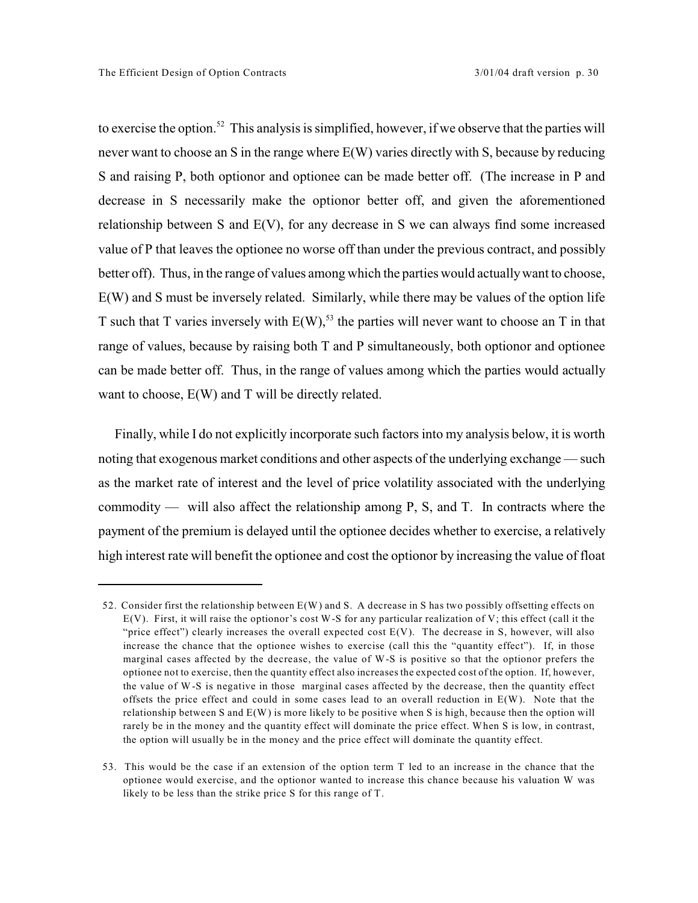to exercise the option.[52] This analysis is simplified, however, if we observe that the parties will never want to choose an $S$ in the range where $E(W)$ varies directly with $S$, because by reducing $S$ and raising $P$, both optionor and optionee can be made better off. (The increase in $P$ and decrease in $S$ necessarily make the optionor better off, and given the aforementioned relationship between $S$ and $E(V)$, for any decrease in $S$ we can always find some increased value of $P$ that leaves the optionee no worse off than under the previous contract, and possibly better off). Thus, in the range of values among which the parties would actually want to choose, $E(W)$ and $S$ must be inversely related. Similarly, while there may be values of the option life $T$ such that $T$ varies inversely with $E(W)$,[53] the parties will never want to choose an $T$ in that range of values, because by raising both $T$ and $P$ simultaneously, both optionor and optionee can be made better off. Thus, in the range of values among which the parties would actually want to choose, $E(W)$ and $T$ will be directly related.

Finally, while I do not explicitly incorporate such factors into my analysis below, it is worth noting that exogenous market conditions and other aspects of the underlying exchange — such as the market rate of interest and the level of price volatility associated with the underlying commodity — will also affect the relationship among $P$, $S$, and $T$. In contracts where the payment of the premium is delayed until the optionee decides whether to exercise, a relatively high interest rate will benefit the optionee and cost the optionor by increasing the value of float

---

52. Consider first the relationship between $E(W)$ and $S$. A decrease in $S$ has two possibly offsetting effects on $E(V)$. First, it will raise the optionor's cost $W$-$S$ for any particular realization of $V$; this effect (call it the "price effect") clearly increases the overall expected cost $E(V)$. The decrease in $S$, however, will also increase the chance that the optionee wishes to exercise (call this the "quantity effect"). If, in those marginal cases affected by the decrease, the value of $W$-$S$ is positive so that the optionor prefers the optionee not to exercise, then the quantity effect also increases the expected cost of the option. If, however, the value of $W$-$S$ is negative in those marginal cases affected by the decrease, then the quantity effect offsets the price effect and could in some cases lead to an overall reduction in $E(W)$. Note that the relationship between $S$ and $E(W)$ is more likely to be positive when $S$ is high, because then the option will rarely be in the money and the quantity effect will dominate the price effect. When $S$ is low, in contrast, the option will usually be in the money and the price effect will dominate the quantity effect.

53. This would be the case if an extension of the option term $T$ led to an increase in the chance that the optionee would exercise, and the optionor wanted to increase this chance because his valuation $W$ was likely to be less than the strike price $S$ for this range of $T$.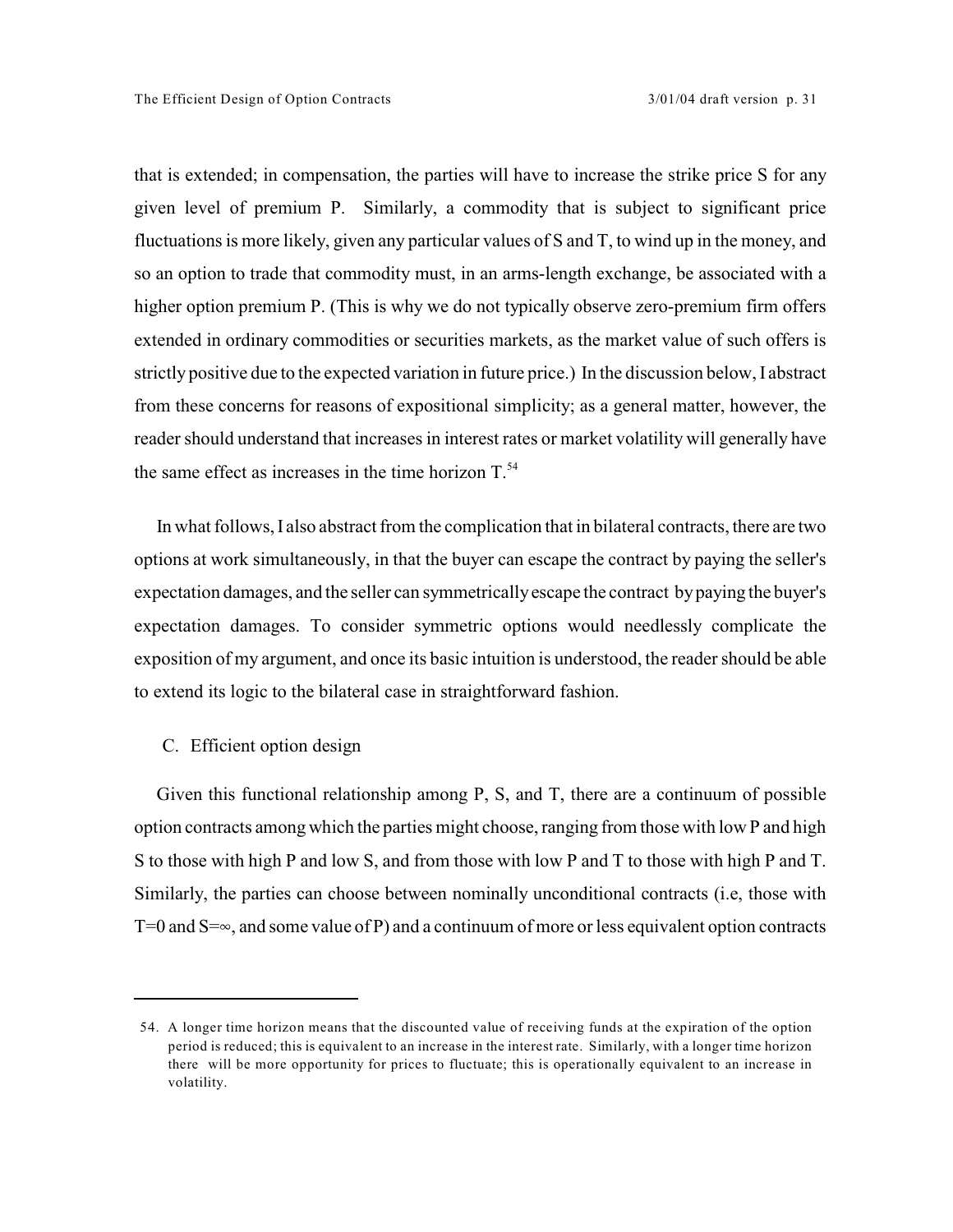that is extended; in compensation, the parties will have to increase the strike price S for any given level of premium P. Similarly, a commodity that is subject to significant price fluctuations is more likely, given any particular values of S and T, to wind up in the money, and so an option to trade that commodity must, in an arms-length exchange, be associated with a higher option premium P. (This is why we do not typically observe zero-premium firm offers extended in ordinary commodities or securities markets, as the market value of such offers is strictly positive due to the expected variation in future price.) In the discussion below, I abstract from these concerns for reasons of expositional simplicity; as a general matter, however, the reader should understand that increases in interest rates or market volatility will generally have the same effect as increases in the time horizon T.[54]

In what follows, I also abstract from the complication that in bilateral contracts, there are two options at work simultaneously, in that the buyer can escape the contract by paying the seller's expectation damages, and the seller can symmetrically escape the contract by paying the buyer's expectation damages. To consider symmetric options would needlessly complicate the exposition of my argument, and once its basic intuition is understood, the reader should be able to extend its logic to the bilateral case in straightforward fashion.

## C. Efficient option design

Given this functional relationship among P, S, and T, there are a continuum of possible option contracts among which the parties might choose, ranging from those with low P and high S to those with high P and low S, and from those with low P and T to those with high P and T. Similarly, the parties can choose between nominally unconditional contracts (i.e, those with $T=0$ and $S=\infty$, and some value of P) and a continuum of more or less equivalent option contracts

54. A longer time horizon means that the discounted value of receiving funds at the expiration of the option period is reduced; this is equivalent to an increase in the interest rate. Similarly, with a longer time horizon there will be more opportunity for prices to fluctuate; this is operationally equivalent to an increase in volatility.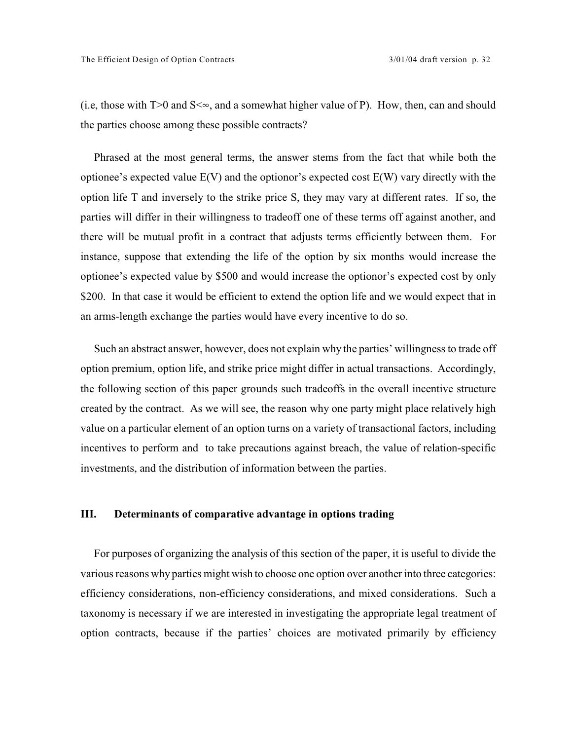(i.e, those with $T>0$ and $S<\infty$, and a somewhat higher value of P). How, then, can and should the parties choose among these possible contracts?

Phrased at the most general terms, the answer stems from the fact that while both the optionee's expected value $E(V)$ and the optionor's expected cost $E(W)$ vary directly with the option life T and inversely to the strike price S, they may vary at different rates. If so, the parties will differ in their willingness to tradeoff one of these terms off against another, and there will be mutual profit in a contract that adjusts terms efficiently between them. For instance, suppose that extending the life of the option by six months would increase the optionee's expected value by $500 and would increase the optionor's expected cost by only $200. In that case it would be efficient to extend the option life and we would expect that in an arms-length exchange the parties would have every incentive to do so.

Such an abstract answer, however, does not explain why the parties' willingness to trade off option premium, option life, and strike price might differ in actual transactions. Accordingly, the following section of this paper grounds such tradeoffs in the overall incentive structure created by the contract. As we will see, the reason why one party might place relatively high value on a particular element of an option turns on a variety of transactional factors, including incentives to perform and to take precautions against breach, the value of relation-specific investments, and the distribution of information between the parties.

## III. Determinants of comparative advantage in options trading

For purposes of organizing the analysis of this section of the paper, it is useful to divide the various reasons why parties might wish to choose one option over another into three categories: efficiency considerations, non-efficiency considerations, and mixed considerations. Such a taxonomy is necessary if we are interested in investigating the appropriate legal treatment of option contracts, because if the parties' choices are motivated primarily by efficiency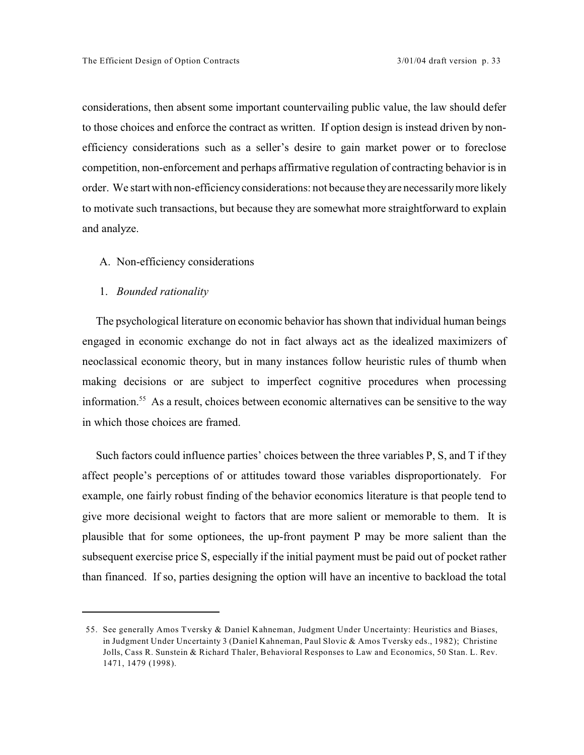considerations, then absent some important countervailing public value, the law should defer to those choices and enforce the contract as written. If option design is instead driven by non-efficiency considerations such as a seller's desire to gain market power or to foreclose competition, non-enforcement and perhaps affirmative regulation of contracting behavior is in order. We start with non-efficiency considerations: not because they are necessarily more likely to motivate such transactions, but because they are somewhat more straightforward to explain and analyze.

## A. Non-efficiency considerations

### 1. *Bounded rationality*

The psychological literature on economic behavior has shown that individual human beings engaged in economic exchange do not in fact always act as the idealized maximizers of neoclassical economic theory, but in many instances follow heuristic rules of thumb when making decisions or are subject to imperfect cognitive procedures when processing information.[55] As a result, choices between economic alternatives can be sensitive to the way in which those choices are framed.

Such factors could influence parties' choices between the three variables P, S, and T if they affect people's perceptions of or attitudes toward those variables disproportionately. For example, one fairly robust finding of the behavior economics literature is that people tend to give more decisional weight to factors that are more salient or memorable to them. It is plausible that for some optionees, the up-front payment P may be more salient than the subsequent exercise price S, especially if the initial payment must be paid out of pocket rather than financed. If so, parties designing the option will have an incentive to backload the total

---

55. See generally Amos Tversky & Daniel Kahneman, Judgment Under Uncertainty: Heuristics and Biases, in Judgment Under Uncertainty 3 (Daniel Kahneman, Paul Slovic & Amos Tversky eds., 1982); Christine Jolls, Cass R. Sunstein & Richard Thaler, Behavioral Responses to Law and Economics, 50 Stan. L. Rev. 1471, 1479 (1998).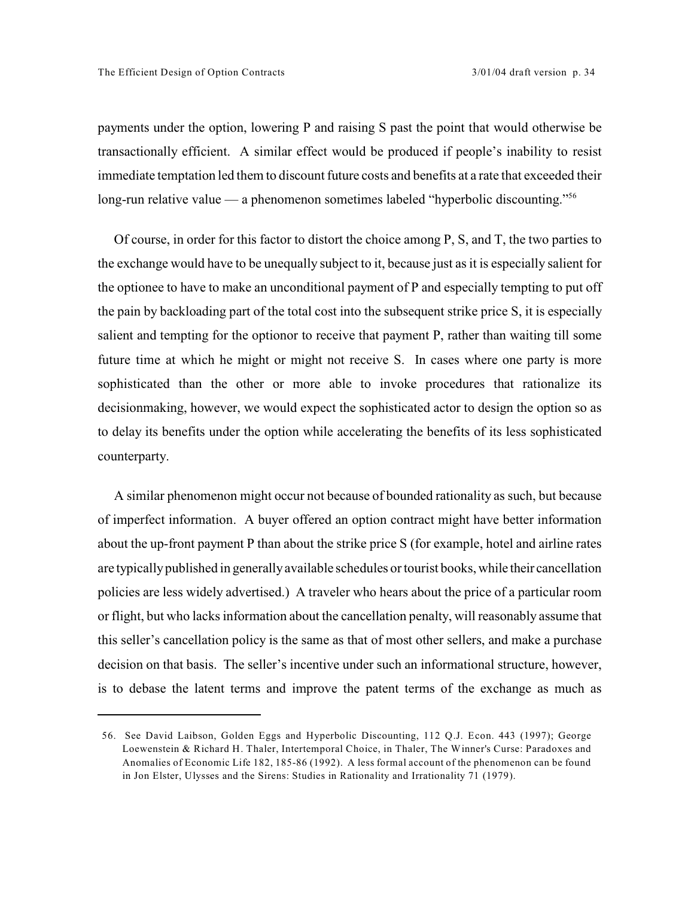payments under the option, lowering P and raising S past the point that would otherwise be transactionally efficient. A similar effect would be produced if people's inability to resist immediate temptation led them to discount future costs and benefits at a rate that exceeded their long-run relative value — a phenomenon sometimes labeled "hyperbolic discounting."[56]

Of course, in order for this factor to distort the choice among P, S, and T, the two parties to the exchange would have to be unequally subject to it, because just as it is especially salient for the optionee to have to make an unconditional payment of P and especially tempting to put off the pain by backloading part of the total cost into the subsequent strike price S, it is especially salient and tempting for the optionor to receive that payment P, rather than waiting till some future time at which he might or might not receive S. In cases where one party is more sophisticated than the other or more able to invoke procedures that rationalize its decisionmaking, however, we would expect the sophisticated actor to design the option so as to delay its benefits under the option while accelerating the benefits of its less sophisticated counterparty.

A similar phenomenon might occur not because of bounded rationality as such, but because of imperfect information. A buyer offered an option contract might have better information about the up-front payment P than about the strike price S (for example, hotel and airline rates are typically published in generally available schedules or tourist books, while their cancellation policies are less widely advertised.) A traveler who hears about the price of a particular room or flight, but who lacks information about the cancellation penalty, will reasonably assume that this seller's cancellation policy is the same as that of most other sellers, and make a purchase decision on that basis. The seller's incentive under such an informational structure, however, is to debase the latent terms and improve the patent terms of the exchange as much as

---

56. See David Laibson, Golden Eggs and Hyperbolic Discounting, 112 Q.J. Econ. 443 (1997); George Loewenstein & Richard H. Thaler, Intertemporal Choice, in Thaler, The Winner's Curse: Paradoxes and Anomalies of Economic Life 182, 185-86 (1992). A less formal account of the phenomenon can be found in Jon Elster, Ulysses and the Sirens: Studies in Rationality and Irrationality 71 (1979).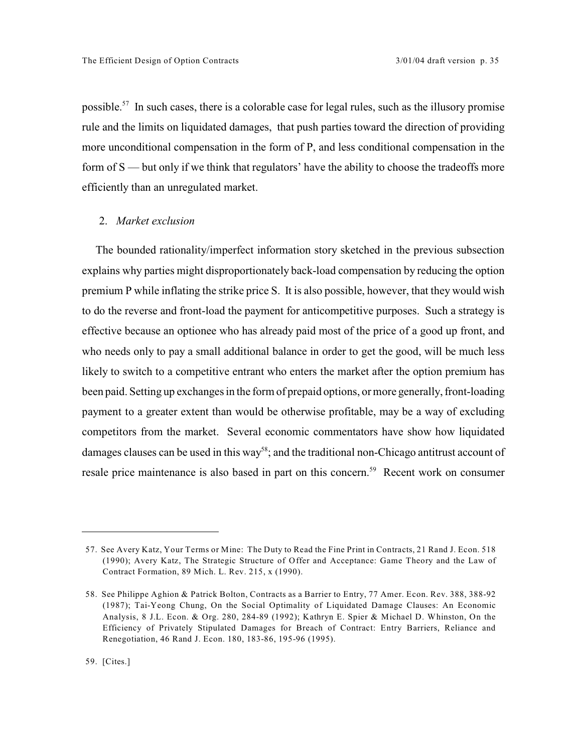possible.[57] In such cases, there is a colorable case for legal rules, such as the illusory promise rule and the limits on liquidated damages, that push parties toward the direction of providing more unconditional compensation in the form of P, and less conditional compensation in the form of S — but only if we think that regulators' have the ability to choose the tradeoffs more efficiently than an unregulated market.

2. *Market exclusion*

The bounded rationality/imperfect information story sketched in the previous subsection explains why parties might disproportionately back-load compensation by reducing the option premium P while inflating the strike price S. It is also possible, however, that they would wish to do the reverse and front-load the payment for anticompetitive purposes. Such a strategy is effective because an optionee who has already paid most of the price of a good up front, and who needs only to pay a small additional balance in order to get the good, will be much less likely to switch to a competitive entrant who enters the market after the option premium has been paid. Setting up exchanges in the form of prepaid options, or more generally, front-loading payment to a greater extent than would be otherwise profitable, may be a way of excluding competitors from the market. Several economic commentators have show how liquidated damages clauses can be used in this way[58]; and the traditional non-Chicago antitrust account of resale price maintenance is also based in part on this concern.[59] Recent work on consumer

---

57. See Avery Katz, Your Terms or Mine: The Duty to Read the Fine Print in Contracts, 21 Rand J. Econ. 518 (1990); Avery Katz, The Strategic Structure of Offer and Acceptance: Game Theory and the Law of Contract Formation, 89 Mich. L. Rev. 215, x (1990).

58. See Philippe Aghion & Patrick Bolton, Contracts as a Barrier to Entry, 77 Amer. Econ. Rev. 388, 388-92 (1987); Tai-Yeong Chung, On the Social Optimality of Liquidated Damage Clauses: An Economic Analysis, 8 J.L. Econ. & Org. 280, 284-89 (1992); Kathryn E. Spier & Michael D. Whinston, On the Efficiency of Privately Stipulated Damages for Breach of Contract: Entry Barriers, Reliance and Renegotiation, 46 Rand J. Econ. 180, 183-86, 195-96 (1995).

59. [Cites.]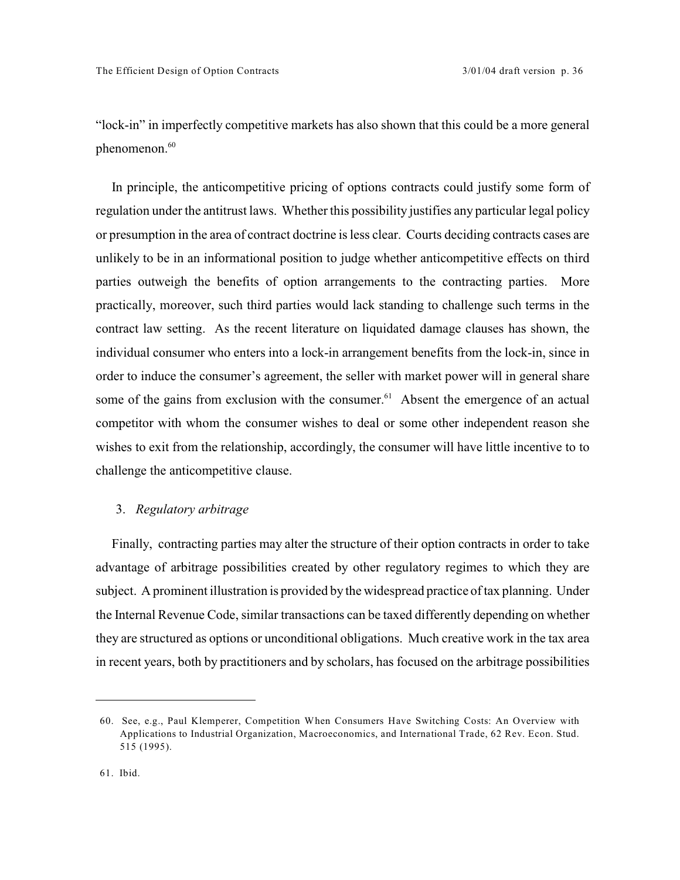"lock-in" in imperfectly competitive markets has also shown that this could be a more general phenomenon.[60]

In principle, the anticompetitive pricing of options contracts could justify some form of regulation under the antitrust laws. Whether this possibility justifies any particular legal policy or presumption in the area of contract doctrine is less clear. Courts deciding contracts cases are unlikely to be in an informational position to judge whether anticompetitive effects on third parties outweigh the benefits of option arrangements to the contracting parties. More practically, moreover, such third parties would lack standing to challenge such terms in the contract law setting. As the recent literature on liquidated damage clauses has shown, the individual consumer who enters into a lock-in arrangement benefits from the lock-in, since in order to induce the consumer's agreement, the seller with market power will in general share some of the gains from exclusion with the consumer.[61] Absent the emergence of an actual competitor with whom the consumer wishes to deal or some other independent reason she wishes to exit from the relationship, accordingly, the consumer will have little incentive to to challenge the anticompetitive clause.

3. *Regulatory arbitrage*

Finally, contracting parties may alter the structure of their option contracts in order to take advantage of arbitrage possibilities created by other regulatory regimes to which they are subject. A prominent illustration is provided by the widespread practice of tax planning. Under the Internal Revenue Code, similar transactions can be taxed differently depending on whether they are structured as options or unconditional obligations. Much creative work in the tax area in recent years, both by practitioners and by scholars, has focused on the arbitrage possibilities

---

60. See, e.g., Paul Klemperer, Competition When Consumers Have Switching Costs: An Overview with Applications to Industrial Organization, Macroeconomics, and International Trade, 62 Rev. Econ. Stud. 515 (1995).

61. Ibid.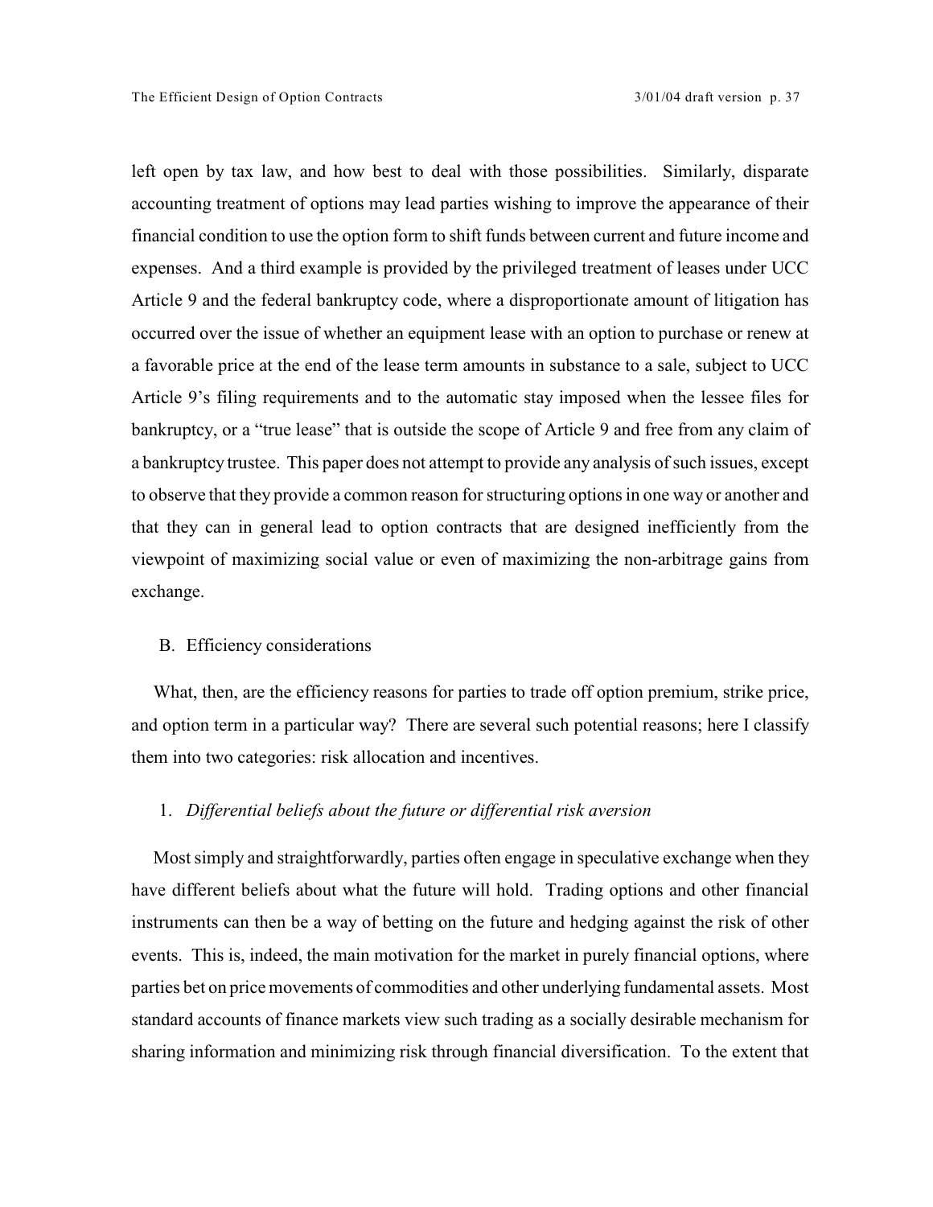left open by tax law, and how best to deal with those possibilities. Similarly, disparate accounting treatment of options may lead parties wishing to improve the appearance of their financial condition to use the option form to shift funds between current and future income and expenses. And a third example is provided by the privileged treatment of leases under UCC Article 9 and the federal bankruptcy code, where a disproportionate amount of litigation has occurred over the issue of whether an equipment lease with an option to purchase or renew at a favorable price at the end of the lease term amounts in substance to a sale, subject to UCC Article 9's filing requirements and to the automatic stay imposed when the lessee files for bankruptcy, or a "true lease" that is outside the scope of Article 9 and free from any claim of a bankruptcy trustee. This paper does not attempt to provide any analysis of such issues, except to observe that they provide a common reason for structuring options in one way or another and that they can in general lead to option contracts that are designed inefficiently from the viewpoint of maximizing social value or even of maximizing the non-arbitrage gains from exchange.

### B. Efficiency considerations

What, then, are the efficiency reasons for parties to trade off option premium, strike price, and option term in a particular way? There are several such potential reasons; here I classify them into two categories: risk allocation and incentives.

#### 1. *Differential beliefs about the future or differential risk aversion*

Most simply and straightforwardly, parties often engage in speculative exchange when they have different beliefs about what the future will hold. Trading options and other financial instruments can then be a way of betting on the future and hedging against the risk of other events. This is, indeed, the main motivation for the market in purely financial options, where parties bet on price movements of commodities and other underlying fundamental assets. Most standard accounts of finance markets view such trading as a socially desirable mechanism for sharing information and minimizing risk through financial diversification. To the extent that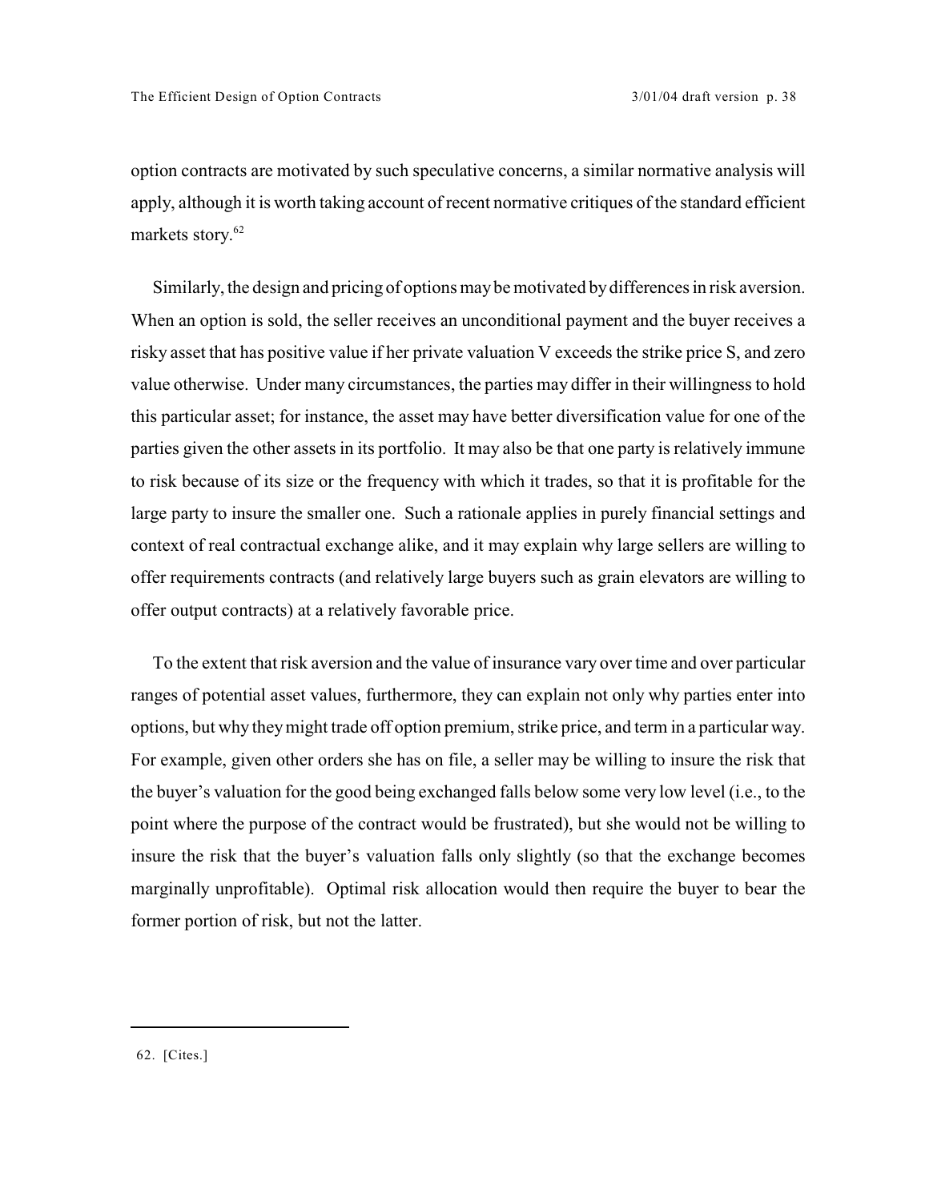option contracts are motivated by such speculative concerns, a similar normative analysis will apply, although it is worth taking account of recent normative critiques of the standard efficient markets story.[62]

Similarly, the design and pricing of options may be motivated by differences in risk aversion. When an option is sold, the seller receives an unconditional payment and the buyer receives a risky asset that has positive value if her private valuation V exceeds the strike price S, and zero value otherwise. Under many circumstances, the parties may differ in their willingness to hold this particular asset; for instance, the asset may have better diversification value for one of the parties given the other assets in its portfolio. It may also be that one party is relatively immune to risk because of its size or the frequency with which it trades, so that it is profitable for the large party to insure the smaller one. Such a rationale applies in purely financial settings and context of real contractual exchange alike, and it may explain why large sellers are willing to offer requirements contracts (and relatively large buyers such as grain elevators are willing to offer output contracts) at a relatively favorable price.

To the extent that risk aversion and the value of insurance vary over time and over particular ranges of potential asset values, furthermore, they can explain not only why parties enter into options, but why they might trade off option premium, strike price, and term in a particular way. For example, given other orders she has on file, a seller may be willing to insure the risk that the buyer's valuation for the good being exchanged falls below some very low level (i.e., to the point where the purpose of the contract would be frustrated), but she would not be willing to insure the risk that the buyer's valuation falls only slightly (so that the exchange becomes marginally unprofitable). Optimal risk allocation would then require the buyer to bear the former portion of risk, but not the latter.

---

62. [Cites.]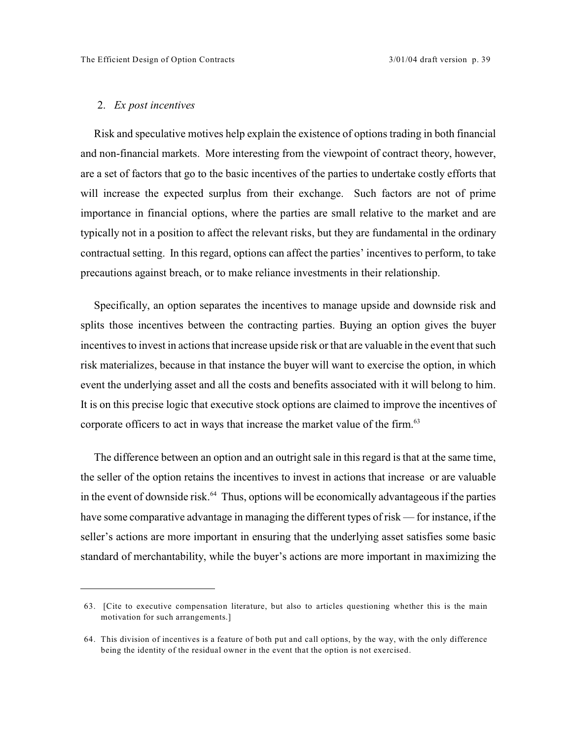### 2. *Ex post incentives*

Risk and speculative motives help explain the existence of options trading in both financial and non-financial markets. More interesting from the viewpoint of contract theory, however, are a set of factors that go to the basic incentives of the parties to undertake costly efforts that will increase the expected surplus from their exchange. Such factors are not of prime importance in financial options, where the parties are small relative to the market and are typically not in a position to affect the relevant risks, but they are fundamental in the ordinary contractual setting. In this regard, options can affect the parties' incentives to perform, to take precautions against breach, or to make reliance investments in their relationship.

Specifically, an option separates the incentives to manage upside and downside risk and splits those incentives between the contracting parties. Buying an option gives the buyer incentives to invest in actions that increase upside risk or that are valuable in the event that such risk materializes, because in that instance the buyer will want to exercise the option, in which event the underlying asset and all the costs and benefits associated with it will belong to him. It is on this precise logic that executive stock options are claimed to improve the incentives of corporate officers to act in ways that increase the market value of the firm.[63]

The difference between an option and an outright sale in this regard is that at the same time, the seller of the option retains the incentives to invest in actions that increase or are valuable in the event of downside risk.[64] Thus, options will be economically advantageous if the parties have some comparative advantage in managing the different types of risk — for instance, if the seller's actions are more important in ensuring that the underlying asset satisfies some basic standard of merchantability, while the buyer's actions are more important in maximizing the

---

63. [Cite to executive compensation literature, but also to articles questioning whether this is the main motivation for such arrangements.]

64. This division of incentives is a feature of both put and call options, by the way, with the only difference being the identity of the residual owner in the event that the option is not exercised.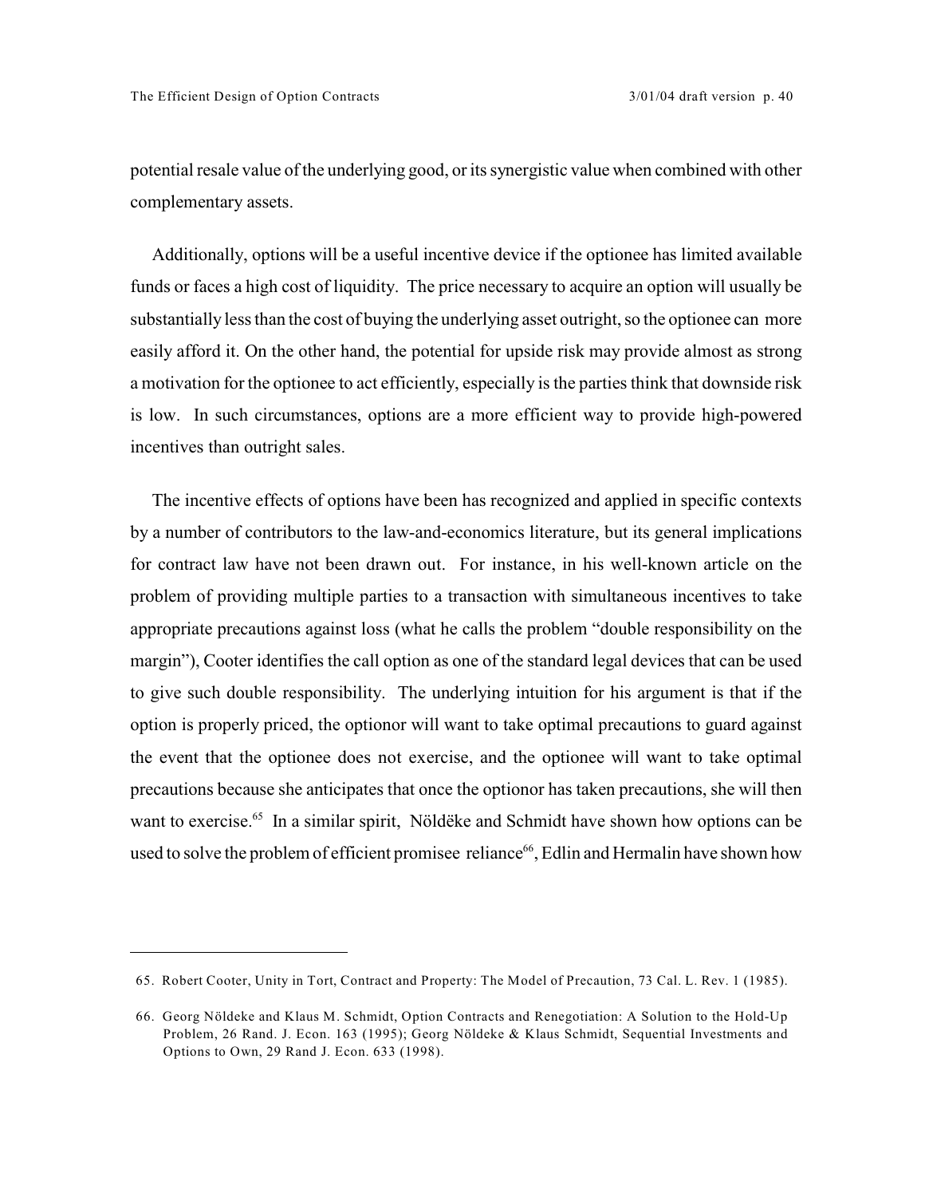potential resale value of the underlying good, or its synergistic value when combined with other complementary assets.

Additionally, options will be a useful incentive device if the optionee has limited available funds or faces a high cost of liquidity. The price necessary to acquire an option will usually be substantially less than the cost of buying the underlying asset outright, so the optionee can more easily afford it. On the other hand, the potential for upside risk may provide almost as strong a motivation for the optionee to act efficiently, especially is the parties think that downside risk is low. In such circumstances, options are a more efficient way to provide high-powered incentives than outright sales.

The incentive effects of options have been has recognized and applied in specific contexts by a number of contributors to the law-and-economics literature, but its general implications for contract law have not been drawn out. For instance, in his well-known article on the problem of providing multiple parties to a transaction with simultaneous incentives to take appropriate precautions against loss (what he calls the problem "double responsibility on the margin"), Cooter identifies the call option as one of the standard legal devices that can be used to give such double responsibility. The underlying intuition for his argument is that if the option is properly priced, the optionor will want to take optimal precautions to guard against the event that the optionee does not exercise, and the optionee will want to take optimal precautions because she anticipates that once the optionor has taken precautions, she will then want to exercise.[65] In a similar spirit, Nöldëke and Schmidt have shown how options can be used to solve the problem of efficient promisee reliance[66], Edlin and Hermalin have shown how

---

65. Robert Cooter, Unity in Tort, Contract and Property: The Model of Precaution, 73 Cal. L. Rev. 1 (1985).

66. Georg Nöldeke and Klaus M. Schmidt, Option Contracts and Renegotiation: A Solution to the Hold-Up Problem, 26 Rand. J. Econ. 163 (1995); Georg Nöldeke & Klaus Schmidt, Sequential Investments and Options to Own, 29 Rand J. Econ. 633 (1998).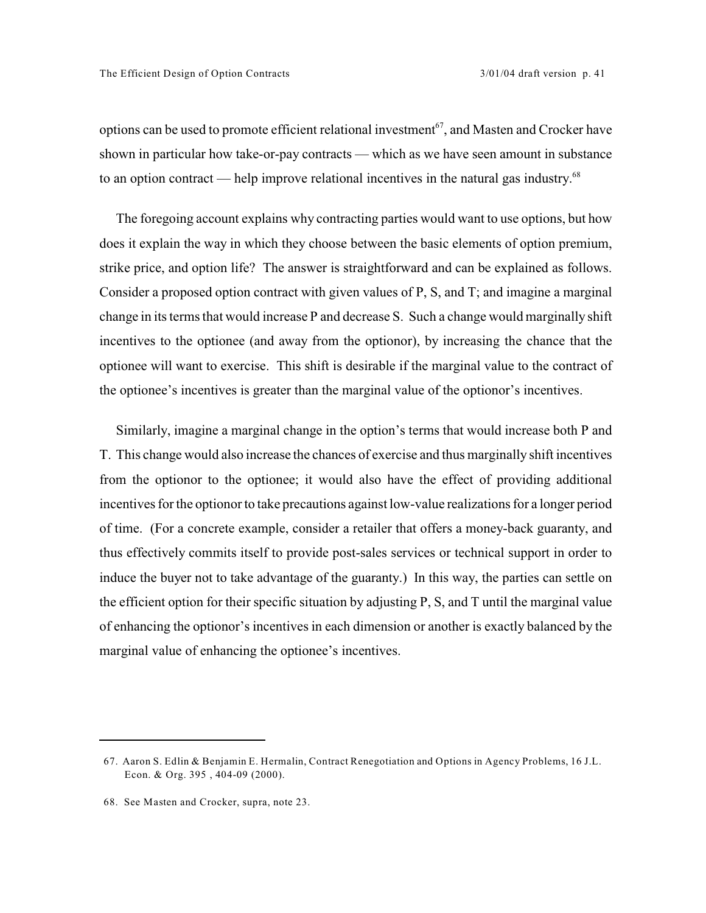options can be used to promote efficient relational investment[67], and Masten and Crocker have shown in particular how take-or-pay contracts — which as we have seen amount in substance to an option contract — help improve relational incentives in the natural gas industry.[68]

The foregoing account explains why contracting parties would want to use options, but how does it explain the way in which they choose between the basic elements of option premium, strike price, and option life? The answer is straightforward and can be explained as follows. Consider a proposed option contract with given values of P, S, and T; and imagine a marginal change in its terms that would increase P and decrease S. Such a change would marginally shift incentives to the optionee (and away from the optionor), by increasing the chance that the optionee will want to exercise. This shift is desirable if the marginal value to the contract of the optionee's incentives is greater than the marginal value of the optionor's incentives.

Similarly, imagine a marginal change in the option's terms that would increase both P and T. This change would also increase the chances of exercise and thus marginally shift incentives from the optionor to the optionee; it would also have the effect of providing additional incentives for the optionor to take precautions against low-value realizations for a longer period of time. (For a concrete example, consider a retailer that offers a money-back guaranty, and thus effectively commits itself to provide post-sales services or technical support in order to induce the buyer not to take advantage of the guaranty.) In this way, the parties can settle on the efficient option for their specific situation by adjusting P, S, and T until the marginal value of enhancing the optionor's incentives in each dimension or another is exactly balanced by the marginal value of enhancing the optionee's incentives.

---

67. Aaron S. Edlin & Benjamin E. Hermalin, Contract Renegotiation and Options in Agency Problems, 16 J.L. Econ. & Org. 395 , 404-09 (2000).

68. See Masten and Crocker, supra, note 23.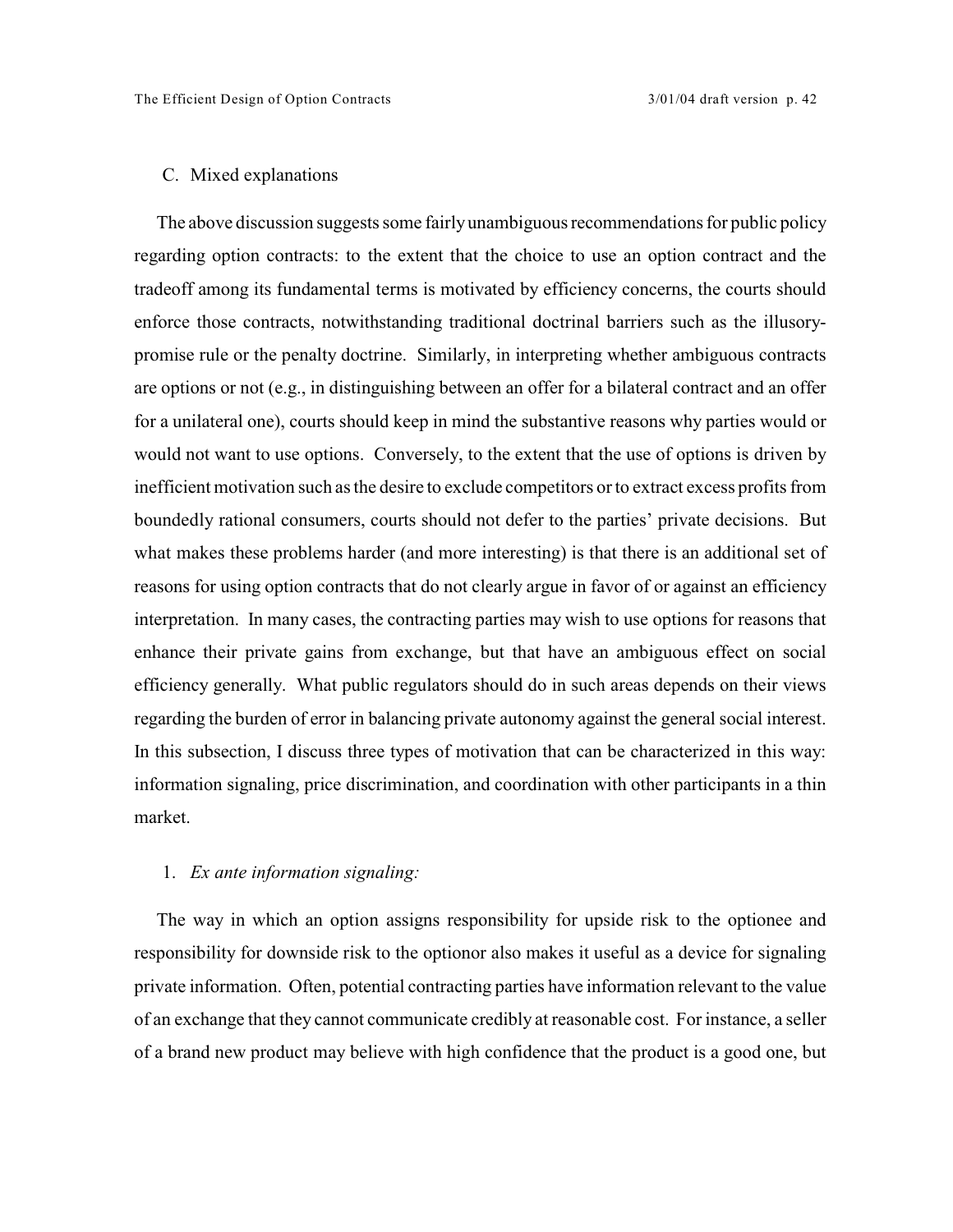### C. Mixed explanations

The above discussion suggests some fairly unambiguous recommendations for public policy regarding option contracts: to the extent that the choice to use an option contract and the tradeoff among its fundamental terms is motivated by efficiency concerns, the courts should enforce those contracts, notwithstanding traditional doctrinal barriers such as the illusory-promise rule or the penalty doctrine. Similarly, in interpreting whether ambiguous contracts are options or not (e.g., in distinguishing between an offer for a bilateral contract and an offer for a unilateral one), courts should keep in mind the substantive reasons why parties would or would not want to use options. Conversely, to the extent that the use of options is driven by inefficient motivation such as the desire to exclude competitors or to extract excess profits from boundedly rational consumers, courts should not defer to the parties' private decisions. But what makes these problems harder (and more interesting) is that there is an additional set of reasons for using option contracts that do not clearly argue in favor of or against an efficiency interpretation. In many cases, the contracting parties may wish to use options for reasons that enhance their private gains from exchange, but that have an ambiguous effect on social efficiency generally. What public regulators should do in such areas depends on their views regarding the burden of error in balancing private autonomy against the general social interest. In this subsection, I discuss three types of motivation that can be characterized in this way: information signaling, price discrimination, and coordination with other participants in a thin market.

#### 1. *Ex ante information signaling:*

The way in which an option assigns responsibility for upside risk to the optionee and responsibility for downside risk to the optionor also makes it useful as a device for signaling private information. Often, potential contracting parties have information relevant to the value of an exchange that they cannot communicate credibly at reasonable cost. For instance, a seller of a brand new product may believe with high confidence that the product is a good one, but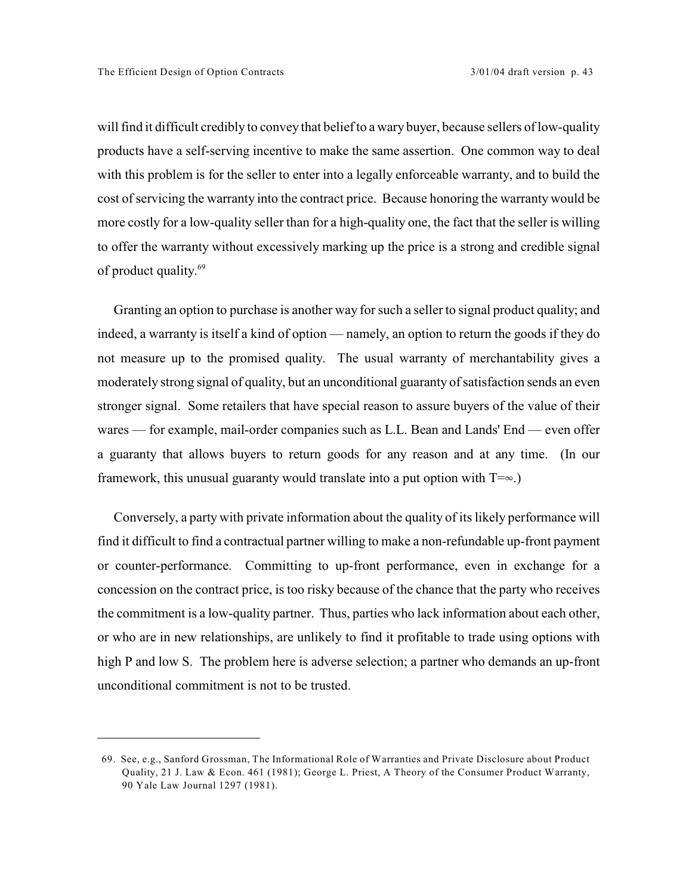will find it difficult credibly to convey that belief to a wary buyer, because sellers of low-quality products have a self-serving incentive to make the same assertion. One common way to deal with this problem is for the seller to enter into a legally enforceable warranty, and to build the cost of servicing the warranty into the contract price. Because honoring the warranty would be more costly for a low-quality seller than for a high-quality one, the fact that the seller is willing to offer the warranty without excessively marking up the price is a strong and credible signal of product quality.[69]

Granting an option to purchase is another way for such a seller to signal product quality; and indeed, a warranty is itself a kind of option — namely, an option to return the goods if they do not measure up to the promised quality. The usual warranty of merchantability gives a moderately strong signal of quality, but an unconditional guaranty of satisfaction sends an even stronger signal. Some retailers that have special reason to assure buyers of the value of their wares — for example, mail-order companies such as L.L. Bean and Lands' End — even offer a guaranty that allows buyers to return goods for any reason and at any time. (In our framework, this unusual guaranty would translate into a put option with $T=\infty$.)

Conversely, a party with private information about the quality of its likely performance will find it difficult to find a contractual partner willing to make a non-refundable up-front payment or counter-performance. Committing to up-front performance, even in exchange for a concession on the contract price, is too risky because of the chance that the party who receives the commitment is a low-quality partner. Thus, parties who lack information about each other, or who are in new relationships, are unlikely to find it profitable to trade using options with high P and low S. The problem here is adverse selection; a partner who demands an up-front unconditional commitment is not to be trusted.

---

69. See, e.g., Sanford Grossman, The Informational Role of Warranties and Private Disclosure about Product Quality, 21 J. Law & Econ. 461 (1981); George L. Priest, A Theory of the Consumer Product Warranty, 90 Yale Law Journal 1297 (1981).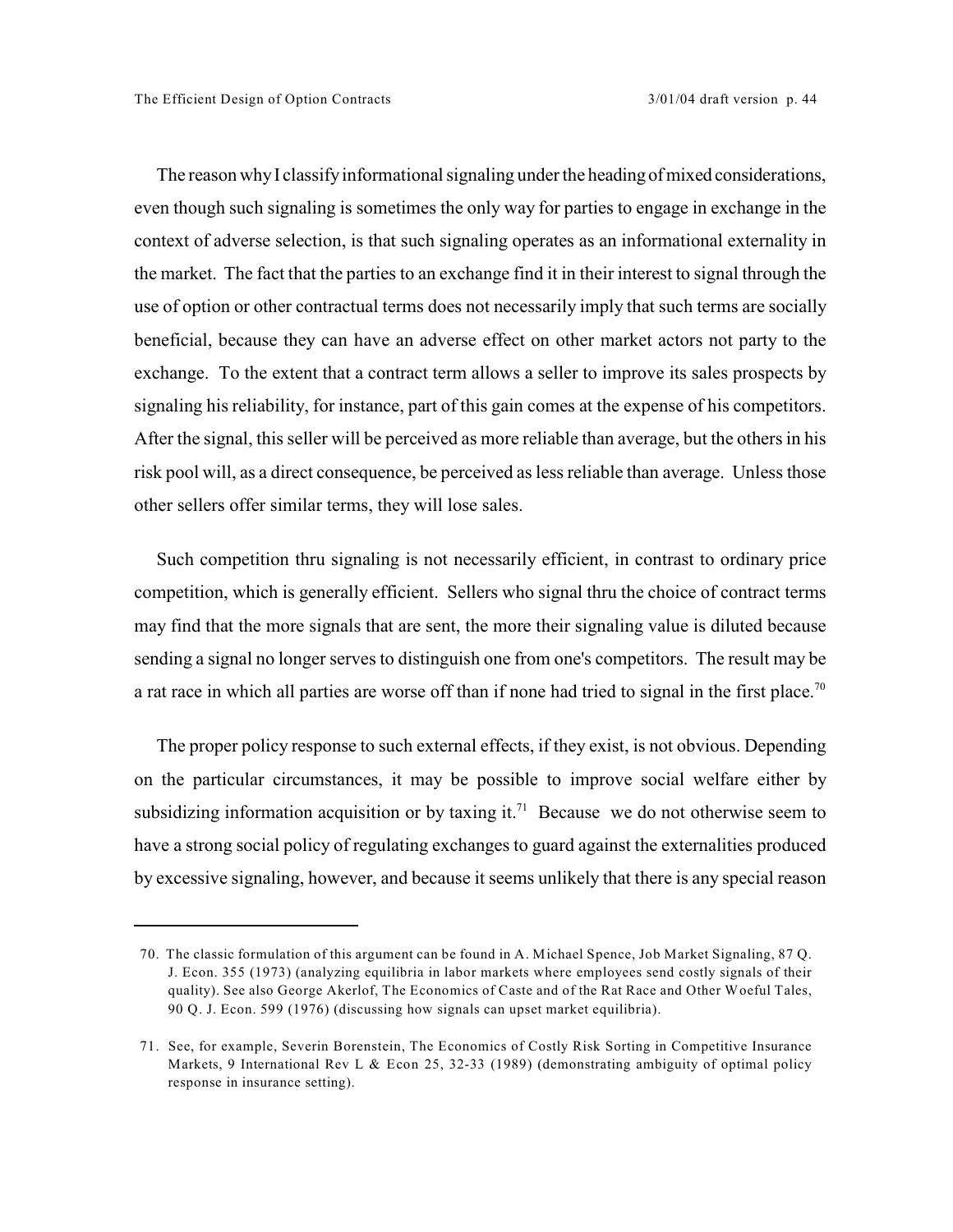The reason why I classify informational signaling under the heading of mixed considerations, even though such signaling is sometimes the only way for parties to engage in exchange in the context of adverse selection, is that such signaling operates as an informational externality in the market. The fact that the parties to an exchange find it in their interest to signal through the use of option or other contractual terms does not necessarily imply that such terms are socially beneficial, because they can have an adverse effect on other market actors not party to the exchange. To the extent that a contract term allows a seller to improve its sales prospects by signaling his reliability, for instance, part of this gain comes at the expense of his competitors. After the signal, this seller will be perceived as more reliable than average, but the others in his risk pool will, as a direct consequence, be perceived as less reliable than average. Unless those other sellers offer similar terms, they will lose sales.

Such competition thru signaling is not necessarily efficient, in contrast to ordinary price competition, which is generally efficient. Sellers who signal thru the choice of contract terms may find that the more signals that are sent, the more their signaling value is diluted because sending a signal no longer serves to distinguish one from one's competitors. The result may be a rat race in which all parties are worse off than if none had tried to signal in the first place.[70]

The proper policy response to such external effects, if they exist, is not obvious. Depending on the particular circumstances, it may be possible to improve social welfare either by subsidizing information acquisition or by taxing it.[71] Because we do not otherwise seem to have a strong social policy of regulating exchanges to guard against the externalities produced by excessive signaling, however, and because it seems unlikely that there is any special reason

---

70. The classic formulation of this argument can be found in A. Michael Spence, Job Market Signaling, 87 Q. J. Econ. 355 (1973) (analyzing equilibria in labor markets where employees send costly signals of their quality). See also George Akerlof, The Economics of Caste and of the Rat Race and Other Woeful Tales, 90 Q. J. Econ. 599 (1976) (discussing how signals can upset market equilibria).

71. See, for example, Severin Borenstein, The Economics of Costly Risk Sorting in Competitive Insurance Markets, 9 International Rev L & Econ 25, 32-33 (1989) (demonstrating ambiguity of optimal policy response in insurance setting).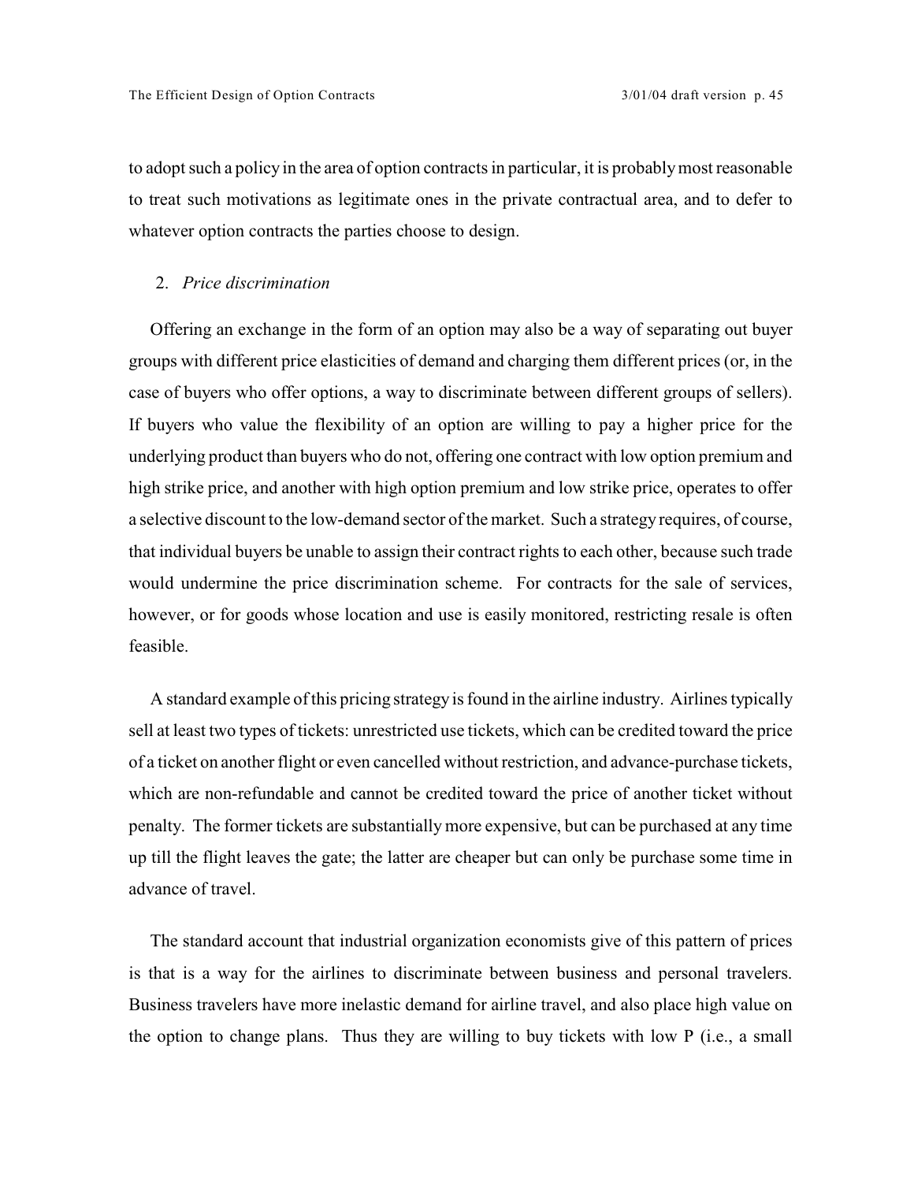to adopt such a policy in the area of option contracts in particular, it is probably most reasonable to treat such motivations as legitimate ones in the private contractual area, and to defer to whatever option contracts the parties choose to design.

2. *Price discrimination*

Offering an exchange in the form of an option may also be a way of separating out buyer groups with different price elasticities of demand and charging them different prices (or, in the case of buyers who offer options, a way to discriminate between different groups of sellers). If buyers who value the flexibility of an option are willing to pay a higher price for the underlying product than buyers who do not, offering one contract with low option premium and high strike price, and another with high option premium and low strike price, operates to offer a selective discount to the low-demand sector of the market. Such a strategy requires, of course, that individual buyers be unable to assign their contract rights to each other, because such trade would undermine the price discrimination scheme. For contracts for the sale of services, however, or for goods whose location and use is easily monitored, restricting resale is often feasible.

A standard example of this pricing strategy is found in the airline industry. Airlines typically sell at least two types of tickets: unrestricted use tickets, which can be credited toward the price of a ticket on another flight or even cancelled without restriction, and advance-purchase tickets, which are non-refundable and cannot be credited toward the price of another ticket without penalty. The former tickets are substantially more expensive, but can be purchased at any time up till the flight leaves the gate; the latter are cheaper but can only be purchase some time in advance of travel.

The standard account that industrial organization economists give of this pattern of prices is that is a way for the airlines to discriminate between business and personal travelers. Business travelers have more inelastic demand for airline travel, and also place high value on the option to change plans. Thus they are willing to buy tickets with low P (i.e., a small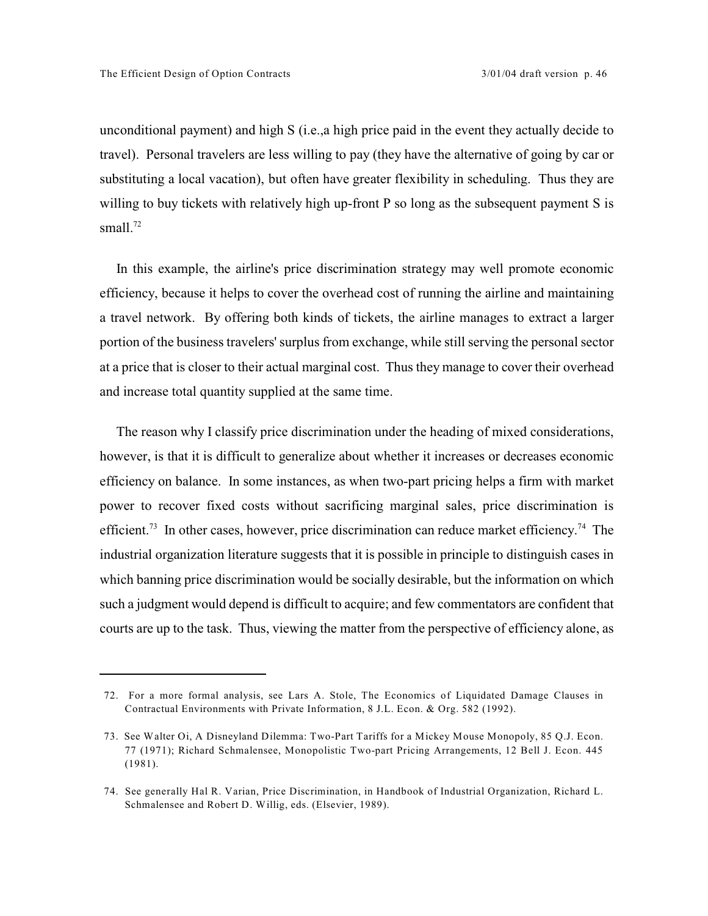unconditional payment) and high S (i.e.,a high price paid in the event they actually decide to travel). Personal travelers are less willing to pay (they have the alternative of going by car or substituting a local vacation), but often have greater flexibility in scheduling. Thus they are willing to buy tickets with relatively high up-front P so long as the subsequent payment S is small.[72]

In this example, the airline's price discrimination strategy may well promote economic efficiency, because it helps to cover the overhead cost of running the airline and maintaining a travel network. By offering both kinds of tickets, the airline manages to extract a larger portion of the business travelers' surplus from exchange, while still serving the personal sector at a price that is closer to their actual marginal cost. Thus they manage to cover their overhead and increase total quantity supplied at the same time.

The reason why I classify price discrimination under the heading of mixed considerations, however, is that it is difficult to generalize about whether it increases or decreases economic efficiency on balance. In some instances, as when two-part pricing helps a firm with market power to recover fixed costs without sacrificing marginal sales, price discrimination is efficient.[73] In other cases, however, price discrimination can reduce market efficiency.[74] The industrial organization literature suggests that it is possible in principle to distinguish cases in which banning price discrimination would be socially desirable, but the information on which such a judgment would depend is difficult to acquire; and few commentators are confident that courts are up to the task. Thus, viewing the matter from the perspective of efficiency alone, as

---

72. For a more formal analysis, see Lars A. Stole, The Economics of Liquidated Damage Clauses in Contractual Environments with Private Information, 8 J.L. Econ. & Org. 582 (1992).

73. See Walter Oi, A Disneyland Dilemma: Two-Part Tariffs for a Mickey Mouse Monopoly, 85 Q.J. Econ. 77 (1971); Richard Schmalensee, Monopolistic Two-part Pricing Arrangements, 12 Bell J. Econ. 445 (1981).

74. See generally Hal R. Varian, Price Discrimination, in Handbook of Industrial Organization, Richard L. Schmalensee and Robert D. Willig, eds. (Elsevier, 1989).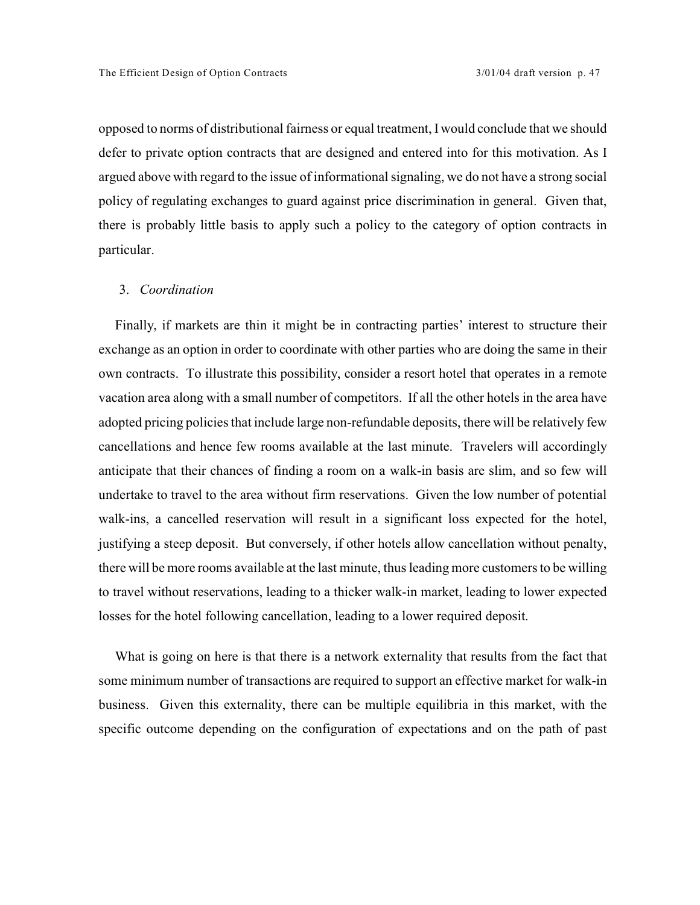opposed to norms of distributional fairness or equal treatment, I would conclude that we should defer to private option contracts that are designed and entered into for this motivation. As I argued above with regard to the issue of informational signaling, we do not have a strong social policy of regulating exchanges to guard against price discrimination in general. Given that, there is probably little basis to apply such a policy to the category of option contracts in particular.

### 3. *Coordination*

Finally, if markets are thin it might be in contracting parties' interest to structure their exchange as an option in order to coordinate with other parties who are doing the same in their own contracts. To illustrate this possibility, consider a resort hotel that operates in a remote vacation area along with a small number of competitors. If all the other hotels in the area have adopted pricing policies that include large non-refundable deposits, there will be relatively few cancellations and hence few rooms available at the last minute. Travelers will accordingly anticipate that their chances of finding a room on a walk-in basis are slim, and so few will undertake to travel to the area without firm reservations. Given the low number of potential walk-ins, a cancelled reservation will result in a significant loss expected for the hotel, justifying a steep deposit. But conversely, if other hotels allow cancellation without penalty, there will be more rooms available at the last minute, thus leading more customers to be willing to travel without reservations, leading to a thicker walk-in market, leading to lower expected losses for the hotel following cancellation, leading to a lower required deposit.

What is going on here is that there is a network externality that results from the fact that some minimum number of transactions are required to support an effective market for walk-in business. Given this externality, there can be multiple equilibria in this market, with the specific outcome depending on the configuration of expectations and on the path of past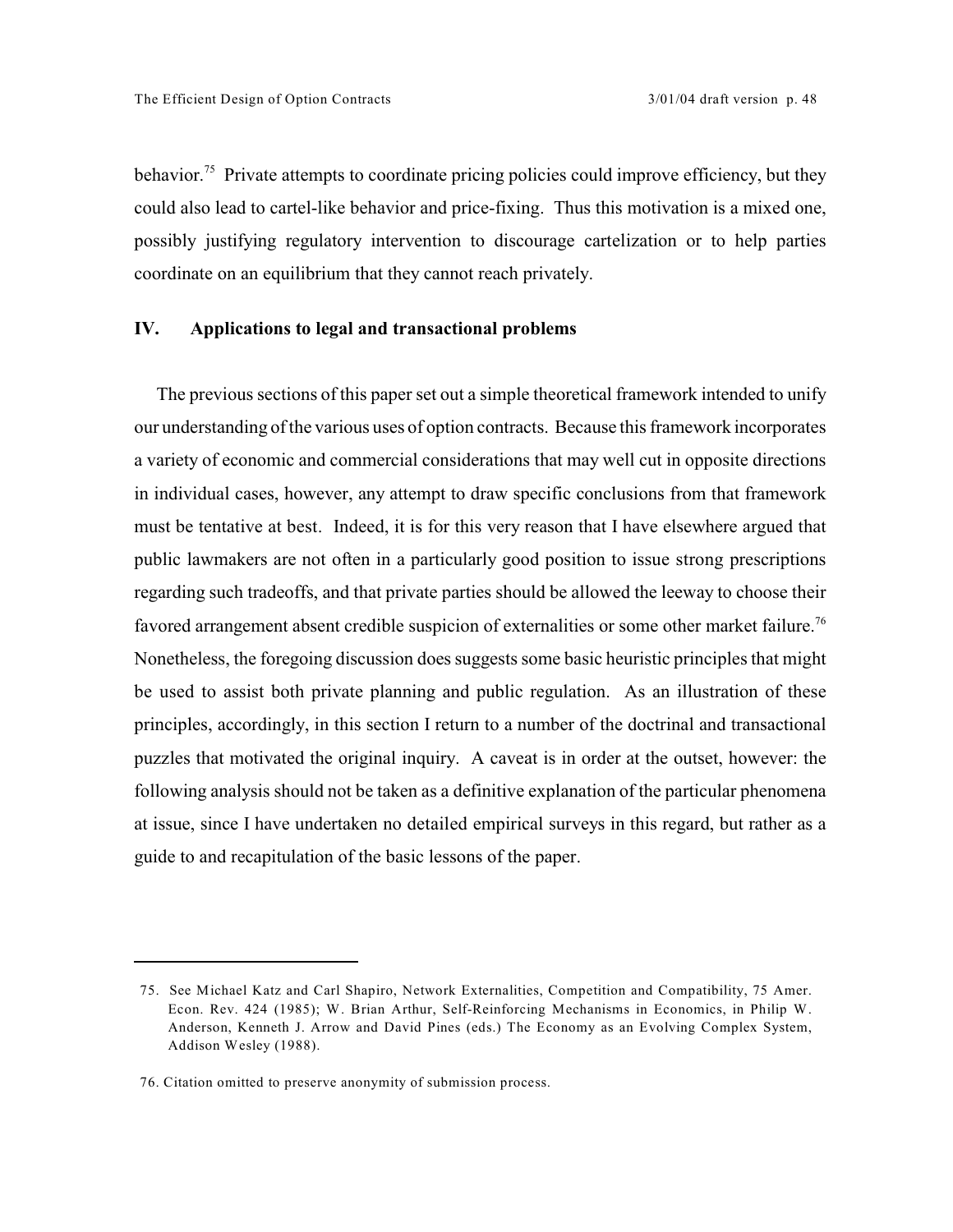behavior.[75] Private attempts to coordinate pricing policies could improve efficiency, but they could also lead to cartel-like behavior and price-fixing. Thus this motivation is a mixed one, possibly justifying regulatory intervention to discourage cartelization or to help parties coordinate on an equilibrium that they cannot reach privately.

## IV. Applications to legal and transactional problems

The previous sections of this paper set out a simple theoretical framework intended to unify our understanding of the various uses of option contracts. Because this framework incorporates a variety of economic and commercial considerations that may well cut in opposite directions in individual cases, however, any attempt to draw specific conclusions from that framework must be tentative at best. Indeed, it is for this very reason that I have elsewhere argued that public lawmakers are not often in a particularly good position to issue strong prescriptions regarding such tradeoffs, and that private parties should be allowed the leeway to choose their favored arrangement absent credible suspicion of externalities or some other market failure.[76] Nonetheless, the foregoing discussion does suggests some basic heuristic principles that might be used to assist both private planning and public regulation. As an illustration of these principles, accordingly, in this section I return to a number of the doctrinal and transactional puzzles that motivated the original inquiry. A caveat is in order at the outset, however: the following analysis should not be taken as a definitive explanation of the particular phenomena at issue, since I have undertaken no detailed empirical surveys in this regard, but rather as a guide to and recapitulation of the basic lessons of the paper.

---

75. See Michael Katz and Carl Shapiro, Network Externalities, Competition and Compatibility, 75 Amer. Econ. Rev. 424 (1985); W. Brian Arthur, Self-Reinforcing Mechanisms in Economics, in Philip W. Anderson, Kenneth J. Arrow and David Pines (eds.) The Economy as an Evolving Complex System, Addison Wesley (1988).

76. Citation omitted to preserve anonymity of submission process.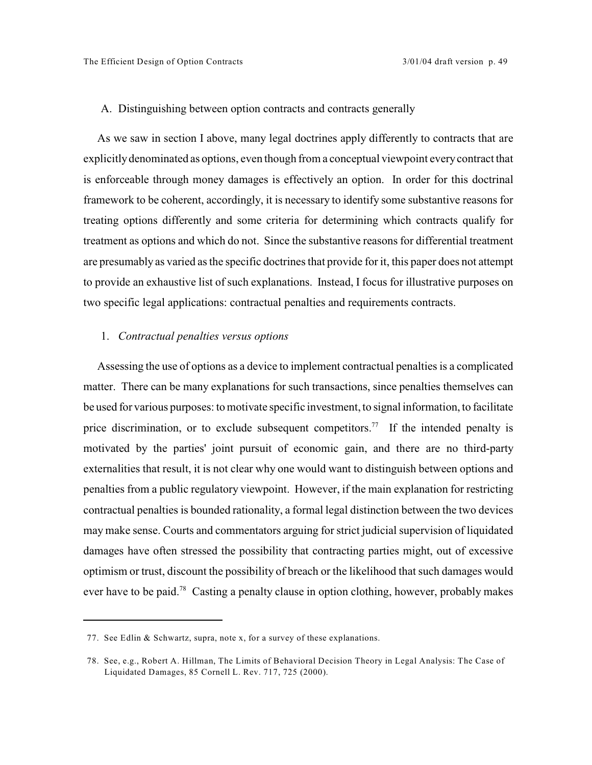## A. Distinguishing between option contracts and contracts generally

As we saw in section I above, many legal doctrines apply differently to contracts that are explicitly denominated as options, even though from a conceptual viewpoint every contract that is enforceable through money damages is effectively an option. In order for this doctrinal framework to be coherent, accordingly, it is necessary to identify some substantive reasons for treating options differently and some criteria for determining which contracts qualify for treatment as options and which do not. Since the substantive reasons for differential treatment are presumably as varied as the specific doctrines that provide for it, this paper does not attempt to provide an exhaustive list of such explanations. Instead, I focus for illustrative purposes on two specific legal applications: contractual penalties and requirements contracts.

### 1. *Contractual penalties versus options*

Assessing the use of options as a device to implement contractual penalties is a complicated matter. There can be many explanations for such transactions, since penalties themselves can be used for various purposes: to motivate specific investment, to signal information, to facilitate price discrimination, or to exclude subsequent competitors.[77] If the intended penalty is motivated by the parties' joint pursuit of economic gain, and there are no third-party externalities that result, it is not clear why one would want to distinguish between options and penalties from a public regulatory viewpoint. However, if the main explanation for restricting contractual penalties is bounded rationality, a formal legal distinction between the two devices may make sense. Courts and commentators arguing for strict judicial supervision of liquidated damages have often stressed the possibility that contracting parties might, out of excessive optimism or trust, discount the possibility of breach or the likelihood that such damages would ever have to be paid.[78] Casting a penalty clause in option clothing, however, probably makes

---

77. See Edlin & Schwartz, supra, note x, for a survey of these explanations.

78. See, e.g., Robert A. Hillman, The Limits of Behavioral Decision Theory in Legal Analysis: The Case of Liquidated Damages, 85 Cornell L. Rev. 717, 725 (2000).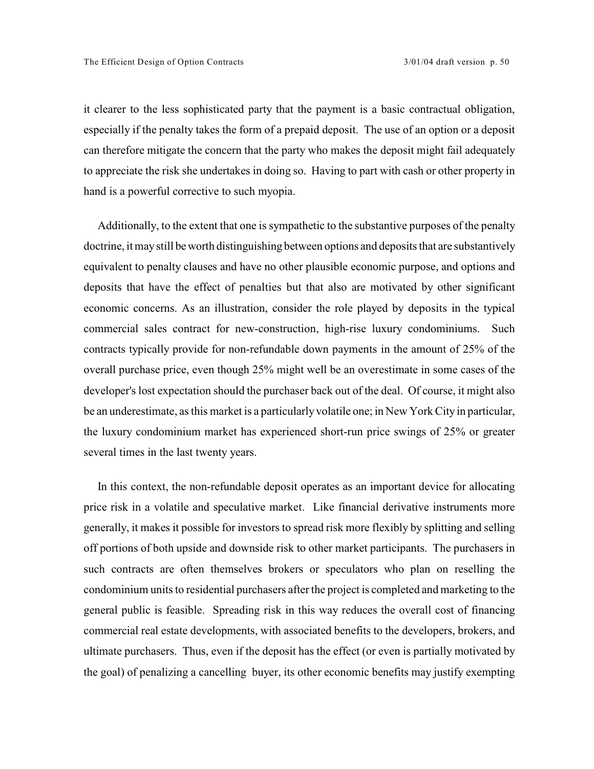it clearer to the less sophisticated party that the payment is a basic contractual obligation, especially if the penalty takes the form of a prepaid deposit. The use of an option or a deposit can therefore mitigate the concern that the party who makes the deposit might fail adequately to appreciate the risk she undertakes in doing so. Having to part with cash or other property in hand is a powerful corrective to such myopia.

Additionally, to the extent that one is sympathetic to the substantive purposes of the penalty doctrine, it may still be worth distinguishing between options and deposits that are substantively equivalent to penalty clauses and have no other plausible economic purpose, and options and deposits that have the effect of penalties but that also are motivated by other significant economic concerns. As an illustration, consider the role played by deposits in the typical commercial sales contract for new-construction, high-rise luxury condominiums. Such contracts typically provide for non-refundable down payments in the amount of 25% of the overall purchase price, even though 25% might well be an overestimate in some cases of the developer's lost expectation should the purchaser back out of the deal. Of course, it might also be an underestimate, as this market is a particularly volatile one; in New York City in particular, the luxury condominium market has experienced short-run price swings of 25% or greater several times in the last twenty years.

In this context, the non-refundable deposit operates as an important device for allocating price risk in a volatile and speculative market. Like financial derivative instruments more generally, it makes it possible for investors to spread risk more flexibly by splitting and selling off portions of both upside and downside risk to other market participants. The purchasers in such contracts are often themselves brokers or speculators who plan on reselling the condominium units to residential purchasers after the project is completed and marketing to the general public is feasible. Spreading risk in this way reduces the overall cost of financing commercial real estate developments, with associated benefits to the developers, brokers, and ultimate purchasers. Thus, even if the deposit has the effect (or even is partially motivated by the goal) of penalizing a cancelling buyer, its other economic benefits may justify exempting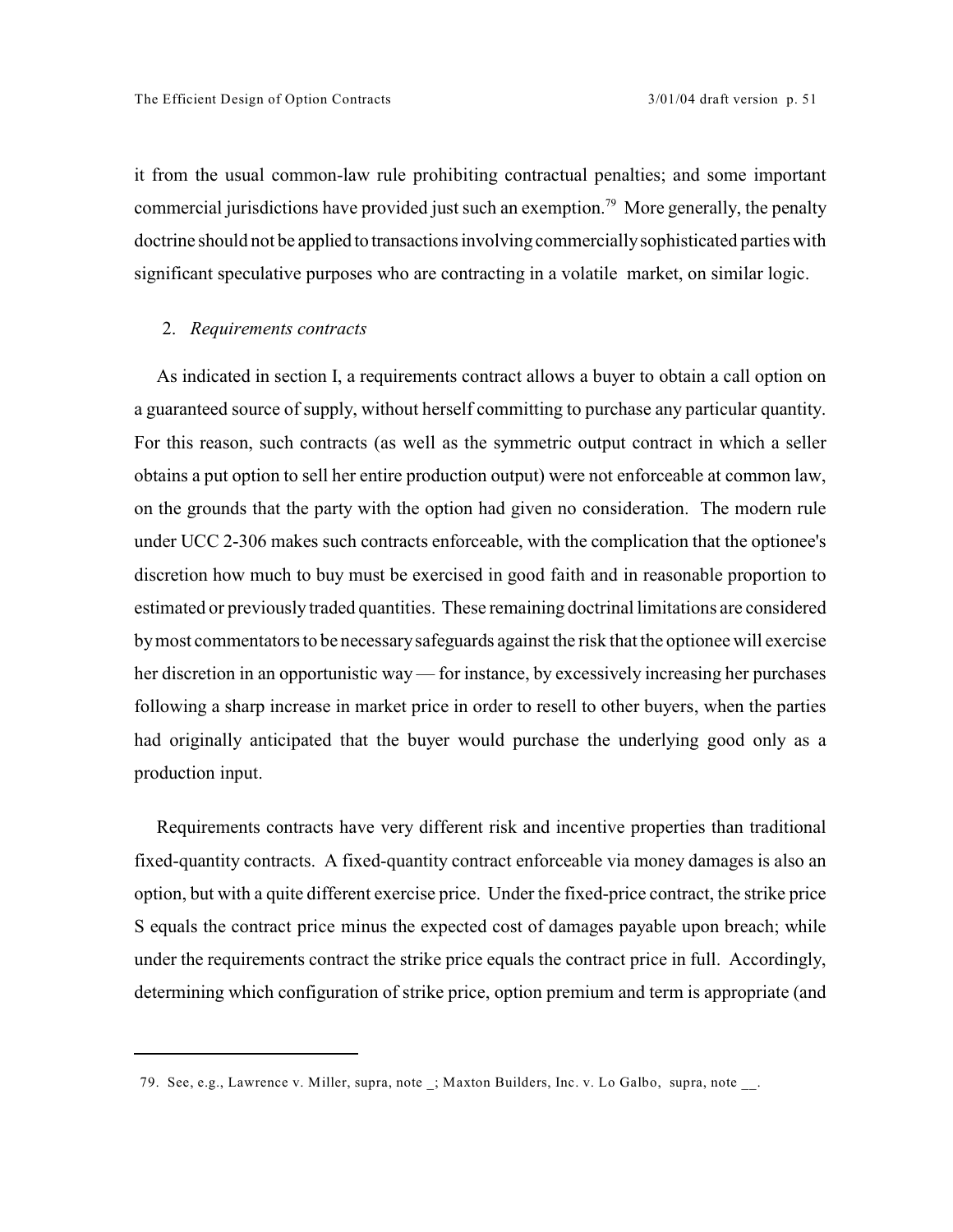it from the usual common-law rule prohibiting contractual penalties; and some important commercial jurisdictions have provided just such an exemption.[79] More generally, the penalty doctrine should not be applied to transactions involving commercially sophisticated parties with significant speculative purposes who are contracting in a volatile market, on similar logic.

### 2. *Requirements contracts*

As indicated in section I, a requirements contract allows a buyer to obtain a call option on a guaranteed source of supply, without herself committing to purchase any particular quantity. For this reason, such contracts (as well as the symmetric output contract in which a seller obtains a put option to sell her entire production output) were not enforceable at common law, on the grounds that the party with the option had given no consideration. The modern rule under UCC 2-306 makes such contracts enforceable, with the complication that the optionee's discretion how much to buy must be exercised in good faith and in reasonable proportion to estimated or previously traded quantities. These remaining doctrinal limitations are considered by most commentators to be necessary safeguards against the risk that the optionee will exercise her discretion in an opportunistic way — for instance, by excessively increasing her purchases following a sharp increase in market price in order to resell to other buyers, when the parties had originally anticipated that the buyer would purchase the underlying good only as a production input.

Requirements contracts have very different risk and incentive properties than traditional fixed-quantity contracts. A fixed-quantity contract enforceable via money damages is also an option, but with a quite different exercise price. Under the fixed-price contract, the strike price S equals the contract price minus the expected cost of damages payable upon breach; while under the requirements contract the strike price equals the contract price in full. Accordingly, determining which configuration of strike price, option premium and term is appropriate (and

---

79. See, e.g., Lawrence v. Miller, supra, note _; Maxton Builders, Inc. v. Lo Galbo, supra, note __.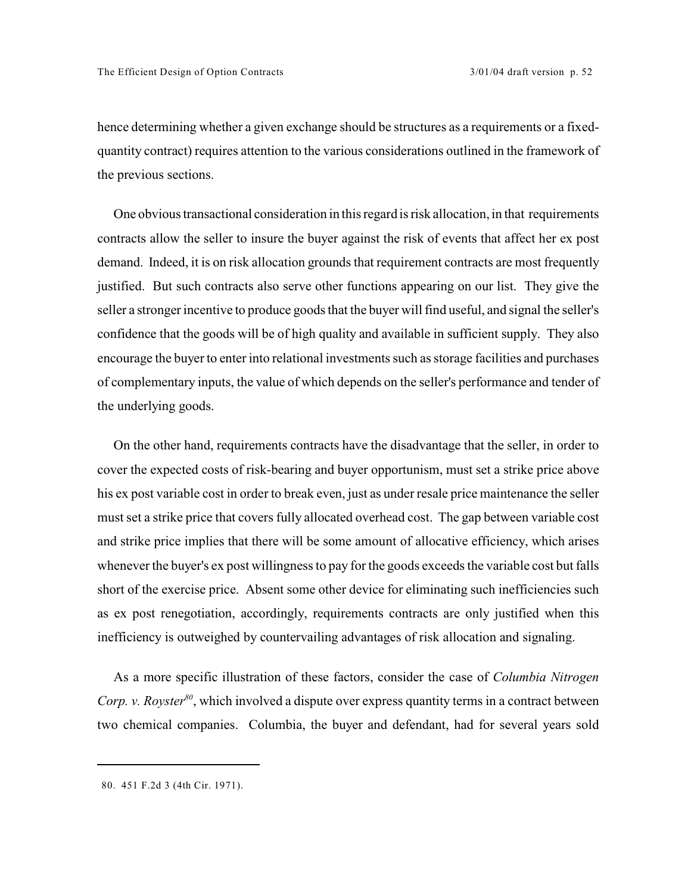hence determining whether a given exchange should be structures as a requirements or a fixed-quantity contract) requires attention to the various considerations outlined in the framework of the previous sections.

One obvious transactional consideration in this regard is risk allocation, in that requirements contracts allow the seller to insure the buyer against the risk of events that affect her ex post demand. Indeed, it is on risk allocation grounds that requirement contracts are most frequently justified. But such contracts also serve other functions appearing on our list. They give the seller a stronger incentive to produce goods that the buyer will find useful, and signal the seller's confidence that the goods will be of high quality and available in sufficient supply. They also encourage the buyer to enter into relational investments such as storage facilities and purchases of complementary inputs, the value of which depends on the seller's performance and tender of the underlying goods.

On the other hand, requirements contracts have the disadvantage that the seller, in order to cover the expected costs of risk-bearing and buyer opportunism, must set a strike price above his ex post variable cost in order to break even, just as under resale price maintenance the seller must set a strike price that covers fully allocated overhead cost. The gap between variable cost and strike price implies that there will be some amount of allocative efficiency, which arises whenever the buyer's ex post willingness to pay for the goods exceeds the variable cost but falls short of the exercise price. Absent some other device for eliminating such inefficiencies such as ex post renegotiation, accordingly, requirements contracts are only justified when this inefficiency is outweighed by countervailing advantages of risk allocation and signaling.

As a more specific illustration of these factors, consider the case of *Columbia Nitrogen Corp. v. Royster*[80], which involved a dispute over express quantity terms in a contract between two chemical companies. Columbia, the buyer and defendant, had for several years sold

---

80. 451 F.2d 3 (4th Cir. 1971).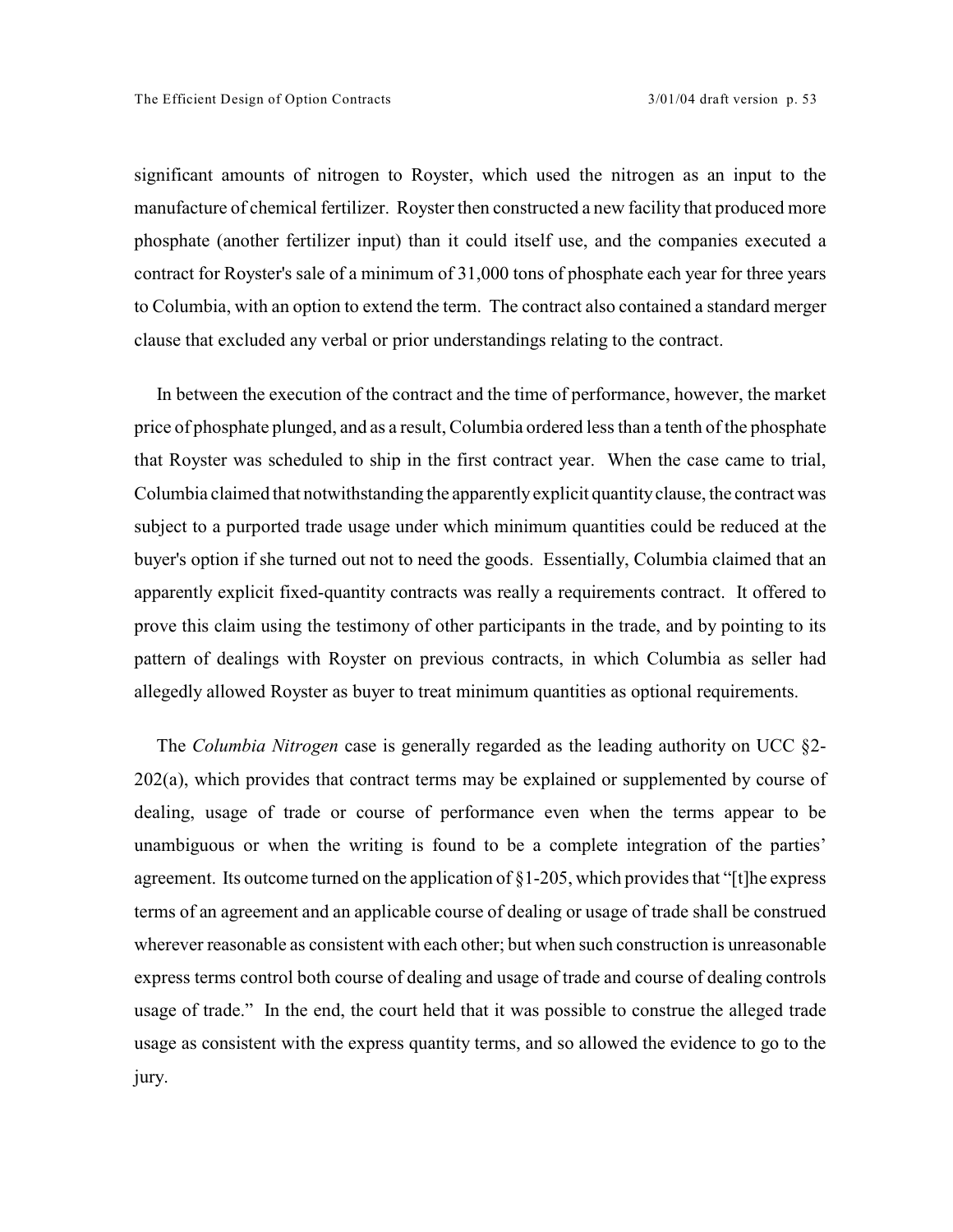significant amounts of nitrogen to Royster, which used the nitrogen as an input to the manufacture of chemical fertilizer. Royster then constructed a new facility that produced more phosphate (another fertilizer input) than it could itself use, and the companies executed a contract for Royster's sale of a minimum of 31,000 tons of phosphate each year for three years to Columbia, with an option to extend the term. The contract also contained a standard merger clause that excluded any verbal or prior understandings relating to the contract.

In between the execution of the contract and the time of performance, however, the market price of phosphate plunged, and as a result, Columbia ordered less than a tenth of the phosphate that Royster was scheduled to ship in the first contract year. When the case came to trial, Columbia claimed that notwithstanding the apparently explicit quantity clause, the contract was subject to a purported trade usage under which minimum quantities could be reduced at the buyer's option if she turned out not to need the goods. Essentially, Columbia claimed that an apparently explicit fixed-quantity contracts was really a requirements contract. It offered to prove this claim using the testimony of other participants in the trade, and by pointing to its pattern of dealings with Royster on previous contracts, in which Columbia as seller had allegedly allowed Royster as buyer to treat minimum quantities as optional requirements.

The *Columbia Nitrogen* case is generally regarded as the leading authority on UCC §2-202(a), which provides that contract terms may be explained or supplemented by course of dealing, usage of trade or course of performance even when the terms appear to be unambiguous or when the writing is found to be a complete integration of the parties' agreement. Its outcome turned on the application of §1-205, which provides that "[t]he express terms of an agreement and an applicable course of dealing or usage of trade shall be construed wherever reasonable as consistent with each other; but when such construction is unreasonable express terms control both course of dealing and usage of trade and course of dealing controls usage of trade." In the end, the court held that it was possible to construe the alleged trade usage as consistent with the express quantity terms, and so allowed the evidence to go to the jury.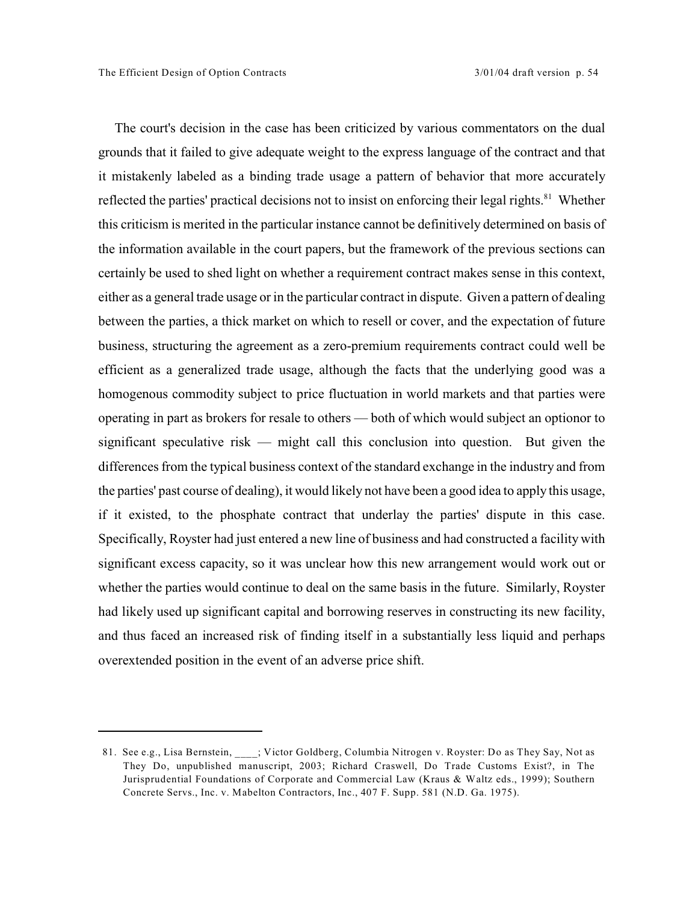The court's decision in the case has been criticized by various commentators on the dual grounds that it failed to give adequate weight to the express language of the contract and that it mistakenly labeled as a binding trade usage a pattern of behavior that more accurately reflected the parties' practical decisions not to insist on enforcing their legal rights.[81] Whether this criticism is merited in the particular instance cannot be definitively determined on basis of the information available in the court papers, but the framework of the previous sections can certainly be used to shed light on whether a requirement contract makes sense in this context, either as a general trade usage or in the particular contract in dispute. Given a pattern of dealing between the parties, a thick market on which to resell or cover, and the expectation of future business, structuring the agreement as a zero-premium requirements contract could well be efficient as a generalized trade usage, although the facts that the underlying good was a homogenous commodity subject to price fluctuation in world markets and that parties were operating in part as brokers for resale to others — both of which would subject an optionor to significant speculative risk — might call this conclusion into question. But given the differences from the typical business context of the standard exchange in the industry and from the parties' past course of dealing), it would likely not have been a good idea to apply this usage, if it existed, to the phosphate contract that underlay the parties' dispute in this case. Specifically, Royster had just entered a new line of business and had constructed a facility with significant excess capacity, so it was unclear how this new arrangement would work out or whether the parties would continue to deal on the same basis in the future. Similarly, Royster had likely used up significant capital and borrowing reserves in constructing its new facility, and thus faced an increased risk of finding itself in a substantially less liquid and perhaps overextended position in the event of an adverse price shift.

---

81. See e.g., Lisa Bernstein, ____; Victor Goldberg, Columbia Nitrogen v. Royster: Do as They Say, Not as They Do, unpublished manuscript, 2003; Richard Craswell, Do Trade Customs Exist?, in The Jurisprudential Foundations of Corporate and Commercial Law (Kraus & Waltz eds., 1999); Southern Concrete Servs., Inc. v. Mabelton Contractors, Inc., 407 F. Supp. 581 (N.D. Ga. 1975).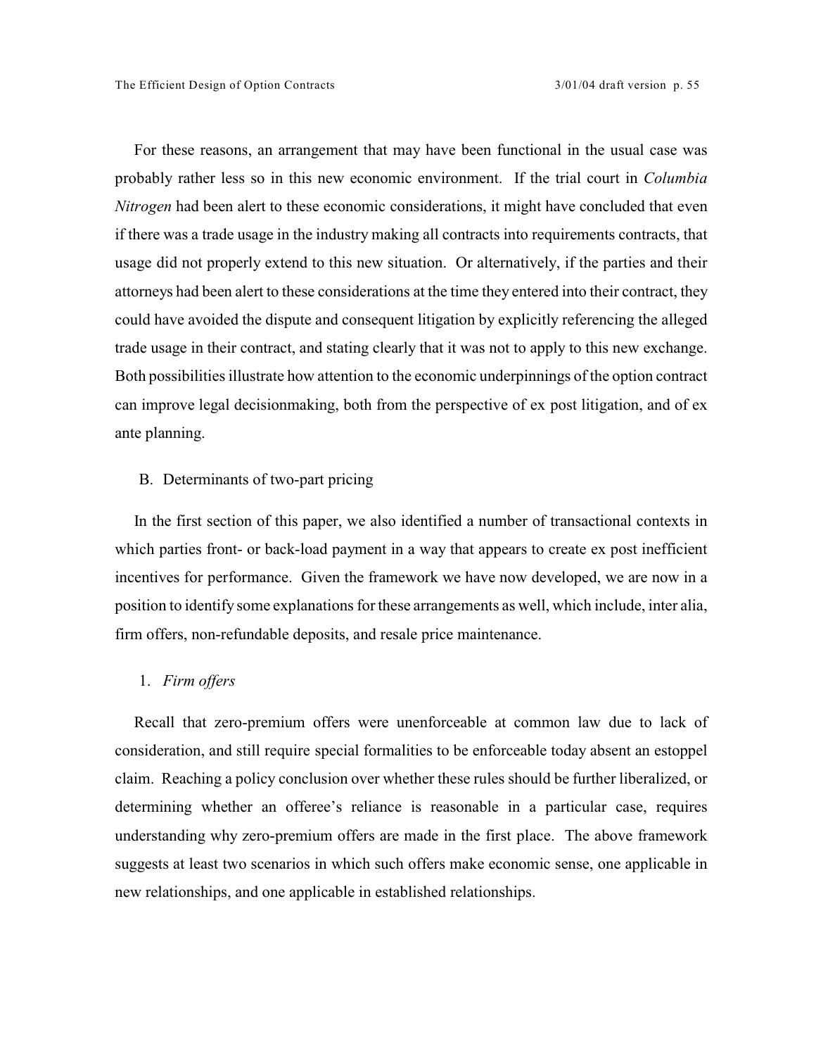For these reasons, an arrangement that may have been functional in the usual case was probably rather less so in this new economic environment. If the trial court in *Columbia Nitrogen* had been alert to these economic considerations, it might have concluded that even if there was a trade usage in the industry making all contracts into requirements contracts, that usage did not properly extend to this new situation. Or alternatively, if the parties and their attorneys had been alert to these considerations at the time they entered into their contract, they could have avoided the dispute and consequent litigation by explicitly referencing the alleged trade usage in their contract, and stating clearly that it was not to apply to this new exchange. Both possibilities illustrate how attention to the economic underpinnings of the option contract can improve legal decisionmaking, both from the perspective of ex post litigation, and of ex ante planning.

## B. Determinants of two-part pricing

In the first section of this paper, we also identified a number of transactional contexts in which parties front- or back-load payment in a way that appears to create ex post inefficient incentives for performance. Given the framework we have now developed, we are now in a position to identify some explanations for these arrangements as well, which include, inter alia, firm offers, non-refundable deposits, and resale price maintenance.

### 1. *Firm offers*

Recall that zero-premium offers were unenforceable at common law due to lack of consideration, and still require special formalities to be enforceable today absent an estoppel claim. Reaching a policy conclusion over whether these rules should be further liberalized, or determining whether an offeree's reliance is reasonable in a particular case, requires understanding why zero-premium offers are made in the first place. The above framework suggests at least two scenarios in which such offers make economic sense, one applicable in new relationships, and one applicable in established relationships.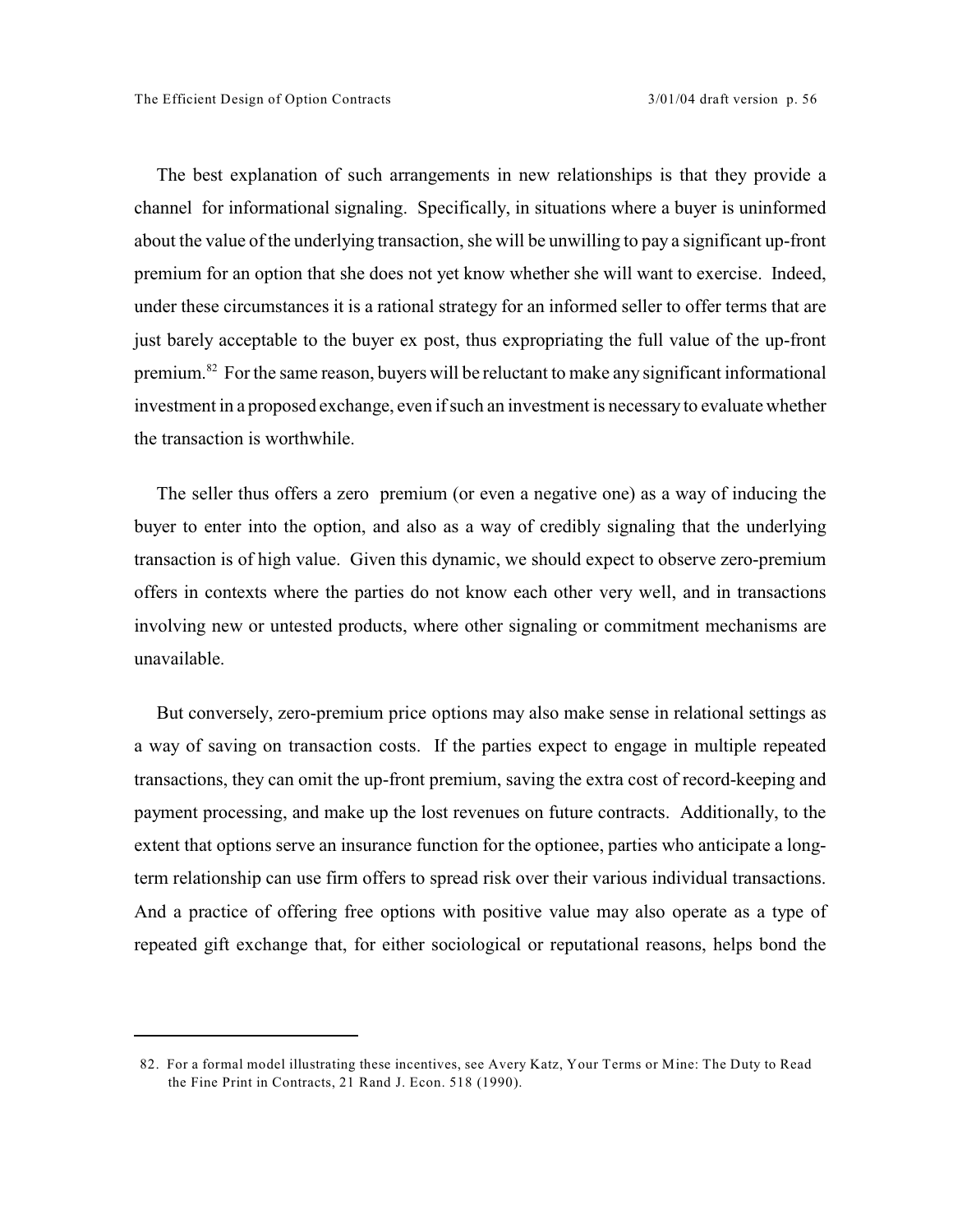The best explanation of such arrangements in new relationships is that they provide a channel for informational signaling. Specifically, in situations where a buyer is uninformed about the value of the underlying transaction, she will be unwilling to pay a significant up-front premium for an option that she does not yet know whether she will want to exercise. Indeed, under these circumstances it is a rational strategy for an informed seller to offer terms that are just barely acceptable to the buyer ex post, thus expropriating the full value of the up-front premium.[82] For the same reason, buyers will be reluctant to make any significant informational investment in a proposed exchange, even if such an investment is necessary to evaluate whether the transaction is worthwhile.

The seller thus offers a zero premium (or even a negative one) as a way of inducing the buyer to enter into the option, and also as a way of credibly signaling that the underlying transaction is of high value. Given this dynamic, we should expect to observe zero-premium offers in contexts where the parties do not know each other very well, and in transactions involving new or untested products, where other signaling or commitment mechanisms are unavailable.

But conversely, zero-premium price options may also make sense in relational settings as a way of saving on transaction costs. If the parties expect to engage in multiple repeated transactions, they can omit the up-front premium, saving the extra cost of record-keeping and payment processing, and make up the lost revenues on future contracts. Additionally, to the extent that options serve an insurance function for the optionee, parties who anticipate a long-term relationship can use firm offers to spread risk over their various individual transactions. And a practice of offering free options with positive value may also operate as a type of repeated gift exchange that, for either sociological or reputational reasons, helps bond the

---

82. For a formal model illustrating these incentives, see Avery Katz, Your Terms or Mine: The Duty to Read the Fine Print in Contracts, 21 Rand J. Econ. 518 (1990).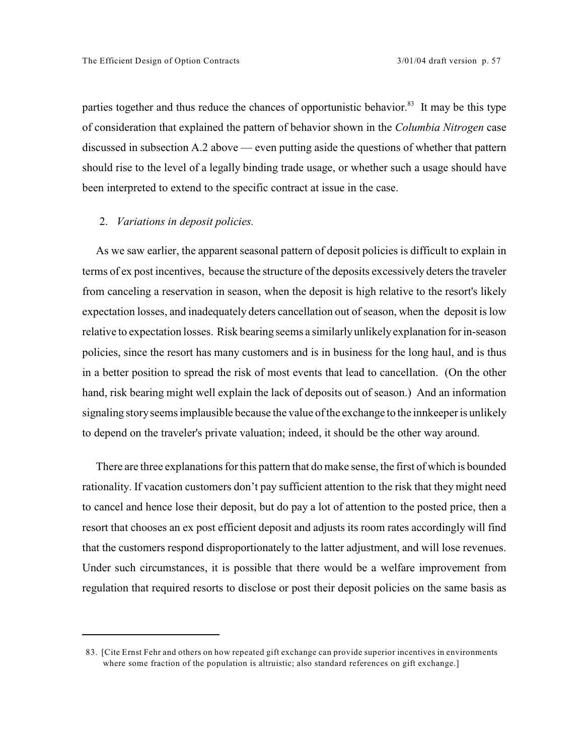parties together and thus reduce the chances of opportunistic behavior.[83] It may be this type of consideration that explained the pattern of behavior shown in the *Columbia Nitrogen* case discussed in subsection A.2 above — even putting aside the questions of whether that pattern should rise to the level of a legally binding trade usage, or whether such a usage should have been interpreted to extend to the specific contract at issue in the case.

2. *Variations in deposit policies.*

As we saw earlier, the apparent seasonal pattern of deposit policies is difficult to explain in terms of ex post incentives, because the structure of the deposits excessively deters the traveler from canceling a reservation in season, when the deposit is high relative to the resort's likely expectation losses, and inadequately deters cancellation out of season, when the deposit is low relative to expectation losses. Risk bearing seems a similarly unlikely explanation for in-season policies, since the resort has many customers and is in business for the long haul, and is thus in a better position to spread the risk of most events that lead to cancellation. (On the other hand, risk bearing might well explain the lack of deposits out of season.) And an information signaling story seems implausible because the value of the exchange to the innkeeper is unlikely to depend on the traveler's private valuation; indeed, it should be the other way around.

There are three explanations for this pattern that do make sense, the first of which is bounded rationality. If vacation customers don't pay sufficient attention to the risk that they might need to cancel and hence lose their deposit, but do pay a lot of attention to the posted price, then a resort that chooses an ex post efficient deposit and adjusts its room rates accordingly will find that the customers respond disproportionately to the latter adjustment, and will lose revenues. Under such circumstances, it is possible that there would be a welfare improvement from regulation that required resorts to disclose or post their deposit policies on the same basis as

83. [Cite Ernst Fehr and others on how repeated gift exchange can provide superior incentives in environments where some fraction of the population is altruistic; also standard references on gift exchange.]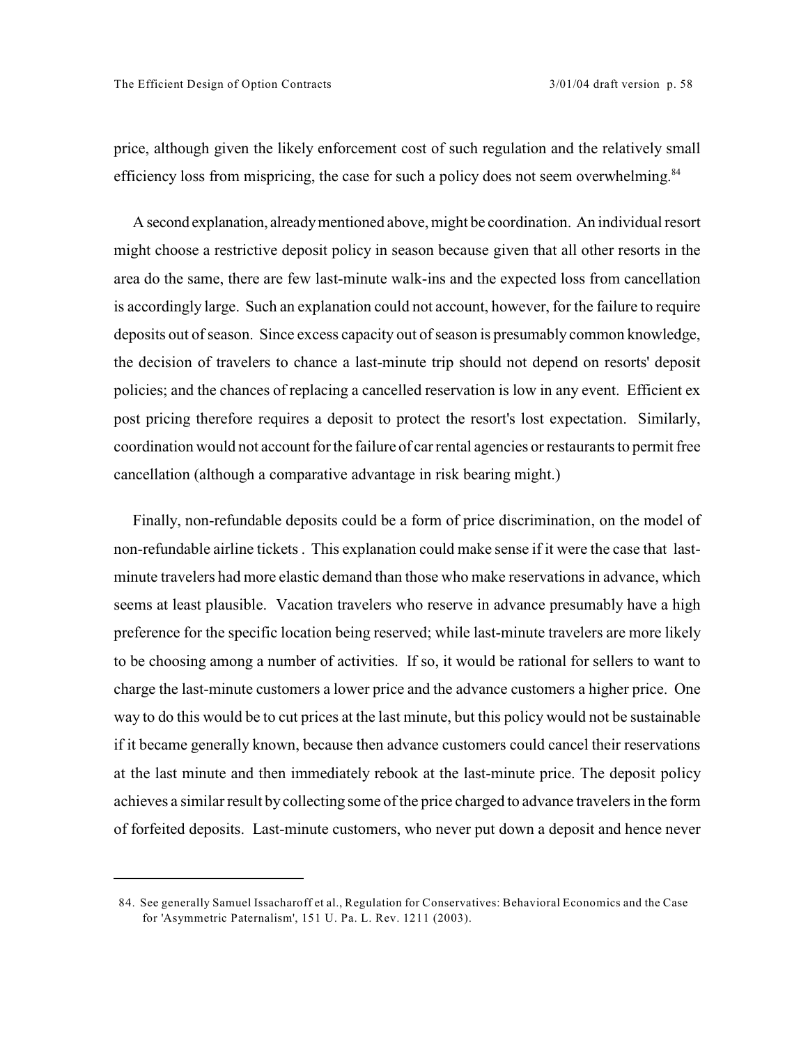price, although given the likely enforcement cost of such regulation and the relatively small efficiency loss from mispricing, the case for such a policy does not seem overwhelming.[84]

A second explanation, already mentioned above, might be coordination. An individual resort might choose a restrictive deposit policy in season because given that all other resorts in the area do the same, there are few last-minute walk-ins and the expected loss from cancellation is accordingly large. Such an explanation could not account, however, for the failure to require deposits out of season. Since excess capacity out of season is presumably common knowledge, the decision of travelers to chance a last-minute trip should not depend on resorts' deposit policies; and the chances of replacing a cancelled reservation is low in any event. Efficient ex post pricing therefore requires a deposit to protect the resort's lost expectation. Similarly, coordination would not account for the failure of car rental agencies or restaurants to permit free cancellation (although a comparative advantage in risk bearing might.)

Finally, non-refundable deposits could be a form of price discrimination, on the model of non-refundable airline tickets . This explanation could make sense if it were the case that last-minute travelers had more elastic demand than those who make reservations in advance, which seems at least plausible. Vacation travelers who reserve in advance presumably have a high preference for the specific location being reserved; while last-minute travelers are more likely to be choosing among a number of activities. If so, it would be rational for sellers to want to charge the last-minute customers a lower price and the advance customers a higher price. One way to do this would be to cut prices at the last minute, but this policy would not be sustainable if it became generally known, because then advance customers could cancel their reservations at the last minute and then immediately rebook at the last-minute price. The deposit policy achieves a similar result by collecting some of the price charged to advance travelers in the form of forfeited deposits. Last-minute customers, who never put down a deposit and hence never

---

84. See generally Samuel Issacharoff et al., Regulation for Conservatives: Behavioral Economics and the Case for 'Asymmetric Paternalism', 151 U. Pa. L. Rev. 1211 (2003).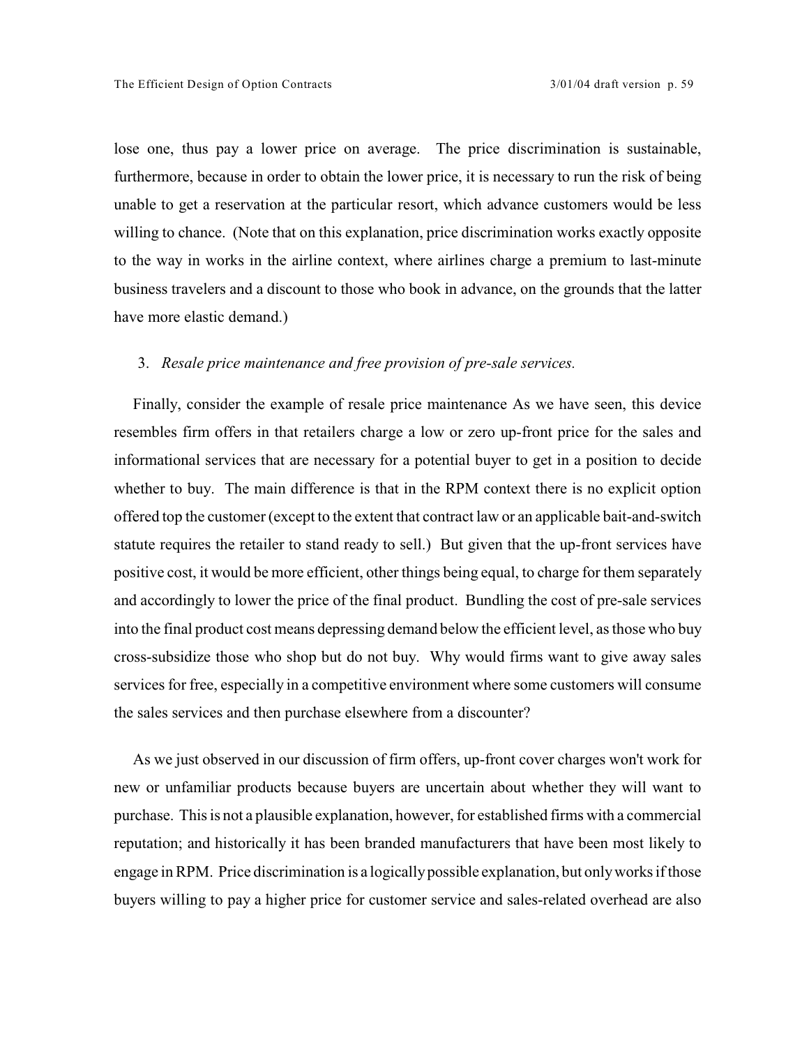lose one, thus pay a lower price on average. The price discrimination is sustainable, furthermore, because in order to obtain the lower price, it is necessary to run the risk of being unable to get a reservation at the particular resort, which advance customers would be less willing to chance. (Note that on this explanation, price discrimination works exactly opposite to the way in works in the airline context, where airlines charge a premium to last-minute business travelers and a discount to those who book in advance, on the grounds that the latter have more elastic demand.)

3. *Resale price maintenance and free provision of pre-sale services.*

Finally, consider the example of resale price maintenance As we have seen, this device resembles firm offers in that retailers charge a low or zero up-front price for the sales and informational services that are necessary for a potential buyer to get in a position to decide whether to buy. The main difference is that in the RPM context there is no explicit option offered top the customer (except to the extent that contract law or an applicable bait-and-switch statute requires the retailer to stand ready to sell.) But given that the up-front services have positive cost, it would be more efficient, other things being equal, to charge for them separately and accordingly to lower the price of the final product. Bundling the cost of pre-sale services into the final product cost means depressing demand below the efficient level, as those who buy cross-subsidize those who shop but do not buy. Why would firms want to give away sales services for free, especially in a competitive environment where some customers will consume the sales services and then purchase elsewhere from a discounter?

As we just observed in our discussion of firm offers, up-front cover charges won't work for new or unfamiliar products because buyers are uncertain about whether they will want to purchase. This is not a plausible explanation, however, for established firms with a commercial reputation; and historically it has been branded manufacturers that have been most likely to engage in RPM. Price discrimination is a logically possible explanation, but only works if those buyers willing to pay a higher price for customer service and sales-related overhead are also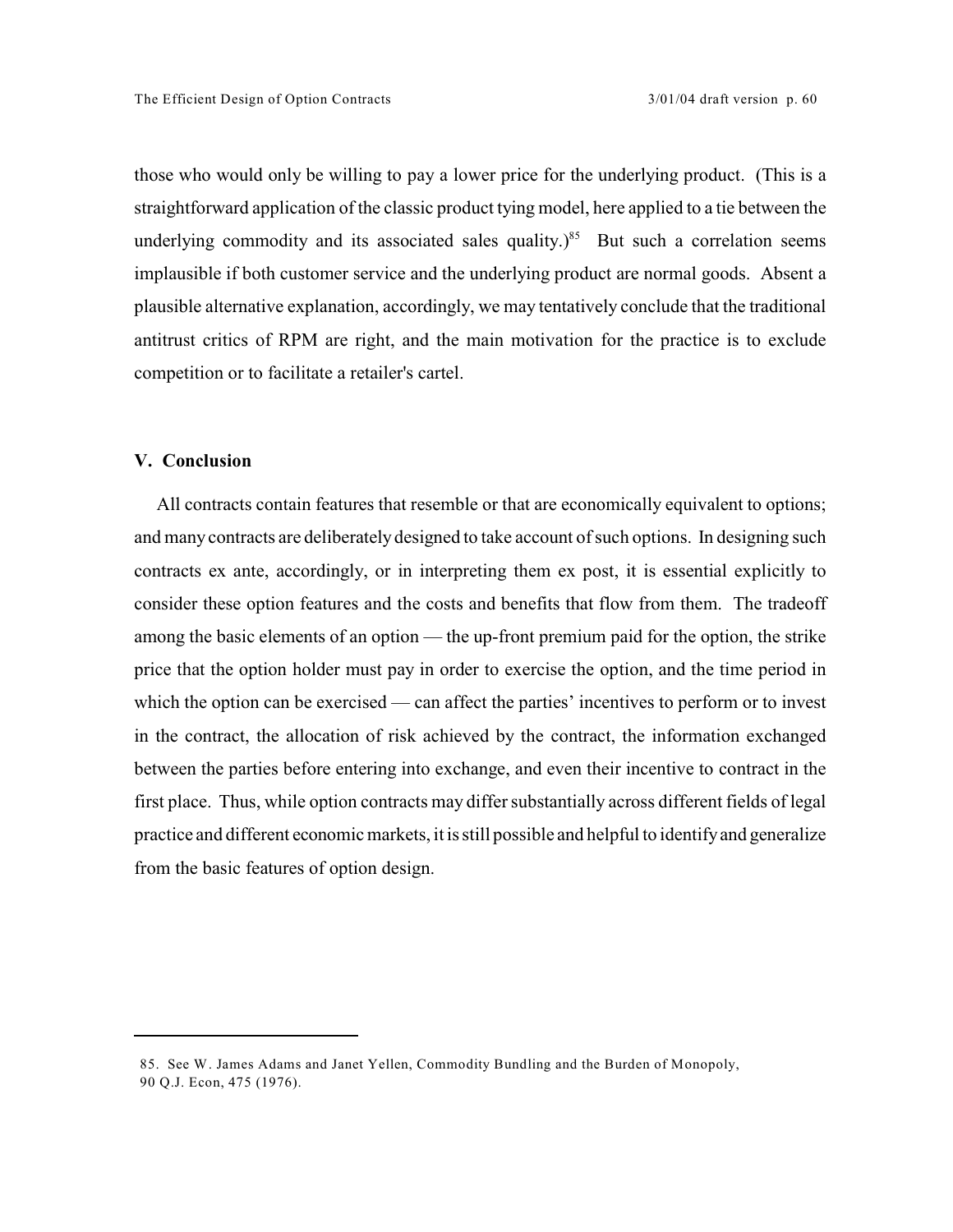those who would only be willing to pay a lower price for the underlying product. (This is a straightforward application of the classic product tying model, here applied to a tie between the underlying commodity and its associated sales quality.)[85] But such a correlation seems implausible if both customer service and the underlying product are normal goods. Absent a plausible alternative explanation, accordingly, we may tentatively conclude that the traditional antitrust critics of RPM are right, and the main motivation for the practice is to exclude competition or to facilitate a retailer's cartel.

## V. Conclusion

All contracts contain features that resemble or that are economically equivalent to options; and many contracts are deliberately designed to take account of such options. In designing such contracts ex ante, accordingly, or in interpreting them ex post, it is essential explicitly to consider these option features and the costs and benefits that flow from them. The tradeoff among the basic elements of an option — the up-front premium paid for the option, the strike price that the option holder must pay in order to exercise the option, and the time period in which the option can be exercised — can affect the parties' incentives to perform or to invest in the contract, the allocation of risk achieved by the contract, the information exchanged between the parties before entering into exchange, and even their incentive to contract in the first place. Thus, while option contracts may differ substantially across different fields of legal practice and different economic markets, it is still possible and helpful to identify and generalize from the basic features of option design.

---

85. See W. James Adams and Janet Yellen, Commodity Bundling and the Burden of Monopoly, 90 Q.J. Econ, 475 (1976).